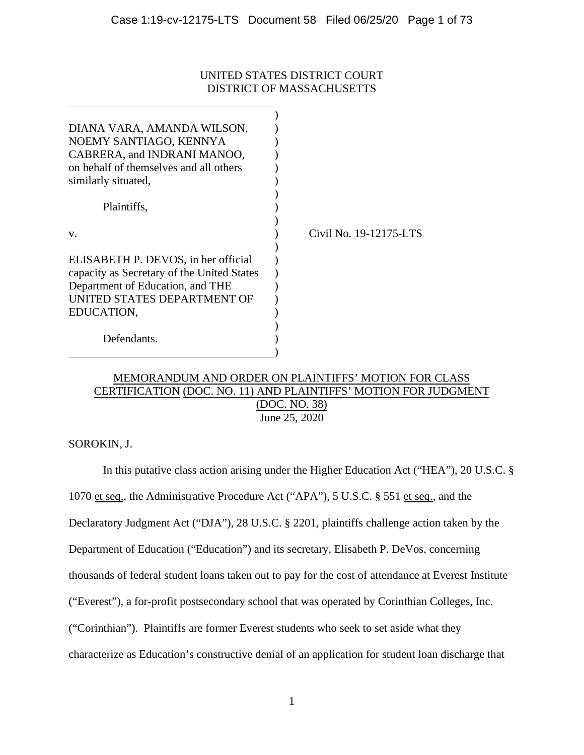UNITED STATES DISTRICT COURT
DISTRICT OF MASSACHUSETTS

DIANA VARA, AMANDA WILSON, NOEMY SANTIAGO, KENNYA CABRERA, and INDRANI MANOO, on behalf of themselves and all others similarly situated,

Plaintiffs,

v.

ELISABETH P. DEVOS, in her official capacity as Secretary of the United States Department of Education, and THE UNITED STATES DEPARTMENT OF EDUCATION,

Defendants.

Civil No. 19-12175-LTS

MEMORANDUM AND ORDER ON PLAINTIFFS' MOTION FOR CLASS CERTIFICATION (DOC. NO. 11) AND PLAINTIFFS' MOTION FOR JUDGMENT (DOC. NO. 38)

June 25, 2020

SOROKIN, J.

In this putative class action arising under the Higher Education Act ("HEA"), 20 U.S.C. § 1070 et seq., the Administrative Procedure Act ("APA"), 5 U.S.C. § 551 et seq., and the Declaratory Judgment Act ("DJA"), 28 U.S.C. § 2201, plaintiffs challenge action taken by the Department of Education ("Education") and its secretary, Elisabeth P. DeVos, concerning thousands of federal student loans taken out to pay for the cost of attendance at Everest Institute ("Everest"), a for-profit postsecondary school that was operated by Corinthian Colleges, Inc. ("Corinthian"). Plaintiffs are former Everest students who seek to set aside what they characterize as Education's constructive denial of an application for student loan discharge that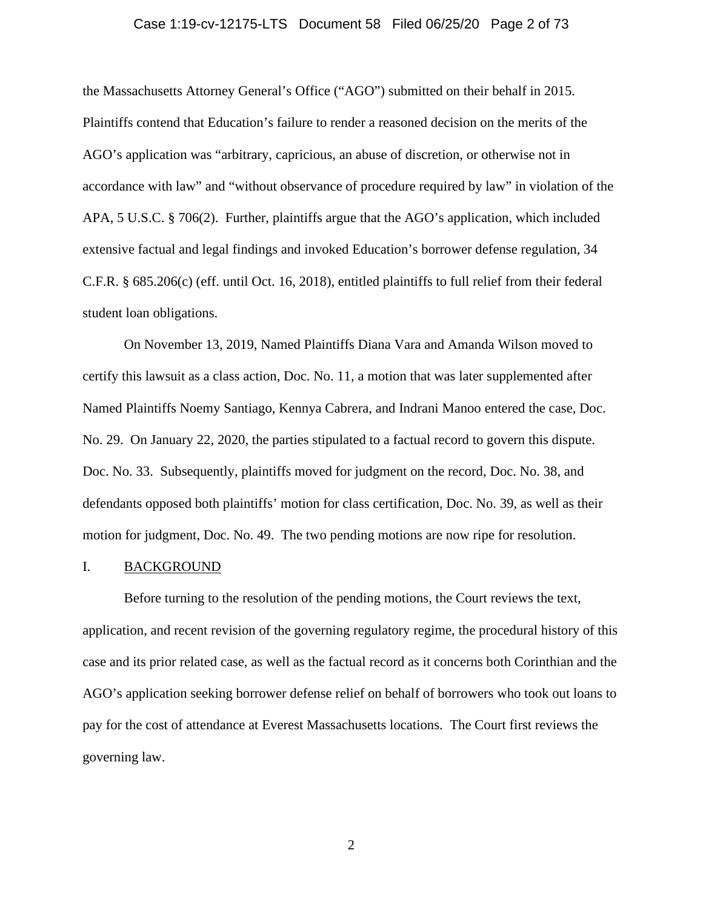the Massachusetts Attorney General's Office ("AGO") submitted on their behalf in 2015. Plaintiffs contend that Education's failure to render a reasoned decision on the merits of the AGO's application was "arbitrary, capricious, an abuse of discretion, or otherwise not in accordance with law" and "without observance of procedure required by law" in violation of the APA, 5 U.S.C. § 706(2). Further, plaintiffs argue that the AGO's application, which included extensive factual and legal findings and invoked Education's borrower defense regulation, 34 C.F.R. § 685.206(c) (eff. until Oct. 16, 2018), entitled plaintiffs to full relief from their federal student loan obligations.

On November 13, 2019, Named Plaintiffs Diana Vara and Amanda Wilson moved to certify this lawsuit as a class action, Doc. No. 11, a motion that was later supplemented after Named Plaintiffs Noemy Santiago, Kennya Cabrera, and Indrani Manoo entered the case, Doc. No. 29. On January 22, 2020, the parties stipulated to a factual record to govern this dispute. Doc. No. 33. Subsequently, plaintiffs moved for judgment on the record, Doc. No. 38, and defendants opposed both plaintiffs' motion for class certification, Doc. No. 39, as well as their motion for judgment, Doc. No. 49. The two pending motions are now ripe for resolution.

## I. BACKGROUND

Before turning to the resolution of the pending motions, the Court reviews the text, application, and recent revision of the governing regulatory regime, the procedural history of this case and its prior related case, as well as the factual record as it concerns both Corinthian and the AGO's application seeking borrower defense relief on behalf of borrowers who took out loans to pay for the cost of attendance at Everest Massachusetts locations. The Court first reviews the governing law.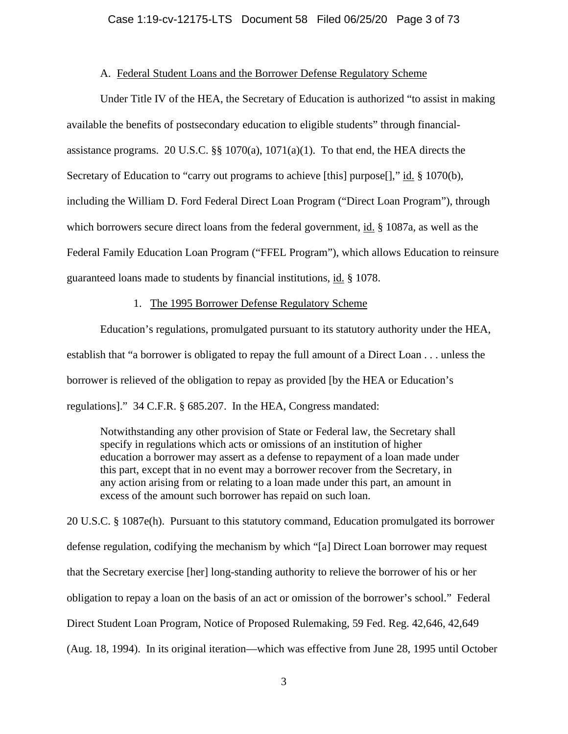### A. Federal Student Loans and the Borrower Defense Regulatory Scheme

Under Title IV of the HEA, the Secretary of Education is authorized "to assist in making available the benefits of postsecondary education to eligible students" through financial-assistance programs. 20 U.S.C. §§ 1070(a), 1071(a)(1). To that end, the HEA directs the Secretary of Education to "carry out programs to achieve [this] purpose[]," id. § 1070(b), including the William D. Ford Federal Direct Loan Program ("Direct Loan Program"), through which borrowers secure direct loans from the federal government, id. § 1087a, as well as the Federal Family Education Loan Program ("FFEL Program"), which allows Education to reinsure guaranteed loans made to students by financial institutions, id. § 1078.

#### 1. The 1995 Borrower Defense Regulatory Scheme

Education's regulations, promulgated pursuant to its statutory authority under the HEA, establish that "a borrower is obligated to repay the full amount of a Direct Loan . . . unless the borrower is relieved of the obligation to repay as provided [by the HEA or Education's regulations]." 34 C.F.R. § 685.207. In the HEA, Congress mandated:

> Notwithstanding any other provision of State or Federal law, the Secretary shall specify in regulations which acts or omissions of an institution of higher education a borrower may assert as a defense to repayment of a loan made under this part, except that in no event may a borrower recover from the Secretary, in any action arising from or relating to a loan made under this part, an amount in excess of the amount such borrower has repaid on such loan.

20 U.S.C. § 1087e(h). Pursuant to this statutory command, Education promulgated its borrower defense regulation, codifying the mechanism by which "[a] Direct Loan borrower may request that the Secretary exercise [her] long-standing authority to relieve the borrower of his or her obligation to repay a loan on the basis of an act or omission of the borrower's school." Federal Direct Student Loan Program, Notice of Proposed Rulemaking, 59 Fed. Reg. 42,646, 42,649 (Aug. 18, 1994). In its original iteration—which was effective from June 28, 1995 until October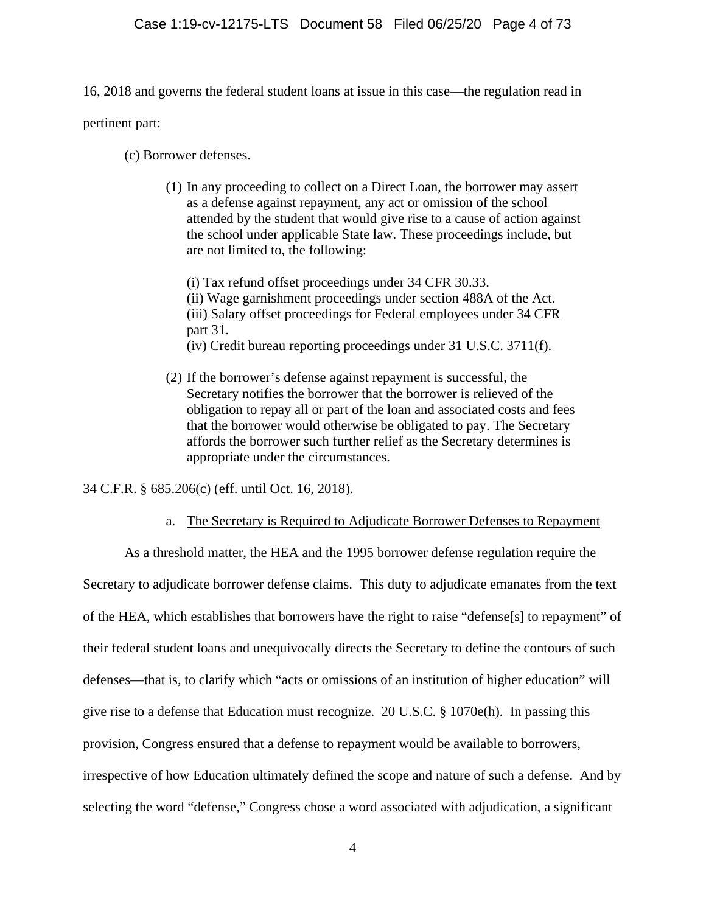16, 2018 and governs the federal student loans at issue in this case—the regulation read in pertinent part:

> (c) Borrower defenses.
>
> (1) In any proceeding to collect on a Direct Loan, the borrower may assert as a defense against repayment, any act or omission of the school attended by the student that would give rise to a cause of action against the school under applicable State law. These proceedings include, but are not limited to, the following:
>
> (i) Tax refund offset proceedings under 34 CFR 30.33.
> (ii) Wage garnishment proceedings under section 488A of the Act.
> (iii) Salary offset proceedings for Federal employees under 34 CFR part 31.
> (iv) Credit bureau reporting proceedings under 31 U.S.C. 3711(f).
>
> (2) If the borrower's defense against repayment is successful, the Secretary notifies the borrower that the borrower is relieved of the obligation to repay all or part of the loan and associated costs and fees that the borrower would otherwise be obligated to pay. The Secretary affords the borrower such further relief as the Secretary determines is appropriate under the circumstances.

34 C.F.R. § 685.206(c) (eff. until Oct. 16, 2018).

a. The Secretary is Required to Adjudicate Borrower Defenses to Repayment

As a threshold matter, the HEA and the 1995 borrower defense regulation require the Secretary to adjudicate borrower defense claims. This duty to adjudicate emanates from the text of the HEA, which establishes that borrowers have the right to raise "defense[s] to repayment" of their federal student loans and unequivocally directs the Secretary to define the contours of such defenses—that is, to clarify which "acts or omissions of an institution of higher education" will give rise to a defense that Education must recognize. 20 U.S.C. § 1070e(h). In passing this provision, Congress ensured that a defense to repayment would be available to borrowers, irrespective of how Education ultimately defined the scope and nature of such a defense. And by selecting the word "defense," Congress chose a word associated with adjudication, a significant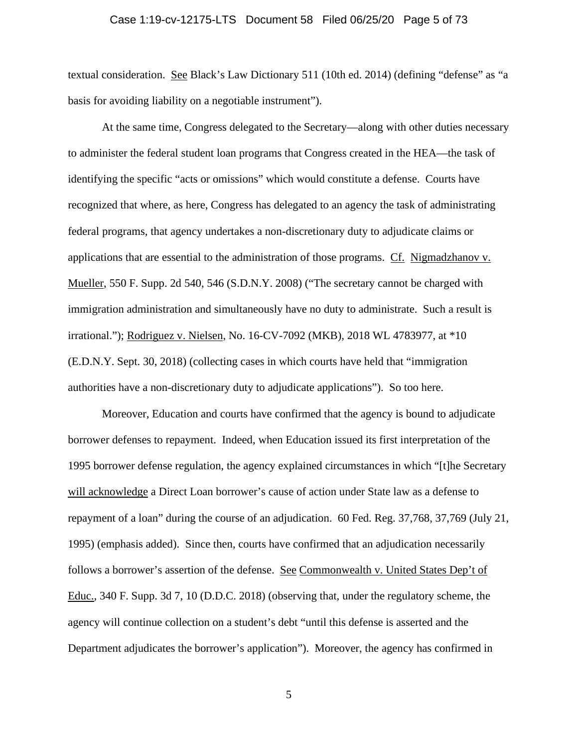textual consideration. See Black's Law Dictionary 511 (10th ed. 2014) (defining "defense" as "a basis for avoiding liability on a negotiable instrument").

At the same time, Congress delegated to the Secretary—along with other duties necessary to administer the federal student loan programs that Congress created in the HEA—the task of identifying the specific "acts or omissions" which would constitute a defense. Courts have recognized that where, as here, Congress has delegated to an agency the task of administrating federal programs, that agency undertakes a non-discretionary duty to adjudicate claims or applications that are essential to the administration of those programs. Cf. Nigmadzhanov v. Mueller, 550 F. Supp. 2d 540, 546 (S.D.N.Y. 2008) ("The secretary cannot be charged with immigration administration and simultaneously have no duty to administrate. Such a result is irrational."); Rodriguez v. Nielsen, No. 16-CV-7092 (MKB), 2018 WL 4783977, at *10 (E.D.N.Y. Sept. 30, 2018) (collecting cases in which courts have held that "immigration authorities have a non-discretionary duty to adjudicate applications"). So too here.

Moreover, Education and courts have confirmed that the agency is bound to adjudicate borrower defenses to repayment. Indeed, when Education issued its first interpretation of the 1995 borrower defense regulation, the agency explained circumstances in which "[t]he Secretary will acknowledge a Direct Loan borrower's cause of action under State law as a defense to repayment of a loan" during the course of an adjudication. 60 Fed. Reg. 37,768, 37,769 (July 21, 1995) (emphasis added). Since then, courts have confirmed that an adjudication necessarily follows a borrower's assertion of the defense. See Commonwealth v. United States Dep't of Educ., 340 F. Supp. 3d 7, 10 (D.D.C. 2018) (observing that, under the regulatory scheme, the agency will continue collection on a student's debt "until this defense is asserted and the Department adjudicates the borrower's application"). Moreover, the agency has confirmed in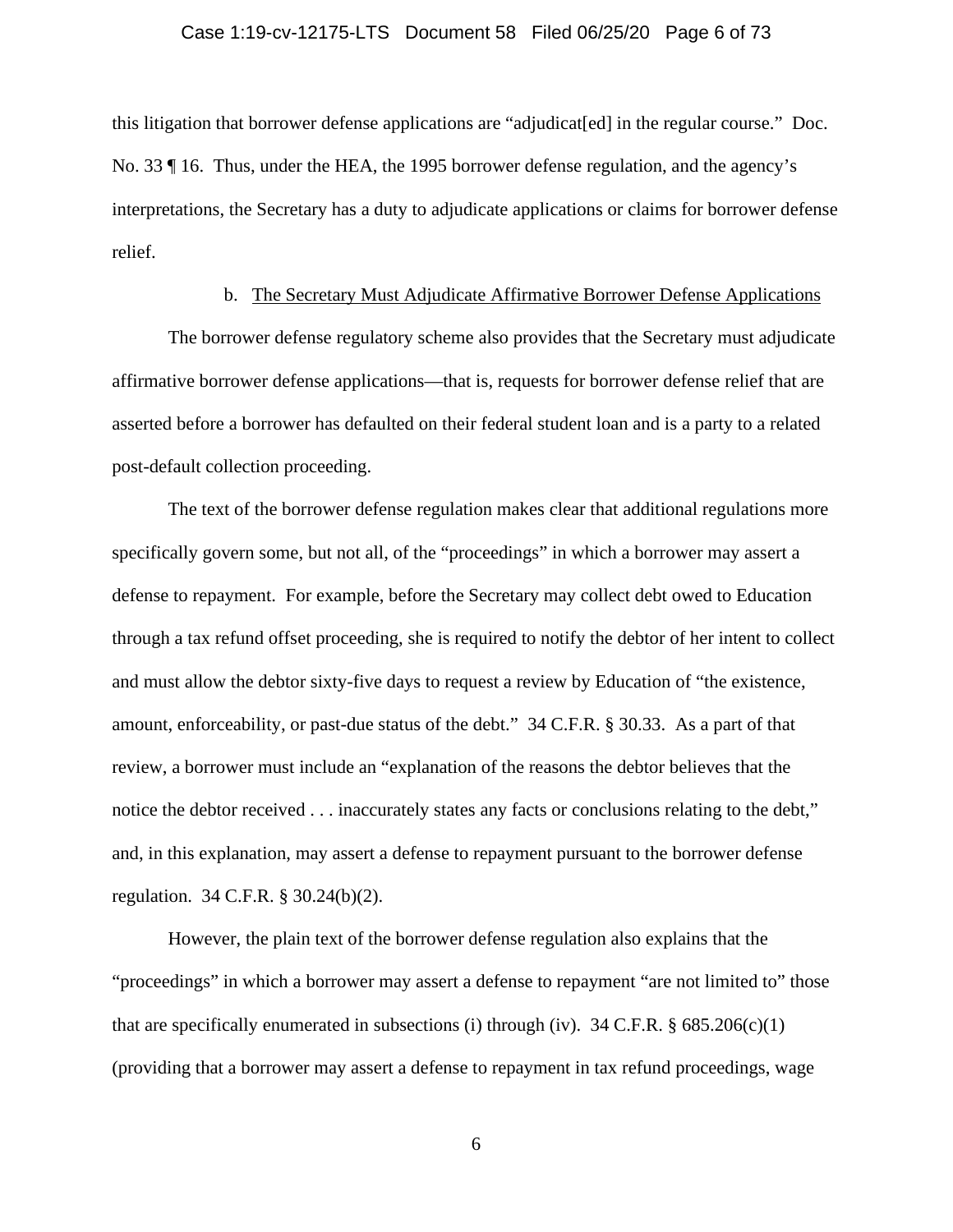this litigation that borrower defense applications are "adjudicat[ed] in the regular course." Doc. No. 33 ¶ 16. Thus, under the HEA, the 1995 borrower defense regulation, and the agency's interpretations, the Secretary has a duty to adjudicate applications or claims for borrower defense relief.

b. The Secretary Must Adjudicate Affirmative Borrower Defense Applications

The borrower defense regulatory scheme also provides that the Secretary must adjudicate affirmative borrower defense applications—that is, requests for borrower defense relief that are asserted before a borrower has defaulted on their federal student loan and is a party to a related post-default collection proceeding.

The text of the borrower defense regulation makes clear that additional regulations more specifically govern some, but not all, of the "proceedings" in which a borrower may assert a defense to repayment. For example, before the Secretary may collect debt owed to Education through a tax refund offset proceeding, she is required to notify the debtor of her intent to collect and must allow the debtor sixty-five days to request a review by Education of "the existence, amount, enforceability, or past-due status of the debt." 34 C.F.R. § 30.33. As a part of that review, a borrower must include an "explanation of the reasons the debtor believes that the notice the debtor received . . . inaccurately states any facts or conclusions relating to the debt," and, in this explanation, may assert a defense to repayment pursuant to the borrower defense regulation. 34 C.F.R. § 30.24(b)(2).

However, the plain text of the borrower defense regulation also explains that the "proceedings" in which a borrower may assert a defense to repayment "are not limited to" those that are specifically enumerated in subsections (i) through (iv). 34 C.F.R. § 685.206(c)(1) (providing that a borrower may assert a defense to repayment in tax refund proceedings, wage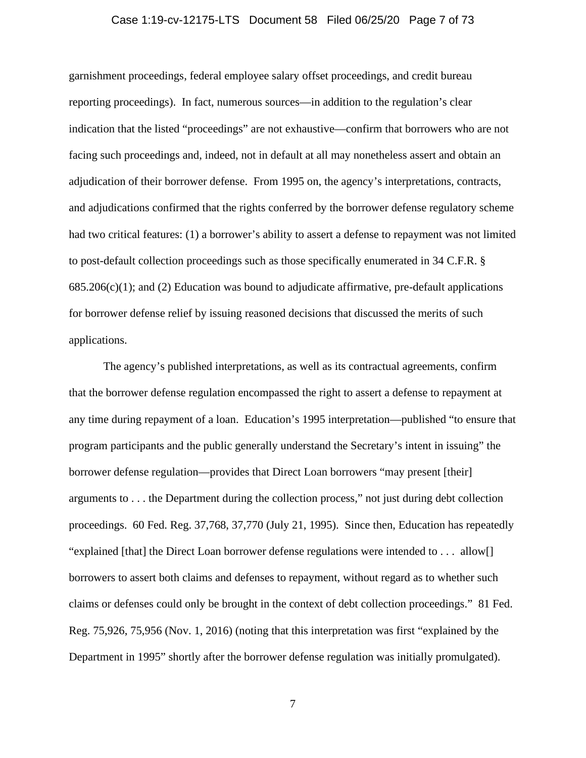garnishment proceedings, federal employee salary offset proceedings, and credit bureau reporting proceedings). In fact, numerous sources—in addition to the regulation's clear indication that the listed "proceedings" are not exhaustive—confirm that borrowers who are not facing such proceedings and, indeed, not in default at all may nonetheless assert and obtain an adjudication of their borrower defense. From 1995 on, the agency's interpretations, contracts, and adjudications confirmed that the rights conferred by the borrower defense regulatory scheme had two critical features: (1) a borrower's ability to assert a defense to repayment was not limited to post-default collection proceedings such as those specifically enumerated in 34 C.F.R. § 685.206(c)(1); and (2) Education was bound to adjudicate affirmative, pre-default applications for borrower defense relief by issuing reasoned decisions that discussed the merits of such applications.

The agency's published interpretations, as well as its contractual agreements, confirm that the borrower defense regulation encompassed the right to assert a defense to repayment at any time during repayment of a loan. Education's 1995 interpretation—published "to ensure that program participants and the public generally understand the Secretary's intent in issuing" the borrower defense regulation—provides that Direct Loan borrowers "may present [their] arguments to . . . the Department during the collection process," not just during debt collection proceedings. 60 Fed. Reg. 37,768, 37,770 (July 21, 1995). Since then, Education has repeatedly "explained [that] the Direct Loan borrower defense regulations were intended to . . . allow[] borrowers to assert both claims and defenses to repayment, without regard as to whether such claims or defenses could only be brought in the context of debt collection proceedings." 81 Fed. Reg. 75,926, 75,956 (Nov. 1, 2016) (noting that this interpretation was first "explained by the Department in 1995" shortly after the borrower defense regulation was initially promulgated).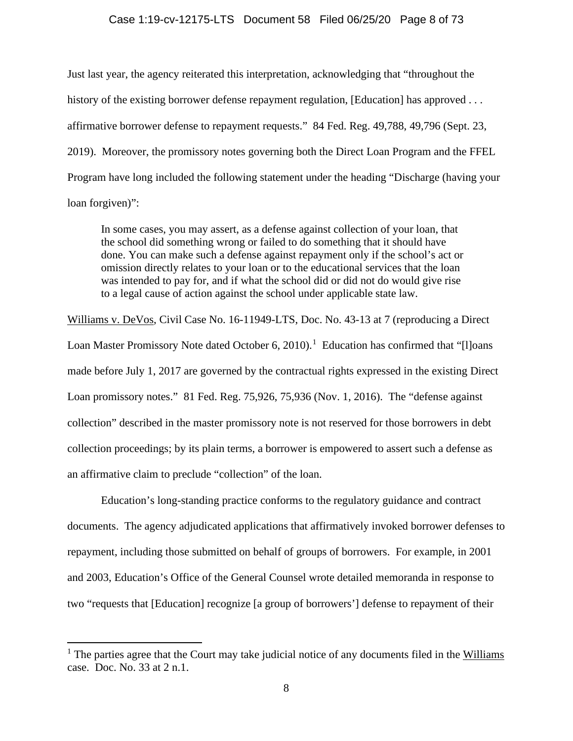Just last year, the agency reiterated this interpretation, acknowledging that "throughout the history of the existing borrower defense repayment regulation, [Education] has approved . . . affirmative borrower defense to repayment requests." 84 Fed. Reg. 49,788, 49,796 (Sept. 23, 2019). Moreover, the promissory notes governing both the Direct Loan Program and the FFEL Program have long included the following statement under the heading "Discharge (having your loan forgiven)":

> In some cases, you may assert, as a defense against collection of your loan, that the school did something wrong or failed to do something that it should have done. You can make such a defense against repayment only if the school's act or omission directly relates to your loan or to the educational services that the loan was intended to pay for, and if what the school did or did not do would give rise to a legal cause of action against the school under applicable state law.

Williams v. DeVos, Civil Case No. 16-11949-LTS, Doc. No. 43-13 at 7 (reproducing a Direct Loan Master Promissory Note dated October 6, 2010).[1] Education has confirmed that "[l]oans made before July 1, 2017 are governed by the contractual rights expressed in the existing Direct Loan promissory notes." 81 Fed. Reg. 75,926, 75,936 (Nov. 1, 2016). The "defense against collection" described in the master promissory note is not reserved for those borrowers in debt collection proceedings; by its plain terms, a borrower is empowered to assert such a defense as an affirmative claim to preclude "collection" of the loan.

Education's long-standing practice conforms to the regulatory guidance and contract documents. The agency adjudicated applications that affirmatively invoked borrower defenses to repayment, including those submitted on behalf of groups of borrowers. For example, in 2001 and 2003, Education's Office of the General Counsel wrote detailed memoranda in response to two "requests that [Education] recognize [a group of borrowers'] defense to repayment of their

---

[1] The parties agree that the Court may take judicial notice of any documents filed in the Williams case. Doc. No. 33 at 2 n.1.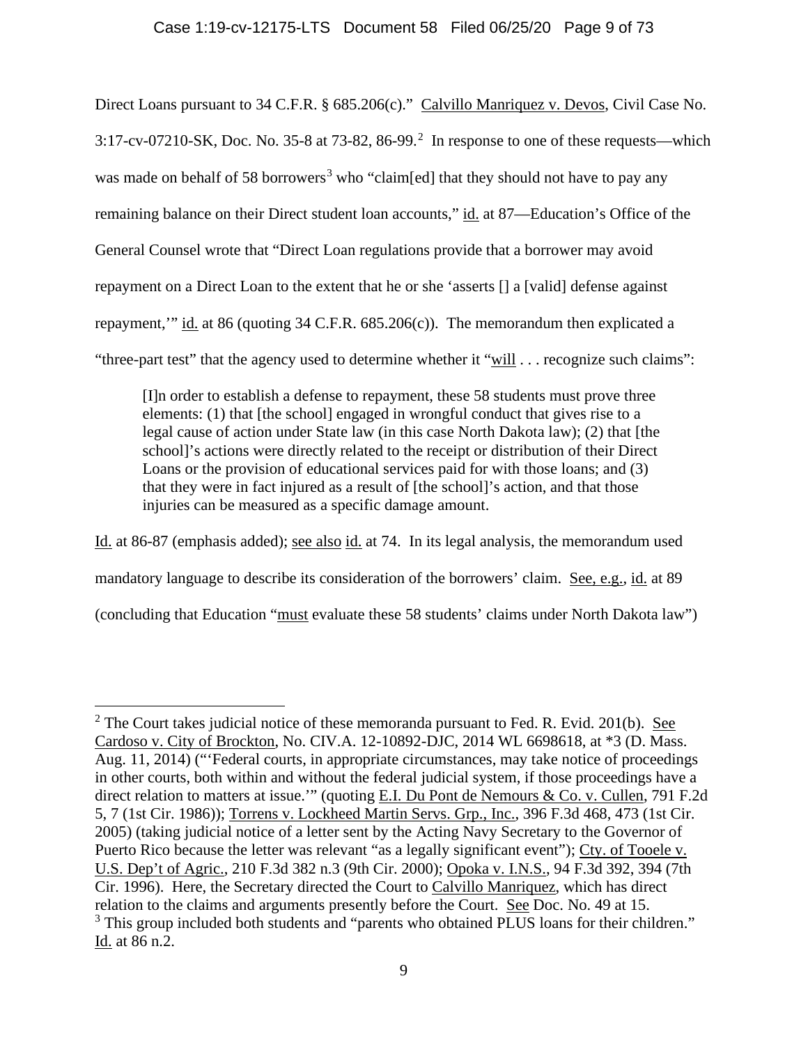Direct Loans pursuant to 34 C.F.R. § 685.206(c)." Calvillo Manriquez v. Devos, Civil Case No. 3:17-cv-07210-SK, Doc. No. 35-8 at 73-82, 86-99.[2] In response to one of these requests—which was made on behalf of 58 borrowers[3] who "claim[ed] that they should not have to pay any remaining balance on their Direct student loan accounts," id. at 87—Education's Office of the General Counsel wrote that "Direct Loan regulations provide that a borrower may avoid repayment on a Direct Loan to the extent that he or she 'asserts [] a [valid] defense against repayment,'" id. at 86 (quoting 34 C.F.R. 685.206(c)). The memorandum then explicated a "three-part test" that the agency used to determine whether it "will . . . recognize such claims":

> [I]n order to establish a defense to repayment, these 58 students must prove three elements: (1) that [the school] engaged in wrongful conduct that gives rise to a legal cause of action under State law (in this case North Dakota law); (2) that [the school]'s actions were directly related to the receipt or distribution of their Direct Loans or the provision of educational services paid for with those loans; and (3) that they were in fact injured as a result of [the school]'s action, and that those injuries can be measured as a specific damage amount.

Id. at 86-87 (emphasis added); see also id. at 74. In its legal analysis, the memorandum used mandatory language to describe its consideration of the borrowers' claim. See, e.g., id. at 89 (concluding that Education "must evaluate these 58 students' claims under North Dakota law")

---

[2] The Court takes judicial notice of these memoranda pursuant to Fed. R. Evid. 201(b). See Cardoso v. City of Brockton, No. CIV.A. 12-10892-DJC, 2014 WL 6698618, at *3 (D. Mass. Aug. 11, 2014) ("'Federal courts, in appropriate circumstances, may take notice of proceedings in other courts, both within and without the federal judicial system, if those proceedings have a direct relation to matters at issue.'" (quoting E.I. Du Pont de Nemours & Co. v. Cullen, 791 F.2d 5, 7 (1st Cir. 1986)); Torrens v. Lockheed Martin Servs. Grp., Inc., 396 F.3d 468, 473 (1st Cir. 2005) (taking judicial notice of a letter sent by the Acting Navy Secretary to the Governor of Puerto Rico because the letter was relevant "as a legally significant event"); Cty. of Tooele v. U.S. Dep't of Agric., 210 F.3d 382 n.3 (9th Cir. 2000); Opoka v. I.N.S., 94 F.3d 392, 394 (7th Cir. 1996). Here, the Secretary directed the Court to Calvillo Manriquez, which has direct relation to the claims and arguments presently before the Court. See Doc. No. 49 at 15.

[3] This group included both students and "parents who obtained PLUS loans for their children." Id. at 86 n.2.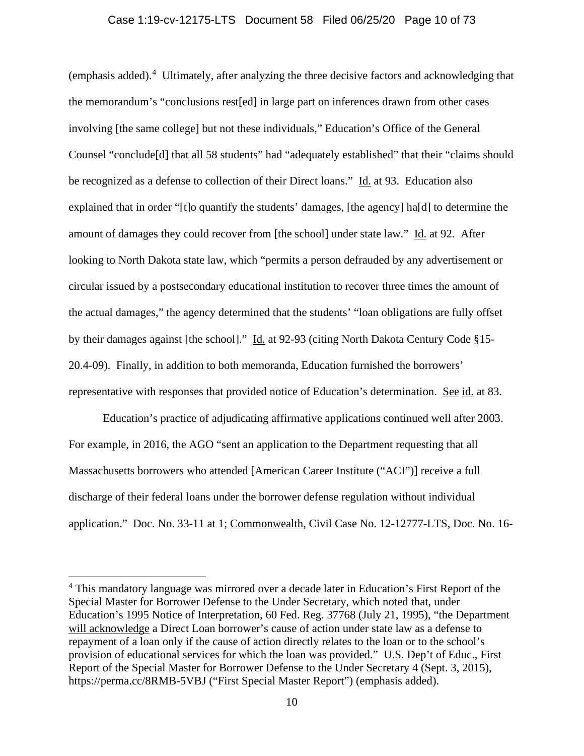(emphasis added).[4] Ultimately, after analyzing the three decisive factors and acknowledging that the memorandum's "conclusions rest[ed] in large part on inferences drawn from other cases involving [the same college] but not these individuals," Education's Office of the General Counsel "conclude[d] that all 58 students" had "adequately established" that their "claims should be recognized as a defense to collection of their Direct loans." Id. at 93. Education also explained that in order "[t]o quantify the students' damages, [the agency] ha[d] to determine the amount of damages they could recover from [the school] under state law." Id. at 92. After looking to North Dakota state law, which "permits a person defrauded by any advertisement or circular issued by a postsecondary educational institution to recover three times the amount of the actual damages," the agency determined that the students' "loan obligations are fully offset by their damages against [the school]." Id. at 92-93 (citing North Dakota Century Code §15-20.4-09). Finally, in addition to both memoranda, Education furnished the borrowers' representative with responses that provided notice of Education's determination. See id. at 83.

Education's practice of adjudicating affirmative applications continued well after 2003. For example, in 2016, the AGO "sent an application to the Department requesting that all Massachusetts borrowers who attended [American Career Institute ("ACI")] receive a full discharge of their federal loans under the borrower defense regulation without individual application." Doc. No. 33-11 at 1; Commonwealth, Civil Case No. 12-12777-LTS, Doc. No. 16-

---

[4] This mandatory language was mirrored over a decade later in Education's First Report of the Special Master for Borrower Defense to the Under Secretary, which noted that, under Education's 1995 Notice of Interpretation, 60 Fed. Reg. 37768 (July 21, 1995), "the Department will acknowledge a Direct Loan borrower's cause of action under state law as a defense to repayment of a loan only if the cause of action directly relates to the loan or to the school's provision of educational services for which the loan was provided." U.S. Dep't of Educ., First Report of the Special Master for Borrower Defense to the Under Secretary 4 (Sept. 3, 2015), https://perma.cc/8RMB-5VBJ ("First Special Master Report") (emphasis added).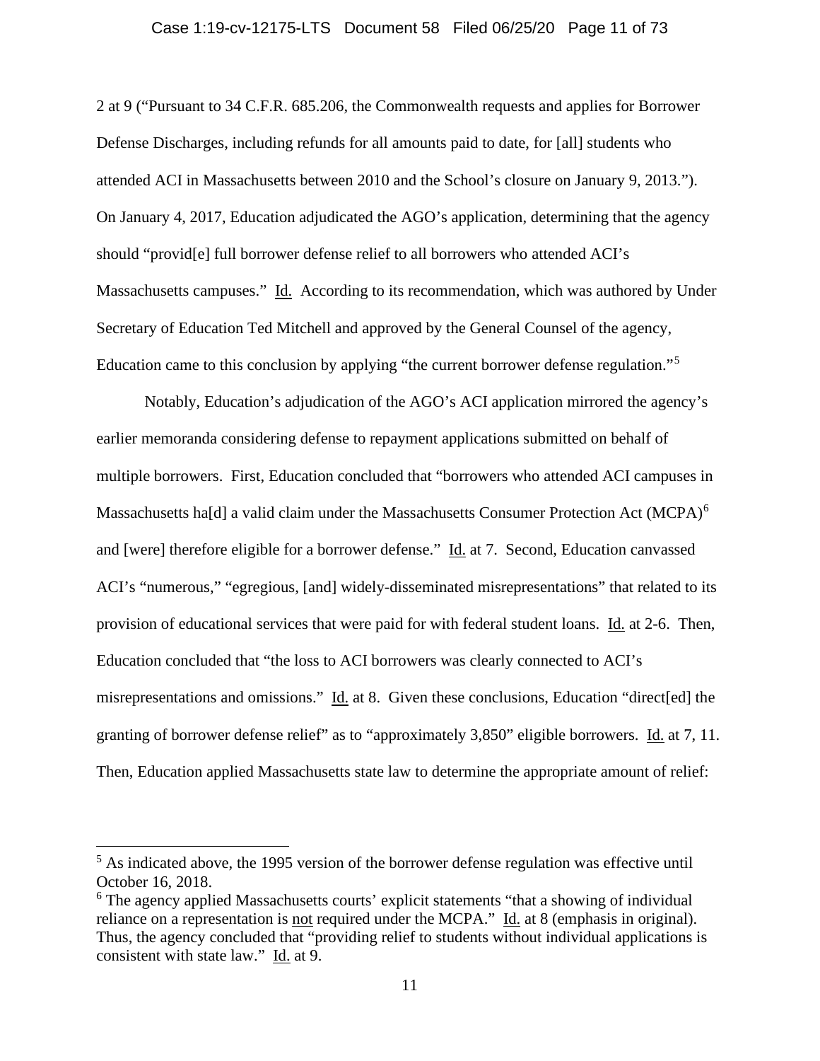2 at 9 ("Pursuant to 34 C.F.R. 685.206, the Commonwealth requests and applies for Borrower Defense Discharges, including refunds for all amounts paid to date, for [all] students who attended ACI in Massachusetts between 2010 and the School's closure on January 9, 2013."). On January 4, 2017, Education adjudicated the AGO's application, determining that the agency should "provid[e] full borrower defense relief to all borrowers who attended ACI's Massachusetts campuses." Id. According to its recommendation, which was authored by Under Secretary of Education Ted Mitchell and approved by the General Counsel of the agency, Education came to this conclusion by applying "the current borrower defense regulation."[5]

Notably, Education's adjudication of the AGO's ACI application mirrored the agency's earlier memoranda considering defense to repayment applications submitted on behalf of multiple borrowers. First, Education concluded that "borrowers who attended ACI campuses in Massachusetts ha[d] a valid claim under the Massachusetts Consumer Protection Act (MCPA)[6] and [were] therefore eligible for a borrower defense." Id. at 7. Second, Education canvassed ACI's "numerous," "egregious, [and] widely-disseminated misrepresentations" that related to its provision of educational services that were paid for with federal student loans. Id. at 2-6. Then, Education concluded that "the loss to ACI borrowers was clearly connected to ACI's misrepresentations and omissions." Id. at 8. Given these conclusions, Education "direct[ed] the granting of borrower defense relief" as to "approximately 3,850" eligible borrowers. Id. at 7, 11. Then, Education applied Massachusetts state law to determine the appropriate amount of relief:

---

[5] As indicated above, the 1995 version of the borrower defense regulation was effective until October 16, 2018.

[6] The agency applied Massachusetts courts' explicit statements "that a showing of individual reliance on a representation is not required under the MCPA." Id. at 8 (emphasis in original). Thus, the agency concluded that "providing relief to students without individual applications is consistent with state law." Id. at 9.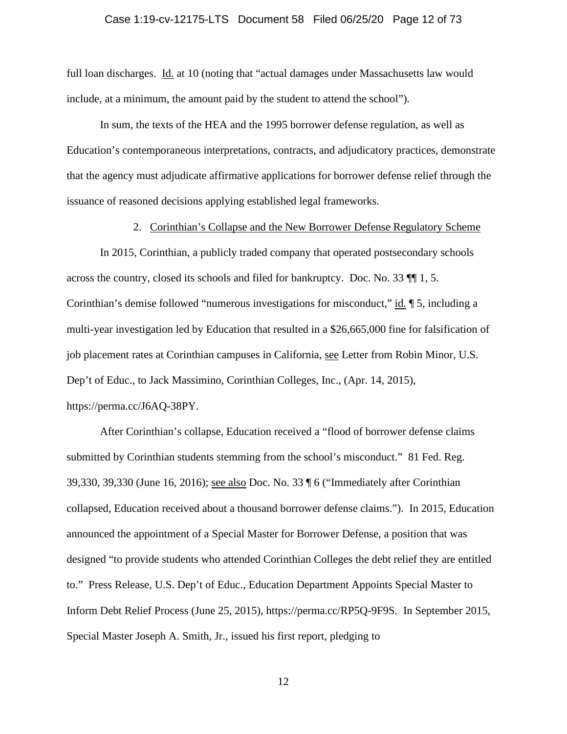full loan discharges. Id. at 10 (noting that "actual damages under Massachusetts law would include, at a minimum, the amount paid by the student to attend the school").

In sum, the texts of the HEA and the 1995 borrower defense regulation, as well as Education's contemporaneous interpretations, contracts, and adjudicatory practices, demonstrate that the agency must adjudicate affirmative applications for borrower defense relief through the issuance of reasoned decisions applying established legal frameworks.

2. Corinthian's Collapse and the New Borrower Defense Regulatory Scheme

In 2015, Corinthian, a publicly traded company that operated postsecondary schools across the country, closed its schools and filed for bankruptcy. Doc. No. 33 ¶¶ 1, 5. Corinthian's demise followed "numerous investigations for misconduct," id. ¶ 5, including a multi-year investigation led by Education that resulted in a $26,665,000 fine for falsification of job placement rates at Corinthian campuses in California, see Letter from Robin Minor, U.S. Dep't of Educ., to Jack Massimino, Corinthian Colleges, Inc., (Apr. 14, 2015), https://perma.cc/J6AQ-38PY.

After Corinthian's collapse, Education received a "flood of borrower defense claims submitted by Corinthian students stemming from the school's misconduct." 81 Fed. Reg. 39,330, 39,330 (June 16, 2016); see also Doc. No. 33 ¶ 6 ("Immediately after Corinthian collapsed, Education received about a thousand borrower defense claims."). In 2015, Education announced the appointment of a Special Master for Borrower Defense, a position that was designed "to provide students who attended Corinthian Colleges the debt relief they are entitled to." Press Release, U.S. Dep't of Educ., Education Department Appoints Special Master to Inform Debt Relief Process (June 25, 2015), https://perma.cc/RP5Q-9F9S. In September 2015, Special Master Joseph A. Smith, Jr., issued his first report, pledging to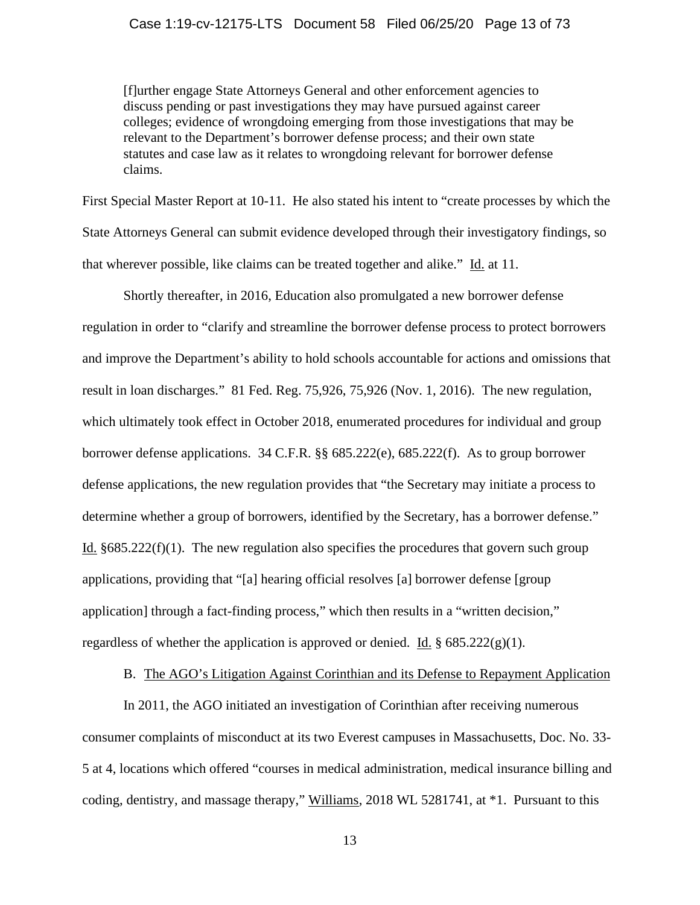> [f]urther engage State Attorneys General and other enforcement agencies to discuss pending or past investigations they may have pursued against career colleges; evidence of wrongdoing emerging from those investigations that may be relevant to the Department's borrower defense process; and their own state statutes and case law as it relates to wrongdoing relevant for borrower defense claims.

First Special Master Report at 10-11. He also stated his intent to "create processes by which the State Attorneys General can submit evidence developed through their investigatory findings, so that wherever possible, like claims can be treated together and alike." Id. at 11.

Shortly thereafter, in 2016, Education also promulgated a new borrower defense regulation in order to "clarify and streamline the borrower defense process to protect borrowers and improve the Department's ability to hold schools accountable for actions and omissions that result in loan discharges." 81 Fed. Reg. 75,926, 75,926 (Nov. 1, 2016). The new regulation, which ultimately took effect in October 2018, enumerated procedures for individual and group borrower defense applications. 34 C.F.R. §§ 685.222(e), 685.222(f). As to group borrower defense applications, the new regulation provides that "the Secretary may initiate a process to determine whether a group of borrowers, identified by the Secretary, has a borrower defense." Id. §685.222(f)(1). The new regulation also specifies the procedures that govern such group applications, providing that "[a] hearing official resolves [a] borrower defense [group application] through a fact-finding process," which then results in a "written decision," regardless of whether the application is approved or denied. Id. § 685.222(g)(1).

B. The AGO's Litigation Against Corinthian and its Defense to Repayment Application

In 2011, the AGO initiated an investigation of Corinthian after receiving numerous consumer complaints of misconduct at its two Everest campuses in Massachusetts, Doc. No. 33-5 at 4, locations which offered "courses in medical administration, medical insurance billing and coding, dentistry, and massage therapy," Williams, 2018 WL 5281741, at *1. Pursuant to this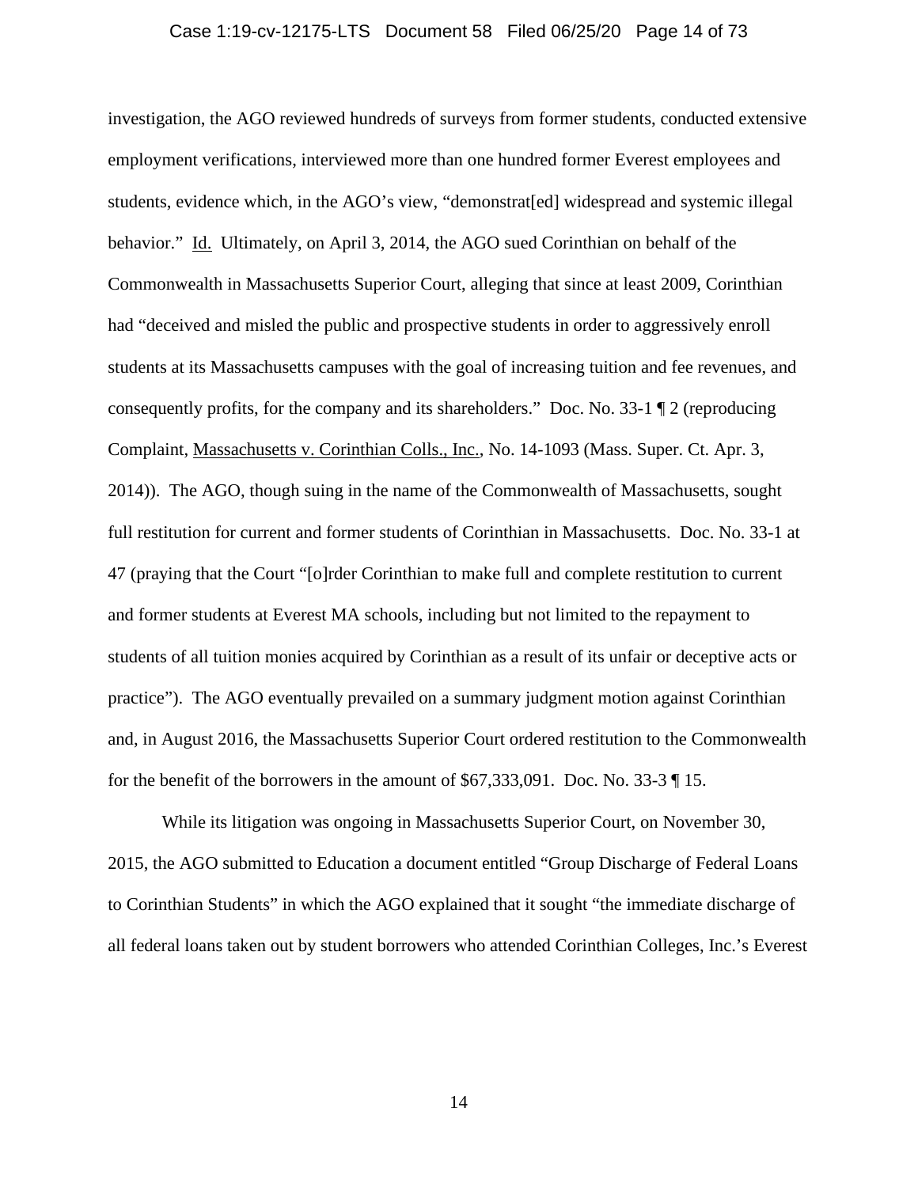investigation, the AGO reviewed hundreds of surveys from former students, conducted extensive employment verifications, interviewed more than one hundred former Everest employees and students, evidence which, in the AGO's view, "demonstrat[ed] widespread and systemic illegal behavior." Id. Ultimately, on April 3, 2014, the AGO sued Corinthian on behalf of the Commonwealth in Massachusetts Superior Court, alleging that since at least 2009, Corinthian had "deceived and misled the public and prospective students in order to aggressively enroll students at its Massachusetts campuses with the goal of increasing tuition and fee revenues, and consequently profits, for the company and its shareholders." Doc. No. 33-1 ¶ 2 (reproducing Complaint, Massachusetts v. Corinthian Colls., Inc., No. 14-1093 (Mass. Super. Ct. Apr. 3, 2014)). The AGO, though suing in the name of the Commonwealth of Massachusetts, sought full restitution for current and former students of Corinthian in Massachusetts. Doc. No. 33-1 at 47 (praying that the Court "[o]rder Corinthian to make full and complete restitution to current and former students at Everest MA schools, including but not limited to the repayment to students of all tuition monies acquired by Corinthian as a result of its unfair or deceptive acts or practice"). The AGO eventually prevailed on a summary judgment motion against Corinthian and, in August 2016, the Massachusetts Superior Court ordered restitution to the Commonwealth for the benefit of the borrowers in the amount of $67,333,091. Doc. No. 33-3 ¶ 15.

While its litigation was ongoing in Massachusetts Superior Court, on November 30, 2015, the AGO submitted to Education a document entitled "Group Discharge of Federal Loans to Corinthian Students" in which the AGO explained that it sought "the immediate discharge of all federal loans taken out by student borrowers who attended Corinthian Colleges, Inc.'s Everest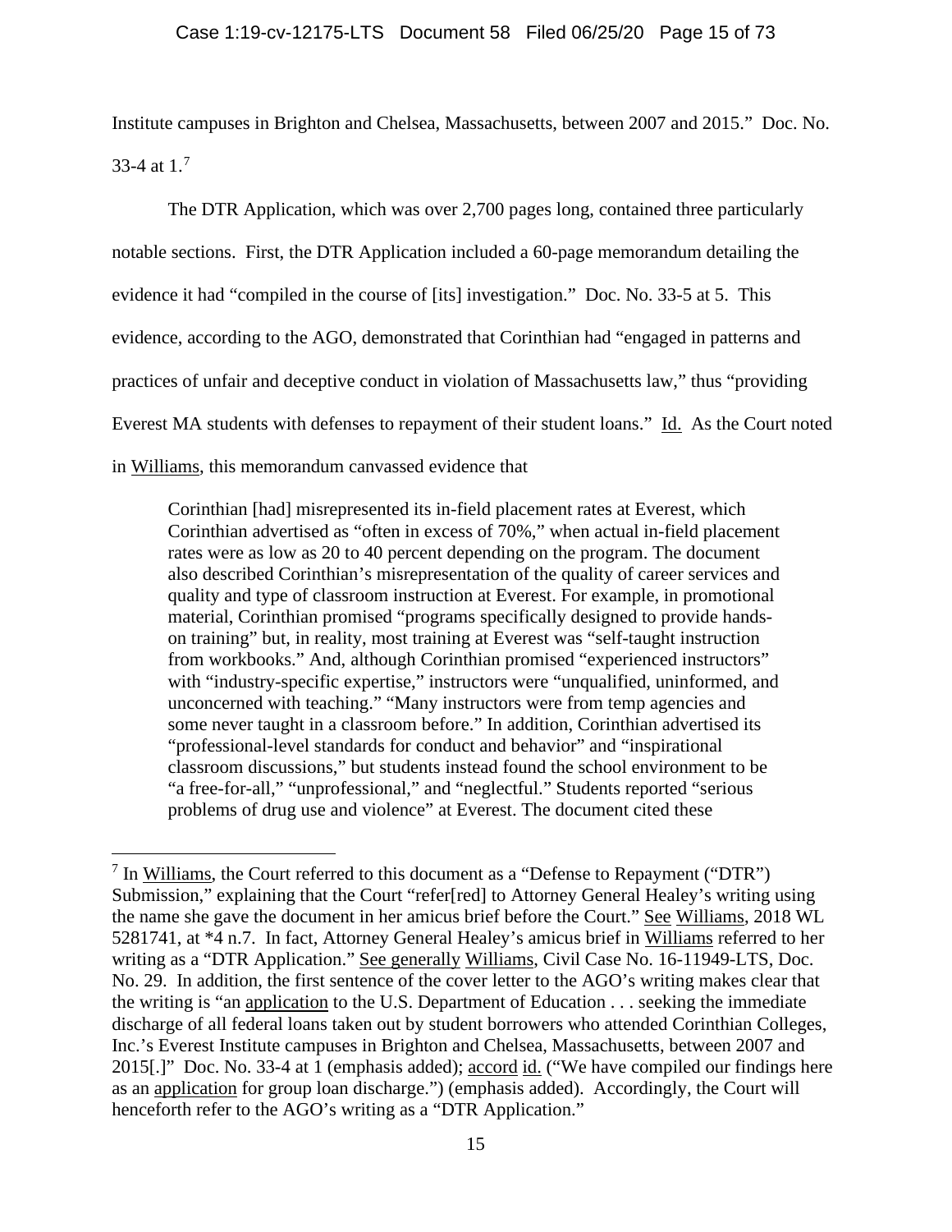Institute campuses in Brighton and Chelsea, Massachusetts, between 2007 and 2015." Doc. No. 33-4 at 1.[7]

The DTR Application, which was over 2,700 pages long, contained three particularly notable sections. First, the DTR Application included a 60-page memorandum detailing the evidence it had "compiled in the course of [its] investigation." Doc. No. 33-5 at 5. This evidence, according to the AGO, demonstrated that Corinthian had "engaged in patterns and practices of unfair and deceptive conduct in violation of Massachusetts law," thus "providing Everest MA students with defenses to repayment of their student loans." Id. As the Court noted in Williams, this memorandum canvassed evidence that

> Corinthian [had] misrepresented its in-field placement rates at Everest, which Corinthian advertised as "often in excess of 70%," when actual in-field placement rates were as low as 20 to 40 percent depending on the program. The document also described Corinthian's misrepresentation of the quality of career services and quality and type of classroom instruction at Everest. For example, in promotional material, Corinthian promised "programs specifically designed to provide hands-on training" but, in reality, most training at Everest was "self-taught instruction from workbooks." And, although Corinthian promised "experienced instructors" with "industry-specific expertise," instructors were "unqualified, uninformed, and unconcerned with teaching." "Many instructors were from temp agencies and some never taught in a classroom before." In addition, Corinthian advertised its "professional-level standards for conduct and behavior" and "inspirational classroom discussions," but students instead found the school environment to be "a free-for-all," "unprofessional," and "neglectful." Students reported "serious problems of drug use and violence" at Everest. The document cited these

---

[7] In Williams, the Court referred to this document as a "Defense to Repayment ("DTR") Submission," explaining that the Court "refer[red] to Attorney General Healey's writing using the name she gave the document in her amicus brief before the Court." See Williams, 2018 WL 5281741, at *4 n.7. In fact, Attorney General Healey's amicus brief in Williams referred to her writing as a "DTR Application." See generally Williams, Civil Case No. 16-11949-LTS, Doc. No. 29. In addition, the first sentence of the cover letter to the AGO's writing makes clear that the writing is "an application to the U.S. Department of Education . . . seeking the immediate discharge of all federal loans taken out by student borrowers who attended Corinthian Colleges, Inc.'s Everest Institute campuses in Brighton and Chelsea, Massachusetts, between 2007 and 2015[.]" Doc. No. 33-4 at 1 (emphasis added); accord id. ("We have compiled our findings here as an application for group loan discharge.") (emphasis added). Accordingly, the Court will henceforth refer to the AGO's writing as a "DTR Application."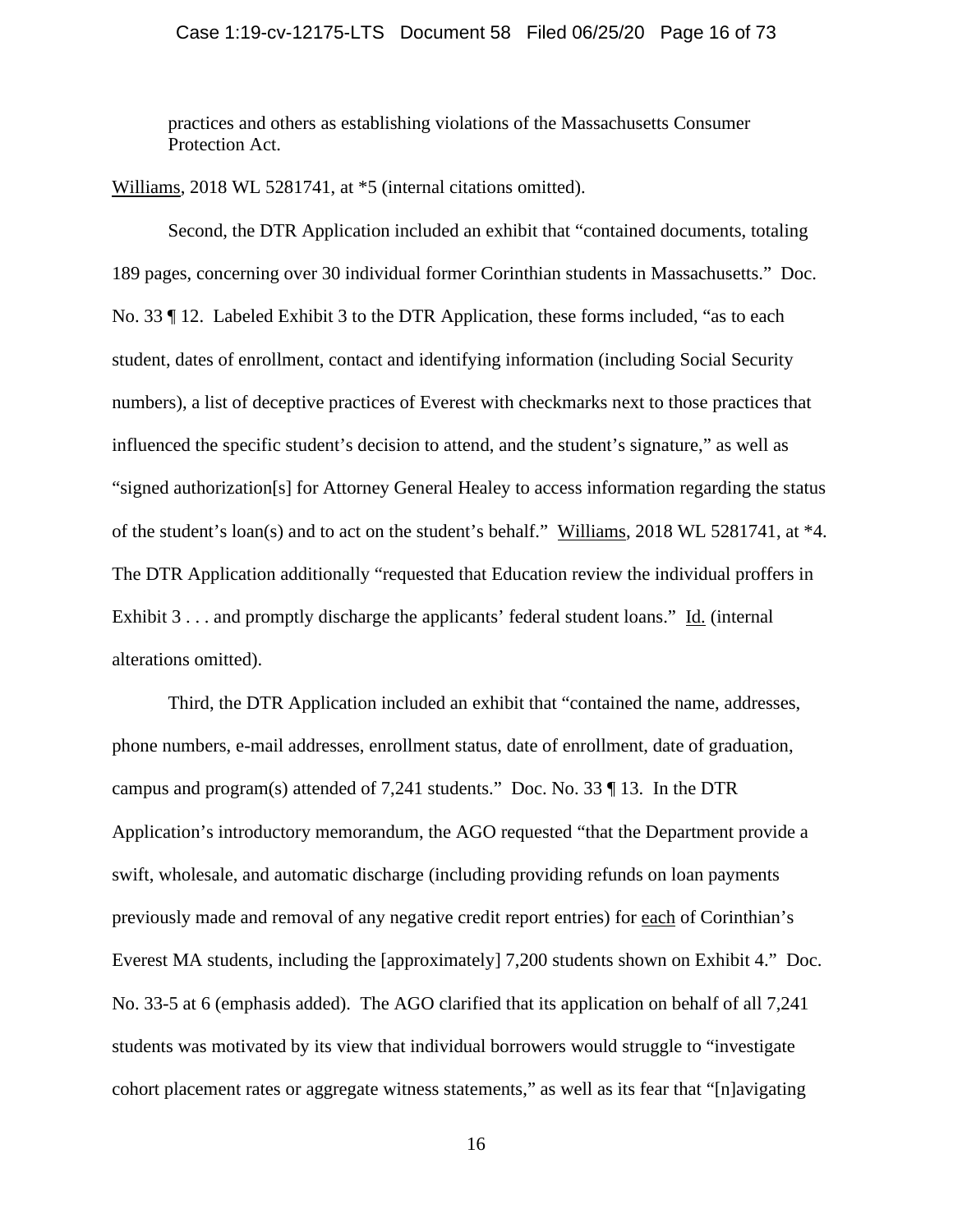practices and others as establishing violations of the Massachusetts Consumer Protection Act.

Williams, 2018 WL 5281741, at *5 (internal citations omitted).

Second, the DTR Application included an exhibit that "contained documents, totaling 189 pages, concerning over 30 individual former Corinthian students in Massachusetts." Doc. No. 33 ¶ 12. Labeled Exhibit 3 to the DTR Application, these forms included, "as to each student, dates of enrollment, contact and identifying information (including Social Security numbers), a list of deceptive practices of Everest with checkmarks next to those practices that influenced the specific student's decision to attend, and the student's signature," as well as "signed authorization[s] for Attorney General Healey to access information regarding the status of the student's loan(s) and to act on the student's behalf." Williams, 2018 WL 5281741, at *4. The DTR Application additionally "requested that Education review the individual proffers in Exhibit 3 . . . and promptly discharge the applicants' federal student loans." Id. (internal alterations omitted).

Third, the DTR Application included an exhibit that "contained the name, addresses, phone numbers, e-mail addresses, enrollment status, date of enrollment, date of graduation, campus and program(s) attended of 7,241 students." Doc. No. 33 ¶ 13. In the DTR Application's introductory memorandum, the AGO requested "that the Department provide a swift, wholesale, and automatic discharge (including providing refunds on loan payments previously made and removal of any negative credit report entries) for each of Corinthian's Everest MA students, including the [approximately] 7,200 students shown on Exhibit 4." Doc. No. 33-5 at 6 (emphasis added). The AGO clarified that its application on behalf of all 7,241 students was motivated by its view that individual borrowers would struggle to "investigate cohort placement rates or aggregate witness statements," as well as its fear that "[n]avigating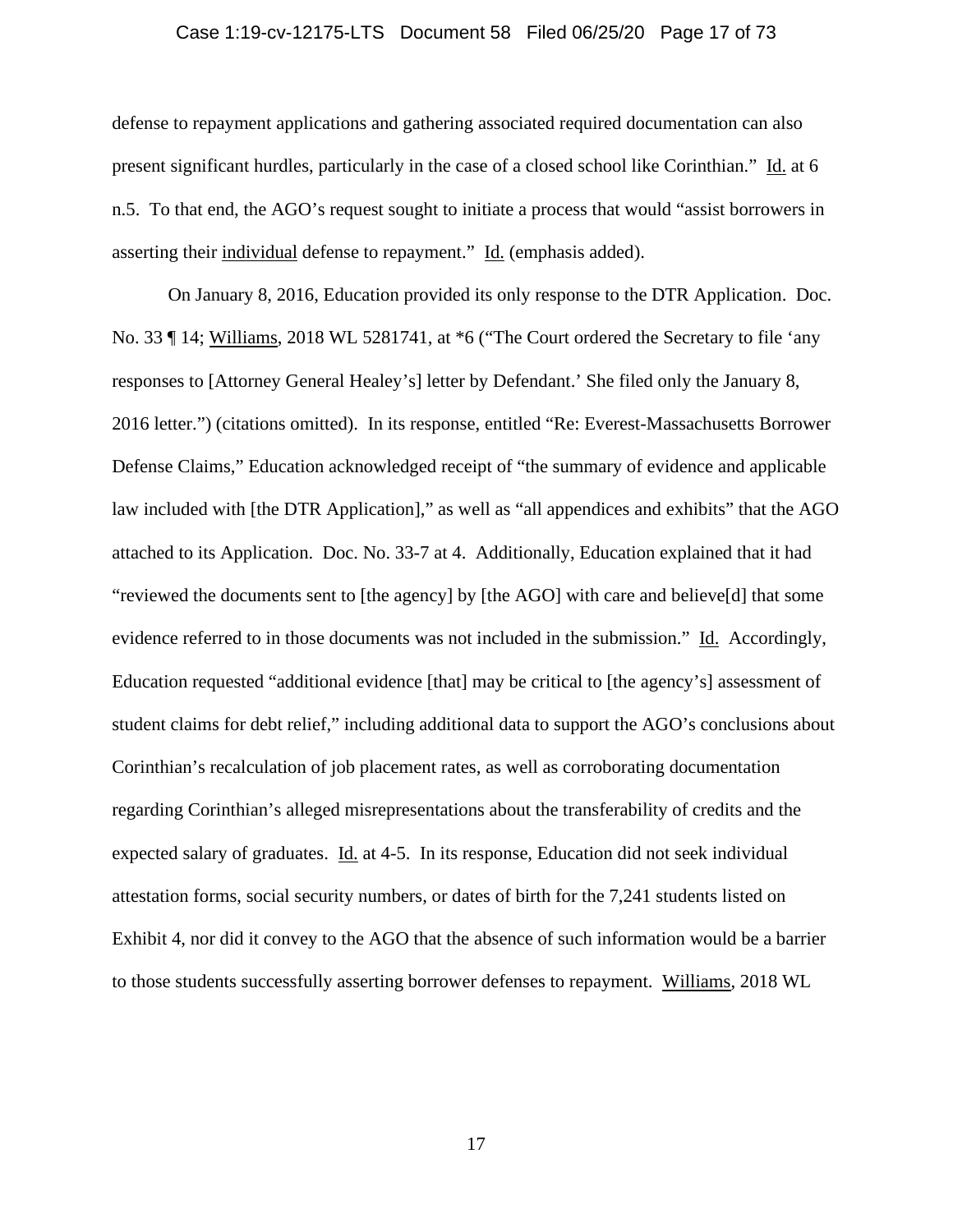defense to repayment applications and gathering associated required documentation can also present significant hurdles, particularly in the case of a closed school like Corinthian." Id. at 6 n.5. To that end, the AGO's request sought to initiate a process that would "assist borrowers in asserting their individual defense to repayment." Id. (emphasis added).

On January 8, 2016, Education provided its only response to the DTR Application. Doc. No. 33 ¶ 14; Williams, 2018 WL 5281741, at *6 ("The Court ordered the Secretary to file 'any responses to [Attorney General Healey's] letter by Defendant.' She filed only the January 8, 2016 letter.") (citations omitted). In its response, entitled "Re: Everest-Massachusetts Borrower Defense Claims," Education acknowledged receipt of "the summary of evidence and applicable law included with [the DTR Application]," as well as "all appendices and exhibits" that the AGO attached to its Application. Doc. No. 33-7 at 4. Additionally, Education explained that it had "reviewed the documents sent to [the agency] by [the AGO] with care and believe[d] that some evidence referred to in those documents was not included in the submission." Id. Accordingly, Education requested "additional evidence [that] may be critical to [the agency's] assessment of student claims for debt relief," including additional data to support the AGO's conclusions about Corinthian's recalculation of job placement rates, as well as corroborating documentation regarding Corinthian's alleged misrepresentations about the transferability of credits and the expected salary of graduates. Id. at 4-5. In its response, Education did not seek individual attestation forms, social security numbers, or dates of birth for the 7,241 students listed on Exhibit 4, nor did it convey to the AGO that the absence of such information would be a barrier to those students successfully asserting borrower defenses to repayment. Williams, 2018 WL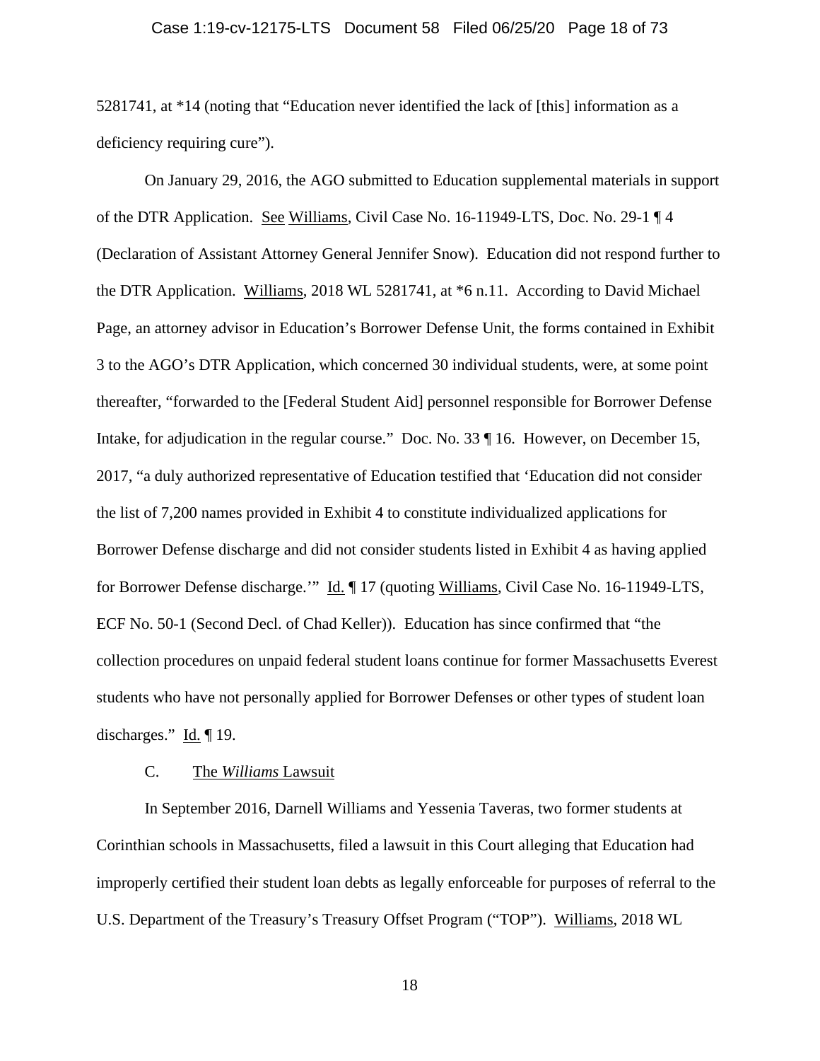5281741, at *14 (noting that "Education never identified the lack of [this] information as a deficiency requiring cure").

On January 29, 2016, the AGO submitted to Education supplemental materials in support of the DTR Application. See Williams, Civil Case No. 16-11949-LTS, Doc. No. 29-1 ¶ 4 (Declaration of Assistant Attorney General Jennifer Snow). Education did not respond further to the DTR Application. Williams, 2018 WL 5281741, at *6 n.11. According to David Michael Page, an attorney advisor in Education's Borrower Defense Unit, the forms contained in Exhibit 3 to the AGO's DTR Application, which concerned 30 individual students, were, at some point thereafter, "forwarded to the [Federal Student Aid] personnel responsible for Borrower Defense Intake, for adjudication in the regular course." Doc. No. 33 ¶ 16. However, on December 15, 2017, "a duly authorized representative of Education testified that 'Education did not consider the list of 7,200 names provided in Exhibit 4 to constitute individualized applications for Borrower Defense discharge and did not consider students listed in Exhibit 4 as having applied for Borrower Defense discharge.'" Id. ¶ 17 (quoting Williams, Civil Case No. 16-11949-LTS, ECF No. 50-1 (Second Decl. of Chad Keller)). Education has since confirmed that "the collection procedures on unpaid federal student loans continue for former Massachusetts Everest students who have not personally applied for Borrower Defenses or other types of student loan discharges." Id. ¶ 19.

### C. The *Williams* Lawsuit

In September 2016, Darnell Williams and Yessenia Taveras, two former students at Corinthian schools in Massachusetts, filed a lawsuit in this Court alleging that Education had improperly certified their student loan debts as legally enforceable for purposes of referral to the U.S. Department of the Treasury's Treasury Offset Program ("TOP"). Williams, 2018 WL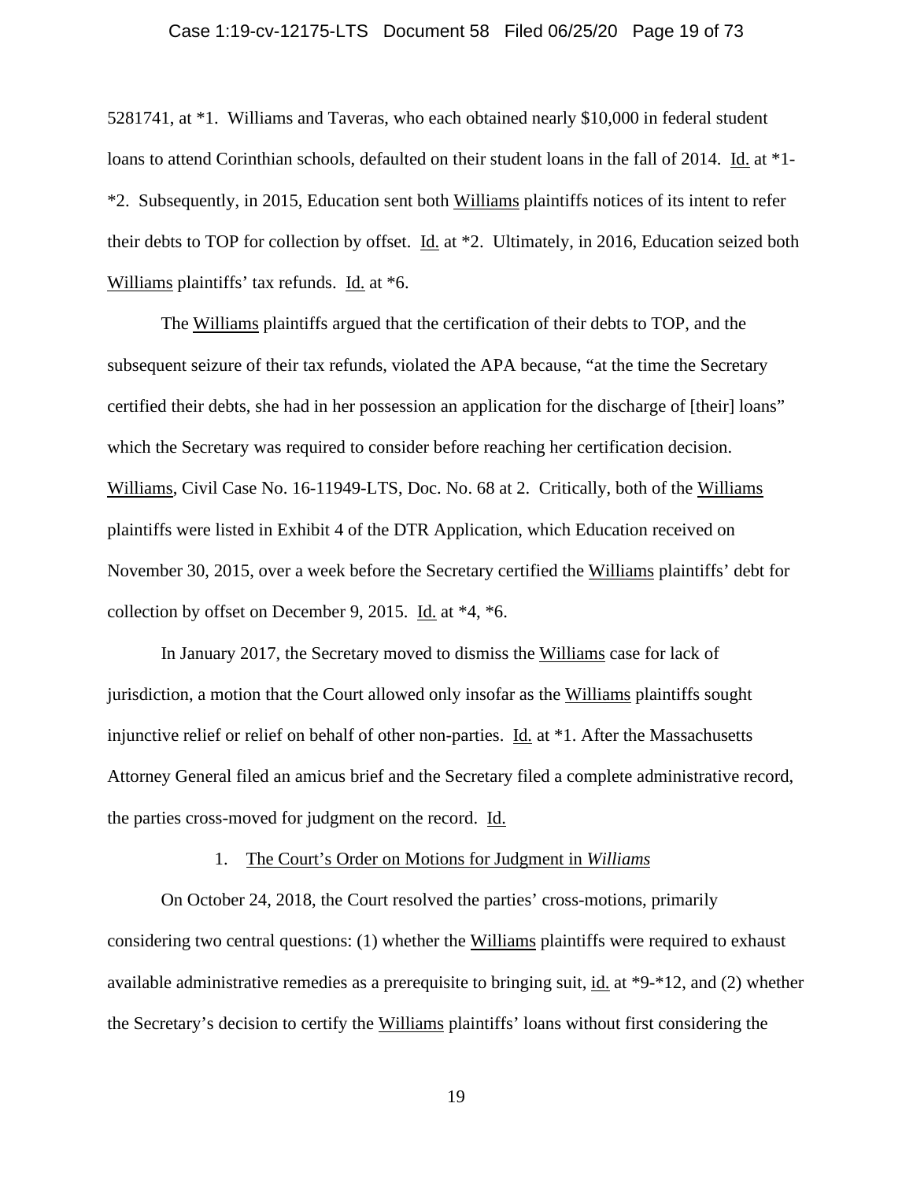5281741, at *1. Williams and Taveras, who each obtained nearly $10,000 in federal student loans to attend Corinthian schools, defaulted on their student loans in the fall of 2014. Id. at *1-*2. Subsequently, in 2015, Education sent both Williams plaintiffs notices of its intent to refer their debts to TOP for collection by offset. Id. at *2. Ultimately, in 2016, Education seized both Williams plaintiffs' tax refunds. Id. at *6.

The Williams plaintiffs argued that the certification of their debts to TOP, and the subsequent seizure of their tax refunds, violated the APA because, "at the time the Secretary certified their debts, she had in her possession an application for the discharge of [their] loans" which the Secretary was required to consider before reaching her certification decision. Williams, Civil Case No. 16-11949-LTS, Doc. No. 68 at 2. Critically, both of the Williams plaintiffs were listed in Exhibit 4 of the DTR Application, which Education received on November 30, 2015, over a week before the Secretary certified the Williams plaintiffs' debt for collection by offset on December 9, 2015. Id. at *4, *6.

In January 2017, the Secretary moved to dismiss the Williams case for lack of jurisdiction, a motion that the Court allowed only insofar as the Williams plaintiffs sought injunctive relief or relief on behalf of other non-parties. Id. at *1. After the Massachusetts Attorney General filed an amicus brief and the Secretary filed a complete administrative record, the parties cross-moved for judgment on the record. Id.

1. The Court's Order on Motions for Judgment in *Williams*

On October 24, 2018, the Court resolved the parties' cross-motions, primarily considering two central questions: (1) whether the Williams plaintiffs were required to exhaust available administrative remedies as a prerequisite to bringing suit, id. at *9-*12, and (2) whether the Secretary's decision to certify the Williams plaintiffs' loans without first considering the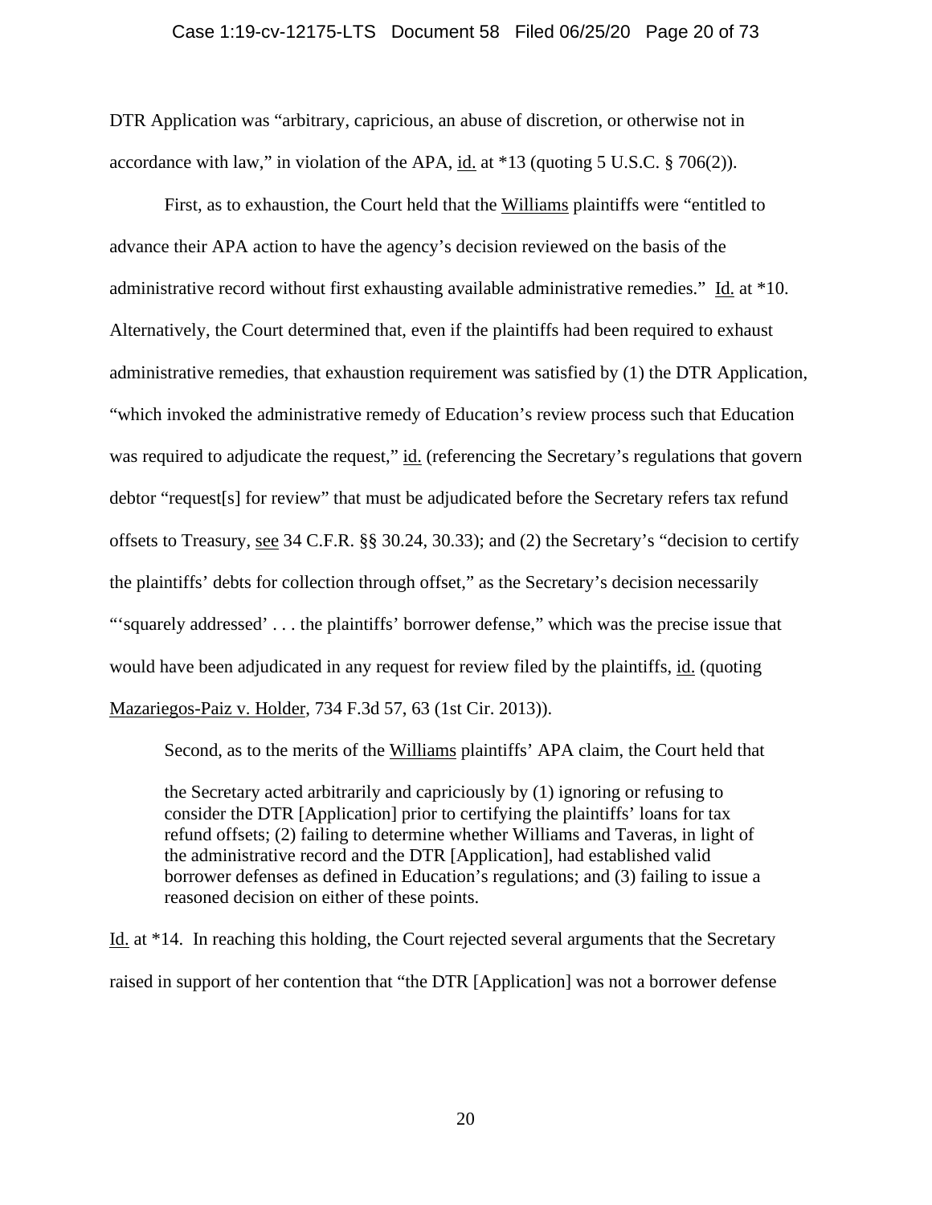DTR Application was "arbitrary, capricious, an abuse of discretion, or otherwise not in accordance with law," in violation of the APA, id. at *13 (quoting 5 U.S.C. § 706(2)).

First, as to exhaustion, the Court held that the Williams plaintiffs were "entitled to advance their APA action to have the agency's decision reviewed on the basis of the administrative record without first exhausting available administrative remedies." Id. at *10. Alternatively, the Court determined that, even if the plaintiffs had been required to exhaust administrative remedies, that exhaustion requirement was satisfied by (1) the DTR Application, "which invoked the administrative remedy of Education's review process such that Education was required to adjudicate the request," id. (referencing the Secretary's regulations that govern debtor "request[s] for review" that must be adjudicated before the Secretary refers tax refund offsets to Treasury, see 34 C.F.R. §§ 30.24, 30.33); and (2) the Secretary's "decision to certify the plaintiffs' debts for collection through offset," as the Secretary's decision necessarily "'squarely addressed' . . . the plaintiffs' borrower defense," which was the precise issue that would have been adjudicated in any request for review filed by the plaintiffs, id. (quoting Mazariegos-Paiz v. Holder, 734 F.3d 57, 63 (1st Cir. 2013)).

Second, as to the merits of the Williams plaintiffs' APA claim, the Court held that

> the Secretary acted arbitrarily and capriciously by (1) ignoring or refusing to consider the DTR [Application] prior to certifying the plaintiffs' loans for tax refund offsets; (2) failing to determine whether Williams and Taveras, in light of the administrative record and the DTR [Application], had established valid borrower defenses as defined in Education's regulations; and (3) failing to issue a reasoned decision on either of these points.

Id. at *14. In reaching this holding, the Court rejected several arguments that the Secretary raised in support of her contention that "the DTR [Application] was not a borrower defense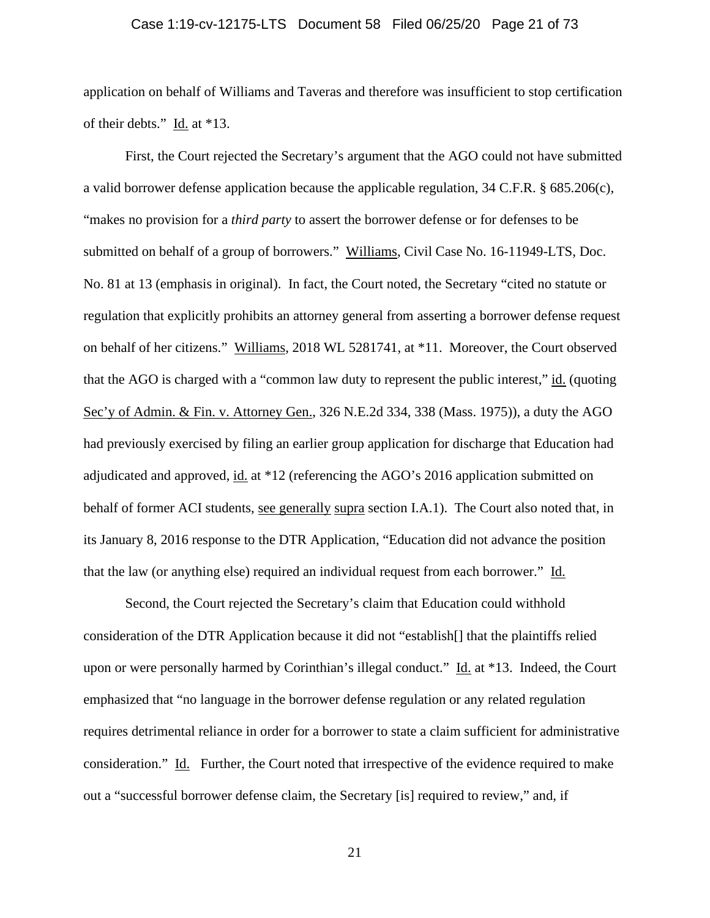application on behalf of Williams and Taveras and therefore was insufficient to stop certification of their debts." Id. at *13.

First, the Court rejected the Secretary's argument that the AGO could not have submitted a valid borrower defense application because the applicable regulation, 34 C.F.R. § 685.206(c), "makes no provision for a *third party* to assert the borrower defense or for defenses to be submitted on behalf of a group of borrowers." Williams, Civil Case No. 16-11949-LTS, Doc. No. 81 at 13 (emphasis in original). In fact, the Court noted, the Secretary "cited no statute or regulation that explicitly prohibits an attorney general from asserting a borrower defense request on behalf of her citizens." Williams, 2018 WL 5281741, at *11. Moreover, the Court observed that the AGO is charged with a "common law duty to represent the public interest," id. (quoting Sec'y of Admin. & Fin. v. Attorney Gen., 326 N.E.2d 334, 338 (Mass. 1975)), a duty the AGO had previously exercised by filing an earlier group application for discharge that Education had adjudicated and approved, id. at *12 (referencing the AGO's 2016 application submitted on behalf of former ACI students, see generally supra section I.A.1). The Court also noted that, in its January 8, 2016 response to the DTR Application, "Education did not advance the position that the law (or anything else) required an individual request from each borrower." Id.

Second, the Court rejected the Secretary's claim that Education could withhold consideration of the DTR Application because it did not "establish[] that the plaintiffs relied upon or were personally harmed by Corinthian's illegal conduct." Id. at *13. Indeed, the Court emphasized that "no language in the borrower defense regulation or any related regulation requires detrimental reliance in order for a borrower to state a claim sufficient for administrative consideration." Id. Further, the Court noted that irrespective of the evidence required to make out a "successful borrower defense claim, the Secretary [is] required to review," and, if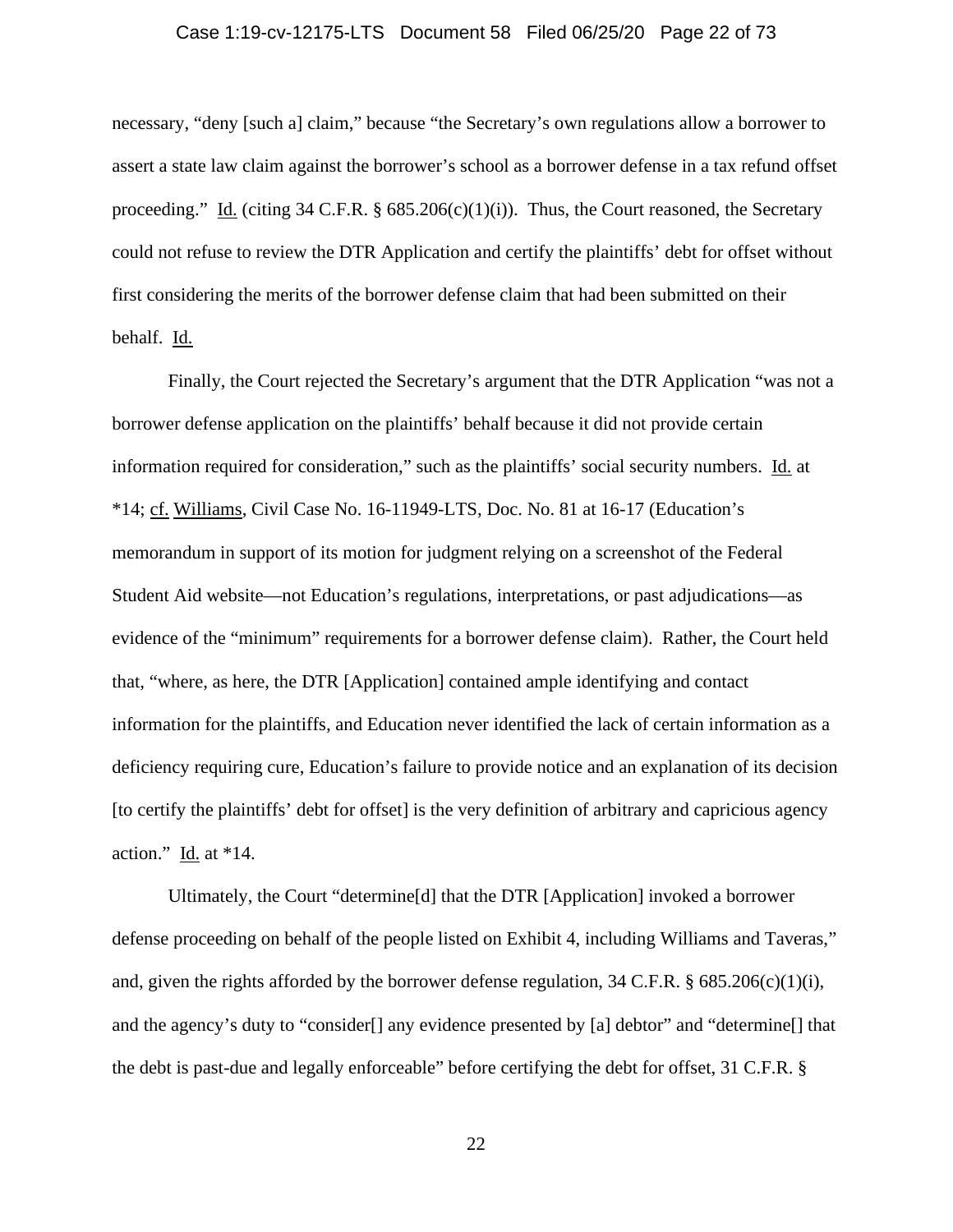necessary, "deny [such a] claim," because "the Secretary's own regulations allow a borrower to assert a state law claim against the borrower's school as a borrower defense in a tax refund offset proceeding." Id. (citing 34 C.F.R. § 685.206(c)(1)(i)). Thus, the Court reasoned, the Secretary could not refuse to review the DTR Application and certify the plaintiffs' debt for offset without first considering the merits of the borrower defense claim that had been submitted on their behalf. Id.

Finally, the Court rejected the Secretary's argument that the DTR Application "was not a borrower defense application on the plaintiffs' behalf because it did not provide certain information required for consideration," such as the plaintiffs' social security numbers. Id. at *14; cf. Williams, Civil Case No. 16-11949-LTS, Doc. No. 81 at 16-17 (Education's memorandum in support of its motion for judgment relying on a screenshot of the Federal Student Aid website—not Education's regulations, interpretations, or past adjudications—as evidence of the "minimum" requirements for a borrower defense claim). Rather, the Court held that, "where, as here, the DTR [Application] contained ample identifying and contact information for the plaintiffs, and Education never identified the lack of certain information as a deficiency requiring cure, Education's failure to provide notice and an explanation of its decision [to certify the plaintiffs' debt for offset] is the very definition of arbitrary and capricious agency action." Id. at *14.

Ultimately, the Court "determine[d] that the DTR [Application] invoked a borrower defense proceeding on behalf of the people listed on Exhibit 4, including Williams and Taveras," and, given the rights afforded by the borrower defense regulation, 34 C.F.R. § 685.206(c)(1)(i), and the agency's duty to "consider[] any evidence presented by [a] debtor" and "determine[] that the debt is past-due and legally enforceable" before certifying the debt for offset, 31 C.F.R. §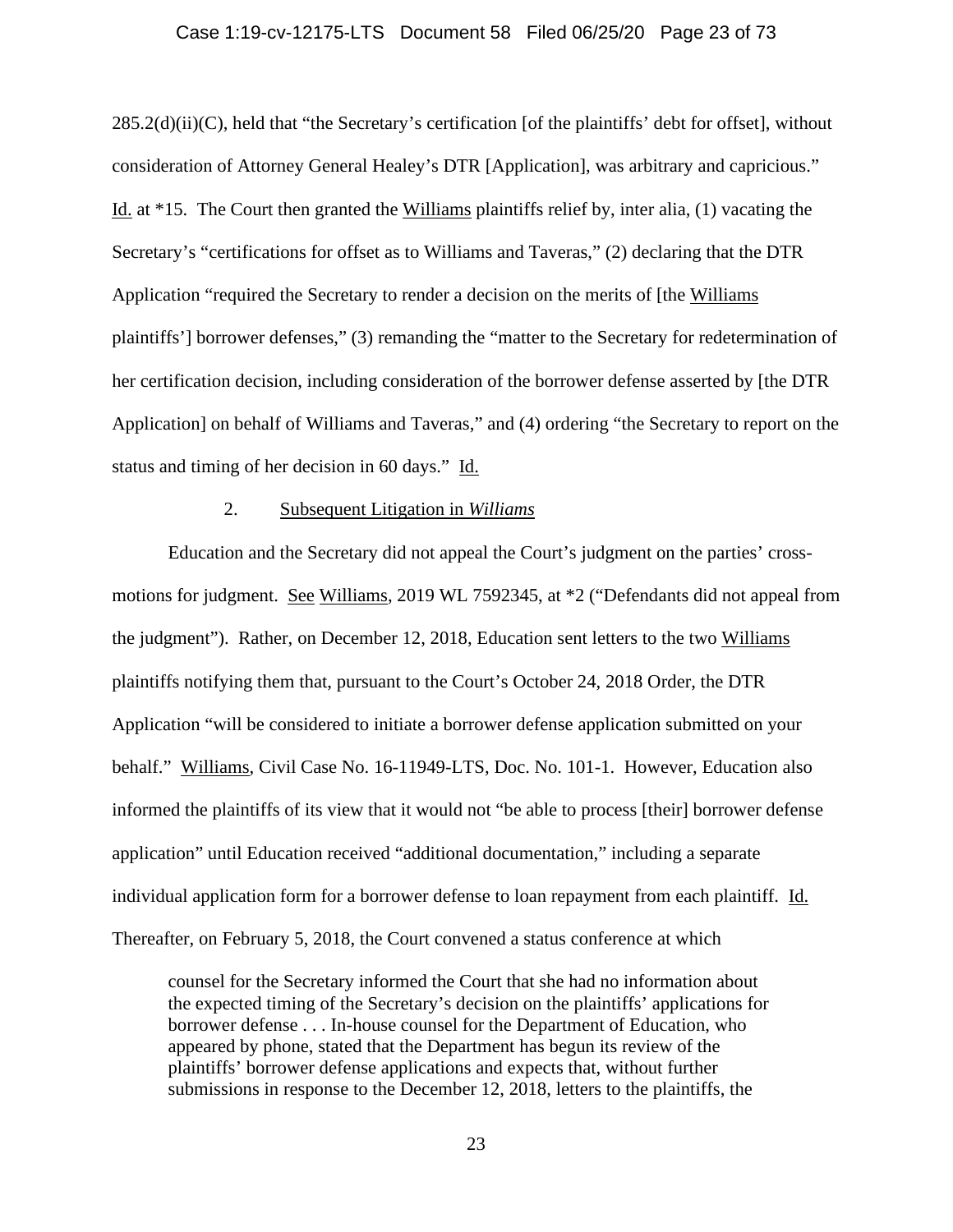285.2(d)(ii)(C), held that "the Secretary's certification [of the plaintiffs' debt for offset], without consideration of Attorney General Healey's DTR [Application], was arbitrary and capricious." Id. at *15. The Court then granted the Williams plaintiffs relief by, inter alia, (1) vacating the Secretary's "certifications for offset as to Williams and Taveras," (2) declaring that the DTR Application "required the Secretary to render a decision on the merits of [the Williams plaintiffs'] borrower defenses," (3) remanding the "matter to the Secretary for redetermination of her certification decision, including consideration of the borrower defense asserted by [the DTR Application] on behalf of Williams and Taveras," and (4) ordering "the Secretary to report on the status and timing of her decision in 60 days." Id.

2. Subsequent Litigation in *Williams*

Education and the Secretary did not appeal the Court's judgment on the parties' cross-motions for judgment. See Williams, 2019 WL 7592345, at *2 ("Defendants did not appeal from the judgment"). Rather, on December 12, 2018, Education sent letters to the two Williams plaintiffs notifying them that, pursuant to the Court's October 24, 2018 Order, the DTR Application "will be considered to initiate a borrower defense application submitted on your behalf." Williams, Civil Case No. 16-11949-LTS, Doc. No. 101-1. However, Education also informed the plaintiffs of its view that it would not "be able to process [their] borrower defense application" until Education received "additional documentation," including a separate individual application form for a borrower defense to loan repayment from each plaintiff. Id. Thereafter, on February 5, 2018, the Court convened a status conference at which

> counsel for the Secretary informed the Court that she had no information about the expected timing of the Secretary's decision on the plaintiffs' applications for borrower defense . . . In-house counsel for the Department of Education, who appeared by phone, stated that the Department has begun its review of the plaintiffs' borrower defense applications and expects that, without further submissions in response to the December 12, 2018, letters to the plaintiffs, the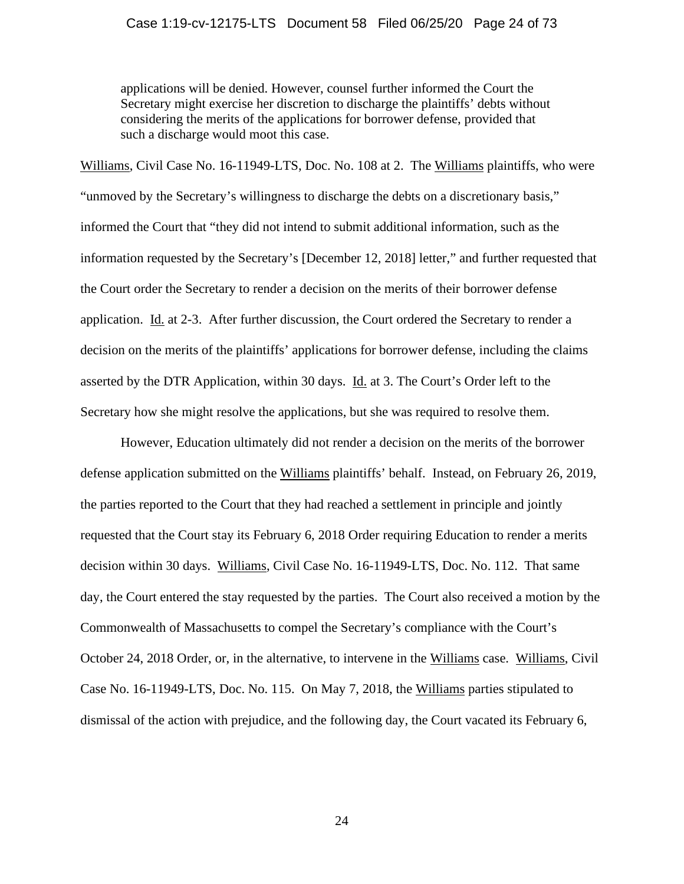> applications will be denied. However, counsel further informed the Court the Secretary might exercise her discretion to discharge the plaintiffs' debts without considering the merits of the applications for borrower defense, provided that such a discharge would moot this case.

Williams, Civil Case No. 16-11949-LTS, Doc. No. 108 at 2. The Williams plaintiffs, who were "unmoved by the Secretary's willingness to discharge the debts on a discretionary basis," informed the Court that "they did not intend to submit additional information, such as the information requested by the Secretary's [December 12, 2018] letter," and further requested that the Court order the Secretary to render a decision on the merits of their borrower defense application. Id. at 2-3. After further discussion, the Court ordered the Secretary to render a decision on the merits of the plaintiffs' applications for borrower defense, including the claims asserted by the DTR Application, within 30 days. Id. at 3. The Court's Order left to the Secretary how she might resolve the applications, but she was required to resolve them.

However, Education ultimately did not render a decision on the merits of the borrower defense application submitted on the Williams plaintiffs' behalf. Instead, on February 26, 2019, the parties reported to the Court that they had reached a settlement in principle and jointly requested that the Court stay its February 6, 2018 Order requiring Education to render a merits decision within 30 days. Williams, Civil Case No. 16-11949-LTS, Doc. No. 112. That same day, the Court entered the stay requested by the parties. The Court also received a motion by the Commonwealth of Massachusetts to compel the Secretary's compliance with the Court's October 24, 2018 Order, or, in the alternative, to intervene in the Williams case. Williams, Civil Case No. 16-11949-LTS, Doc. No. 115. On May 7, 2018, the Williams parties stipulated to dismissal of the action with prejudice, and the following day, the Court vacated its February 6,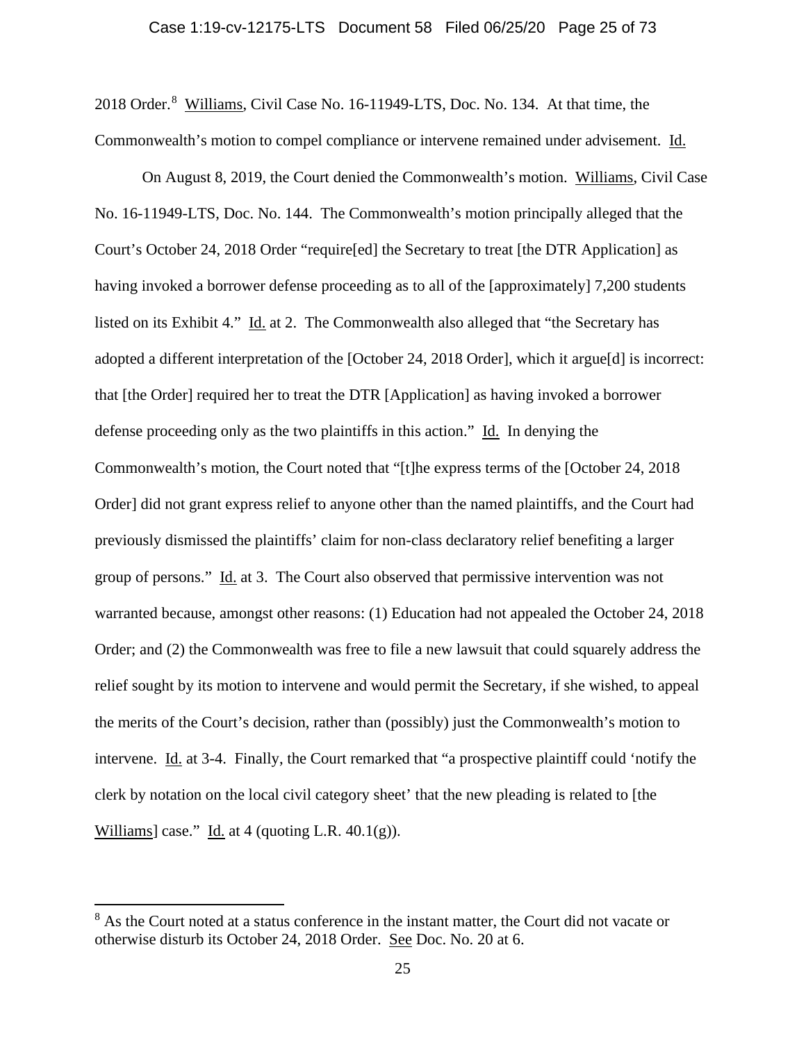2018 Order.[8] Williams, Civil Case No. 16-11949-LTS, Doc. No. 134. At that time, the Commonwealth's motion to compel compliance or intervene remained under advisement. Id.

On August 8, 2019, the Court denied the Commonwealth's motion. Williams, Civil Case No. 16-11949-LTS, Doc. No. 144. The Commonwealth's motion principally alleged that the Court's October 24, 2018 Order "require[ed] the Secretary to treat [the DTR Application] as having invoked a borrower defense proceeding as to all of the [approximately] 7,200 students listed on its Exhibit 4." Id. at 2. The Commonwealth also alleged that "the Secretary has adopted a different interpretation of the [October 24, 2018 Order], which it argue[d] is incorrect: that [the Order] required her to treat the DTR [Application] as having invoked a borrower defense proceeding only as the two plaintiffs in this action." Id. In denying the Commonwealth's motion, the Court noted that "[t]he express terms of the [October 24, 2018 Order] did not grant express relief to anyone other than the named plaintiffs, and the Court had previously dismissed the plaintiffs' claim for non-class declaratory relief benefiting a larger group of persons." Id. at 3. The Court also observed that permissive intervention was not warranted because, amongst other reasons: (1) Education had not appealed the October 24, 2018 Order; and (2) the Commonwealth was free to file a new lawsuit that could squarely address the relief sought by its motion to intervene and would permit the Secretary, if she wished, to appeal the merits of the Court's decision, rather than (possibly) just the Commonwealth's motion to intervene. Id. at 3-4. Finally, the Court remarked that "a prospective plaintiff could 'notify the clerk by notation on the local civil category sheet' that the new pleading is related to [the Williams] case." Id. at 4 (quoting L.R. 40.1(g)).

---

[8] As the Court noted at a status conference in the instant matter, the Court did not vacate or otherwise disturb its October 24, 2018 Order. See Doc. No. 20 at 6.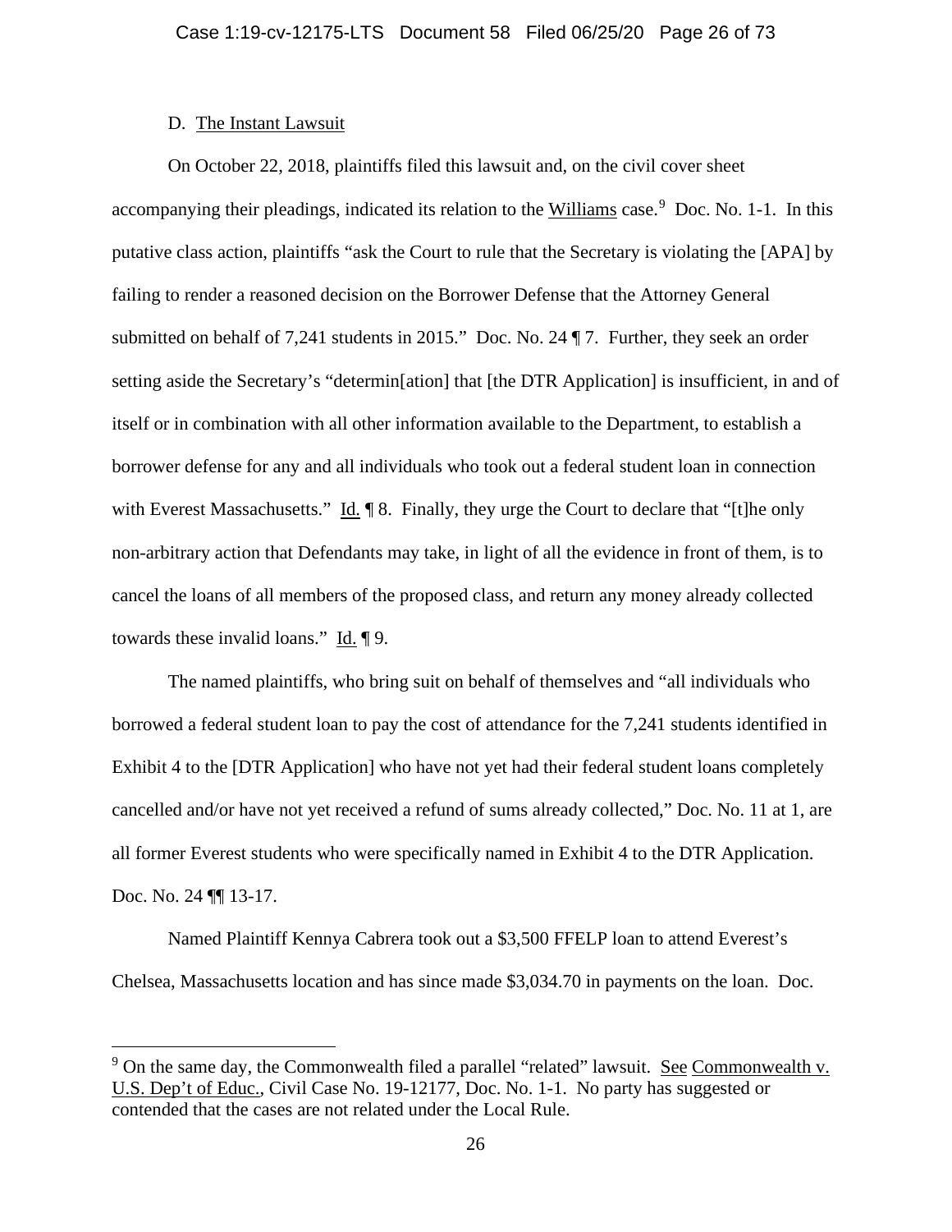D. <u>The Instant Lawsuit</u>

On October 22, 2018, plaintiffs filed this lawsuit and, on the civil cover sheet accompanying their pleadings, indicated its relation to the <u>Williams</u> case.[9] Doc. No. 1-1. In this putative class action, plaintiffs "ask the Court to rule that the Secretary is violating the [APA] by failing to render a reasoned decision on the Borrower Defense that the Attorney General submitted on behalf of 7,241 students in 2015." Doc. No. 24 ¶ 7. Further, they seek an order setting aside the Secretary's "determin[ation] that [the DTR Application] is insufficient, in and of itself or in combination with all other information available to the Department, to establish a borrower defense for any and all individuals who took out a federal student loan in connection with Everest Massachusetts." <u>Id.</u> ¶ 8. Finally, they urge the Court to declare that "[t]he only non-arbitrary action that Defendants may take, in light of all the evidence in front of them, is to cancel the loans of all members of the proposed class, and return any money already collected towards these invalid loans." <u>Id.</u> ¶ 9.

The named plaintiffs, who bring suit on behalf of themselves and "all individuals who borrowed a federal student loan to pay the cost of attendance for the 7,241 students identified in Exhibit 4 to the [DTR Application] who have not yet had their federal student loans completely cancelled and/or have not yet received a refund of sums already collected," Doc. No. 11 at 1, are all former Everest students who were specifically named in Exhibit 4 to the DTR Application. Doc. No. 24 ¶¶ 13-17.

Named Plaintiff Kennya Cabrera took out a $3,500 FFELP loan to attend Everest's Chelsea, Massachusetts location and has since made $3,034.70 in payments on the loan. Doc.

---

[9] On the same day, the Commonwealth filed a parallel "related" lawsuit. <u>See</u> <u>Commonwealth v. U.S. Dep't of Educ.</u>, Civil Case No. 19-12177, Doc. No. 1-1. No party has suggested or contended that the cases are not related under the Local Rule.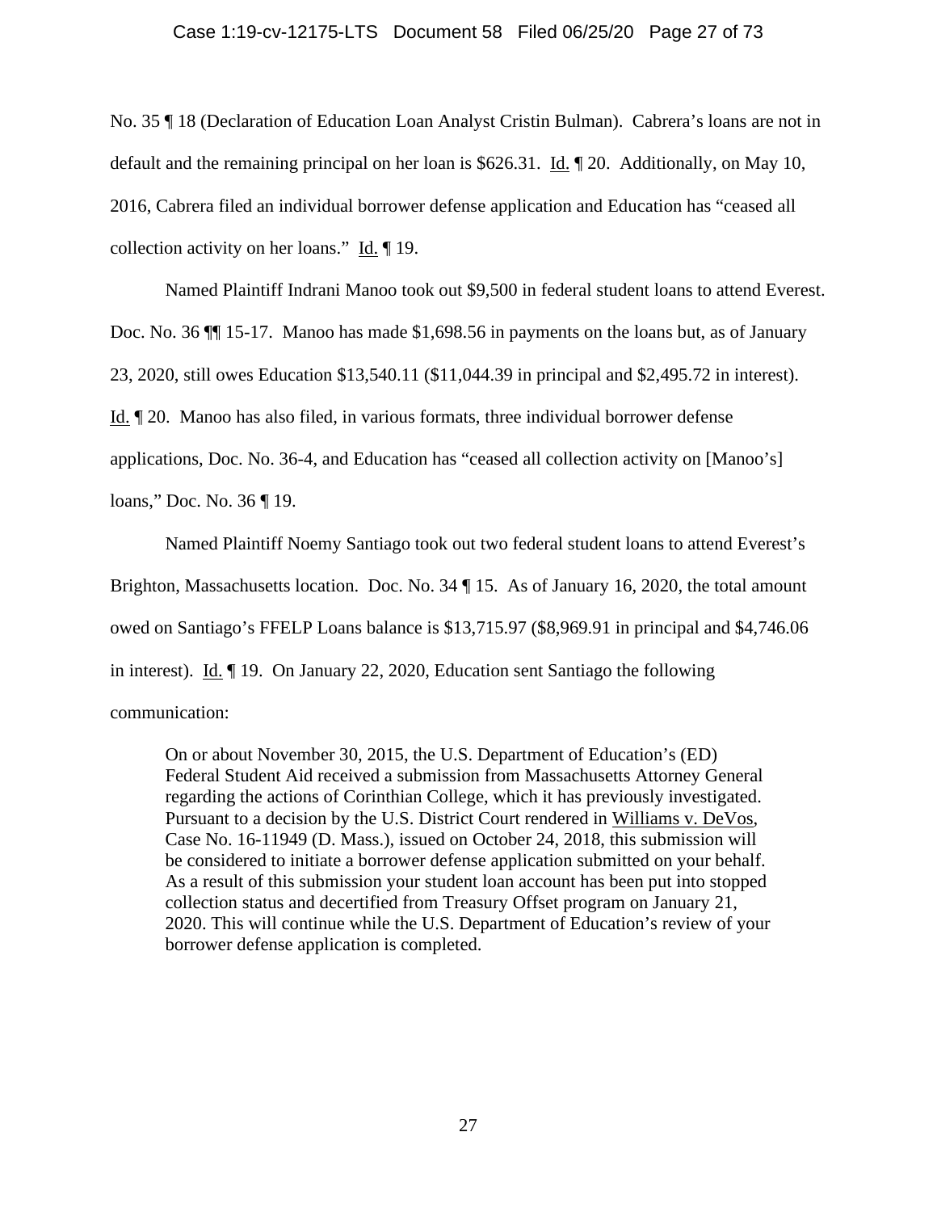No. 35 ¶ 18 (Declaration of Education Loan Analyst Cristin Bulman). Cabrera's loans are not in default and the remaining principal on her loan is $626.31. Id. ¶ 20. Additionally, on May 10, 2016, Cabrera filed an individual borrower defense application and Education has "ceased all collection activity on her loans." Id. ¶ 19.

Named Plaintiff Indrani Manoo took out $9,500 in federal student loans to attend Everest. Doc. No. 36 ¶¶ 15-17. Manoo has made $1,698.56 in payments on the loans but, as of January 23, 2020, still owes Education $13,540.11 ($11,044.39 in principal and $2,495.72 in interest). Id. ¶ 20. Manoo has also filed, in various formats, three individual borrower defense applications, Doc. No. 36-4, and Education has "ceased all collection activity on [Manoo's] loans," Doc. No. 36 ¶ 19.

Named Plaintiff Noemy Santiago took out two federal student loans to attend Everest's Brighton, Massachusetts location. Doc. No. 34 ¶ 15. As of January 16, 2020, the total amount owed on Santiago's FFELP Loans balance is $13,715.97 ($8,969.91 in principal and $4,746.06 in interest). Id. ¶ 19. On January 22, 2020, Education sent Santiago the following communication:

> On or about November 30, 2015, the U.S. Department of Education's (ED) Federal Student Aid received a submission from Massachusetts Attorney General regarding the actions of Corinthian College, which it has previously investigated. Pursuant to a decision by the U.S. District Court rendered in Williams v. DeVos, Case No. 16-11949 (D. Mass.), issued on October 24, 2018, this submission will be considered to initiate a borrower defense application submitted on your behalf. As a result of this submission your student loan account has been put into stopped collection status and decertified from Treasury Offset program on January 21, 2020. This will continue while the U.S. Department of Education's review of your borrower defense application is completed.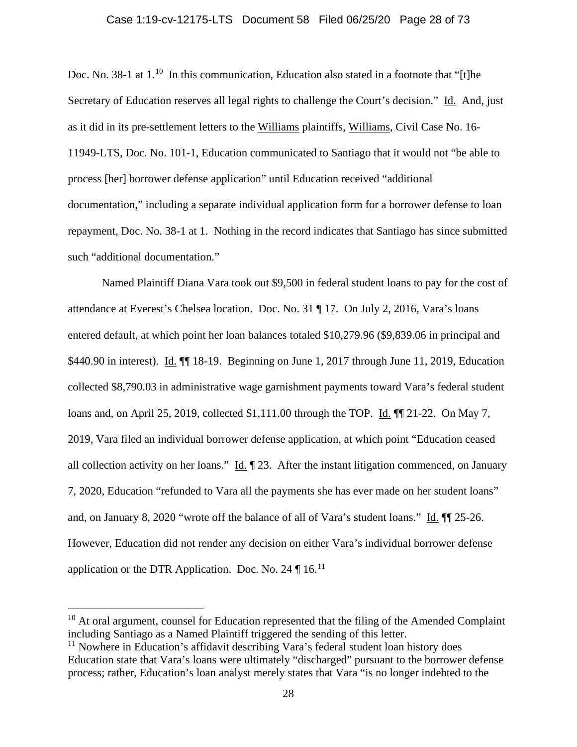Doc. No. 38-1 at 1.[10] In this communication, Education also stated in a footnote that "[t]he Secretary of Education reserves all legal rights to challenge the Court's decision." Id. And, just as it did in its pre-settlement letters to the Williams plaintiffs, Williams, Civil Case No. 16-11949-LTS, Doc. No. 101-1, Education communicated to Santiago that it would not "be able to process [her] borrower defense application" until Education received "additional documentation," including a separate individual application form for a borrower defense to loan repayment, Doc. No. 38-1 at 1. Nothing in the record indicates that Santiago has since submitted such "additional documentation."

Named Plaintiff Diana Vara took out $9,500 in federal student loans to pay for the cost of attendance at Everest's Chelsea location. Doc. No. 31 ¶ 17. On July 2, 2016, Vara's loans entered default, at which point her loan balances totaled $10,279.96 ($9,839.06 in principal and $440.90 in interest). Id. ¶¶ 18-19. Beginning on June 1, 2017 through June 11, 2019, Education collected $8,790.03 in administrative wage garnishment payments toward Vara's federal student loans and, on April 25, 2019, collected $1,111.00 through the TOP. Id. ¶¶ 21-22. On May 7, 2019, Vara filed an individual borrower defense application, at which point "Education ceased all collection activity on her loans." Id. ¶ 23. After the instant litigation commenced, on January 7, 2020, Education "refunded to Vara all the payments she has ever made on her student loans" and, on January 8, 2020 "wrote off the balance of all of Vara's student loans." Id. ¶¶ 25-26. However, Education did not render any decision on either Vara's individual borrower defense application or the DTR Application. Doc. No. 24 ¶ 16.[11]

[10] At oral argument, counsel for Education represented that the filing of the Amended Complaint including Santiago as a Named Plaintiff triggered the sending of this letter.

[11] Nowhere in Education's affidavit describing Vara's federal student loan history does Education state that Vara's loans were ultimately "discharged" pursuant to the borrower defense process; rather, Education's loan analyst merely states that Vara "is no longer indebted to the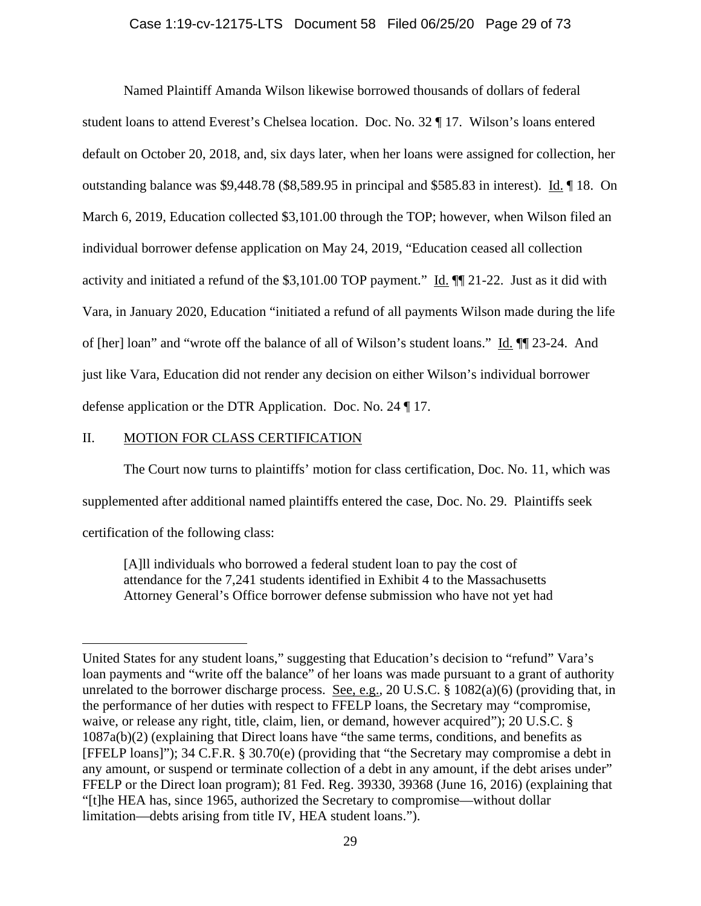Named Plaintiff Amanda Wilson likewise borrowed thousands of dollars of federal student loans to attend Everest's Chelsea location. Doc. No. 32 ¶ 17. Wilson's loans entered default on October 20, 2018, and, six days later, when her loans were assigned for collection, her outstanding balance was $9,448.78 ($8,589.95 in principal and $585.83 in interest). Id. ¶ 18. On March 6, 2019, Education collected $3,101.00 through the TOP; however, when Wilson filed an individual borrower defense application on May 24, 2019, "Education ceased all collection activity and initiated a refund of the $3,101.00 TOP payment." Id. ¶¶ 21-22. Just as it did with Vara, in January 2020, Education "initiated a refund of all payments Wilson made during the life of [her] loan" and "wrote off the balance of all of Wilson's student loans." Id. ¶¶ 23-24. And just like Vara, Education did not render any decision on either Wilson's individual borrower defense application or the DTR Application. Doc. No. 24 ¶ 17.

## II. MOTION FOR CLASS CERTIFICATION

The Court now turns to plaintiffs' motion for class certification, Doc. No. 11, which was supplemented after additional named plaintiffs entered the case, Doc. No. 29. Plaintiffs seek certification of the following class:

> [A]ll individuals who borrowed a federal student loan to pay the cost of attendance for the 7,241 students identified in Exhibit 4 to the Massachusetts Attorney General's Office borrower defense submission who have not yet had

---

United States for any student loans," suggesting that Education's decision to "refund" Vara's loan payments and "write off the balance" of her loans was made pursuant to a grant of authority unrelated to the borrower discharge process. See, e.g., 20 U.S.C. § 1082(a)(6) (providing that, in the performance of her duties with respect to FFELP loans, the Secretary may "compromise, waive, or release any right, title, claim, lien, or demand, however acquired"); 20 U.S.C. § 1087a(b)(2) (explaining that Direct loans have "the same terms, conditions, and benefits as [FFELP loans]"); 34 C.F.R. § 30.70(e) (providing that "the Secretary may compromise a debt in any amount, or suspend or terminate collection of a debt in any amount, if the debt arises under" FFELP or the Direct loan program); 81 Fed. Reg. 39330, 39368 (June 16, 2016) (explaining that "[t]he HEA has, since 1965, authorized the Secretary to compromise—without dollar limitation—debts arising from title IV, HEA student loans.").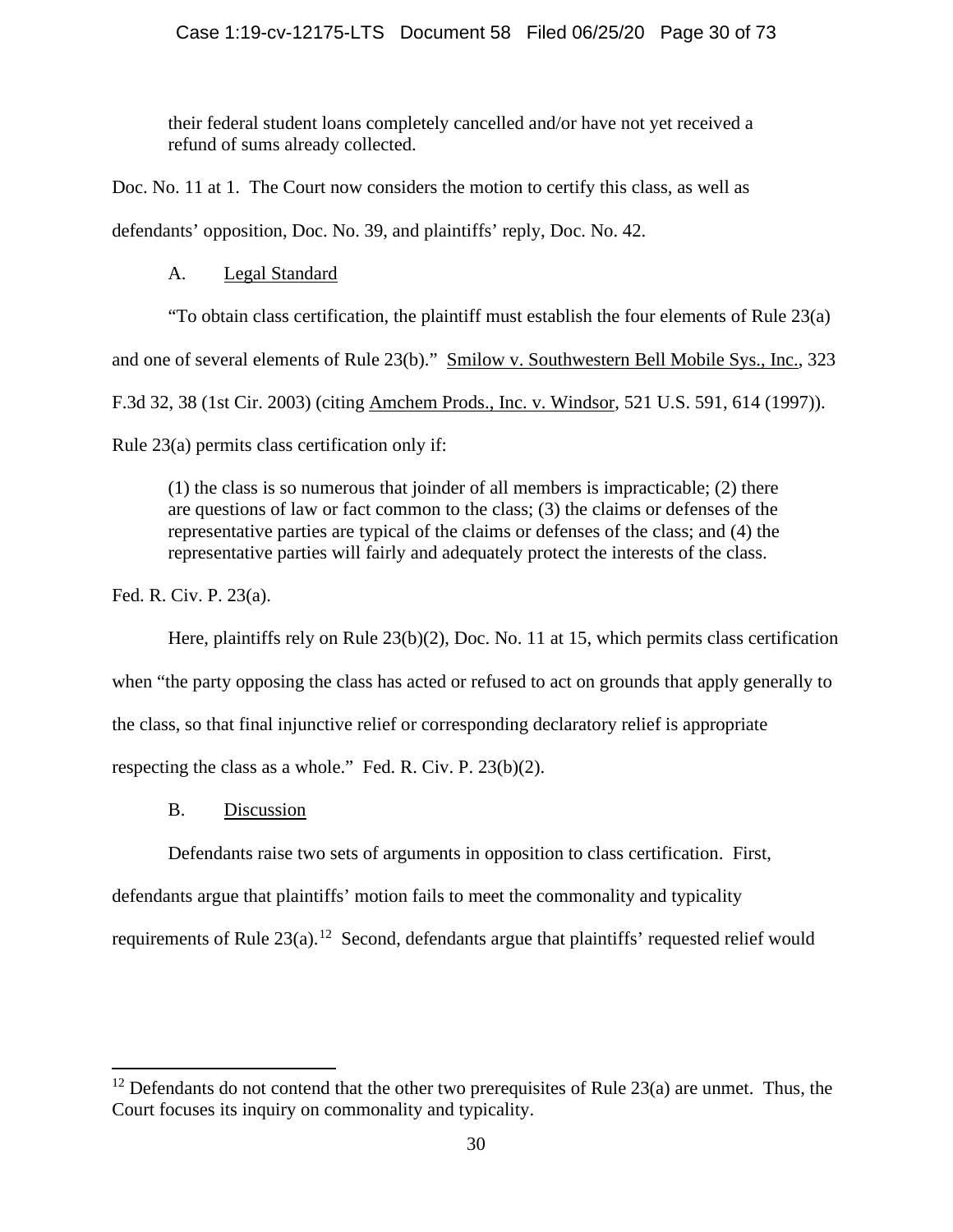> their federal student loans completely cancelled and/or have not yet received a refund of sums already collected.

Doc. No. 11 at 1. The Court now considers the motion to certify this class, as well as defendants' opposition, Doc. No. 39, and plaintiffs' reply, Doc. No. 42.

### A. Legal Standard

"To obtain class certification, the plaintiff must establish the four elements of Rule 23(a) and one of several elements of Rule 23(b)." Smilow v. Southwestern Bell Mobile Sys., Inc., 323 F.3d 32, 38 (1st Cir. 2003) (citing Amchem Prods., Inc. v. Windsor, 521 U.S. 591, 614 (1997)). Rule 23(a) permits class certification only if:

> (1) the class is so numerous that joinder of all members is impracticable; (2) there are questions of law or fact common to the class; (3) the claims or defenses of the representative parties are typical of the claims or defenses of the class; and (4) the representative parties will fairly and adequately protect the interests of the class.

Fed. R. Civ. P. 23(a).

Here, plaintiffs rely on Rule 23(b)(2), Doc. No. 11 at 15, which permits class certification when "the party opposing the class has acted or refused to act on grounds that apply generally to the class, so that final injunctive relief or corresponding declaratory relief is appropriate respecting the class as a whole." Fed. R. Civ. P. 23(b)(2).

### B. Discussion

Defendants raise two sets of arguments in opposition to class certification. First, defendants argue that plaintiffs' motion fails to meet the commonality and typicality requirements of Rule 23(a).[12] Second, defendants argue that plaintiffs' requested relief would

---

[12] Defendants do not contend that the other two prerequisites of Rule 23(a) are unmet. Thus, the Court focuses its inquiry on commonality and typicality.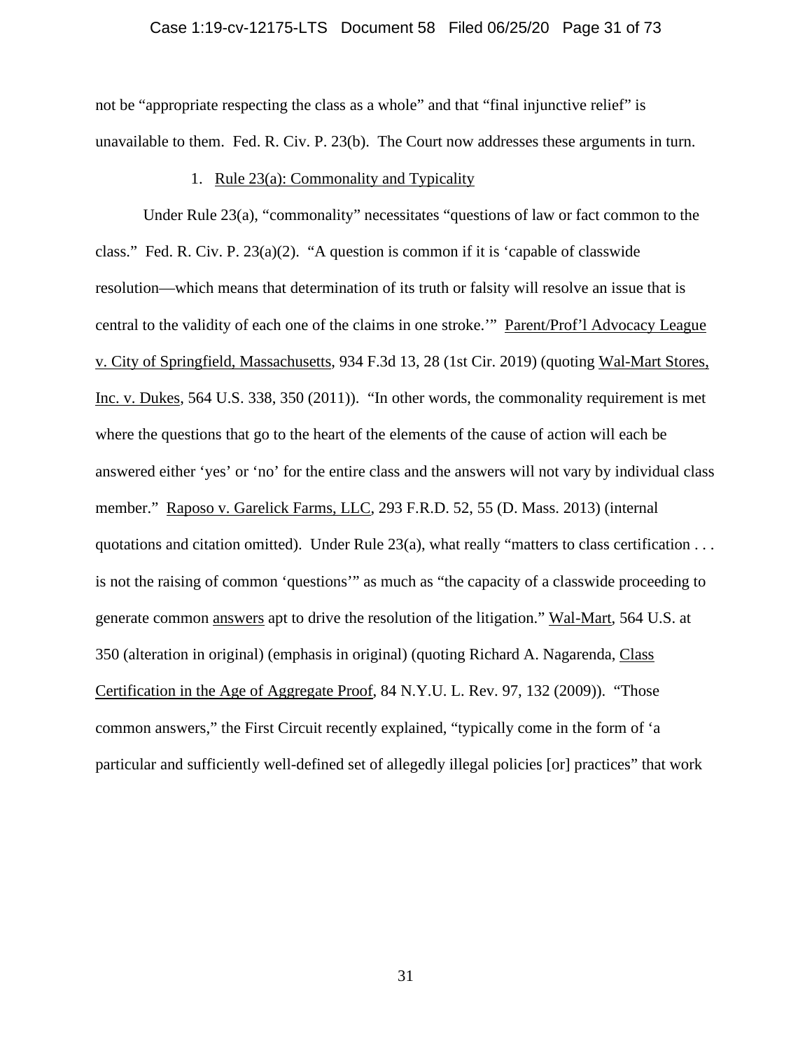not be "appropriate respecting the class as a whole" and that "final injunctive relief" is unavailable to them. Fed. R. Civ. P. 23(b). The Court now addresses these arguments in turn.

1. Rule 23(a): Commonality and Typicality

Under Rule 23(a), "commonality" necessitates "questions of law or fact common to the class." Fed. R. Civ. P. 23(a)(2). "A question is common if it is 'capable of classwide resolution—which means that determination of its truth or falsity will resolve an issue that is central to the validity of each one of the claims in one stroke.'" Parent/Prof'l Advocacy League v. City of Springfield, Massachusetts, 934 F.3d 13, 28 (1st Cir. 2019) (quoting Wal-Mart Stores, Inc. v. Dukes, 564 U.S. 338, 350 (2011)). "In other words, the commonality requirement is met where the questions that go to the heart of the elements of the cause of action will each be answered either 'yes' or 'no' for the entire class and the answers will not vary by individual class member." Raposo v. Garelick Farms, LLC, 293 F.R.D. 52, 55 (D. Mass. 2013) (internal quotations and citation omitted). Under Rule 23(a), what really "matters to class certification . . . is not the raising of common 'questions'" as much as "the capacity of a classwide proceeding to generate common answers apt to drive the resolution of the litigation." Wal-Mart, 564 U.S. at 350 (alteration in original) (emphasis in original) (quoting Richard A. Nagarenda, Class Certification in the Age of Aggregate Proof, 84 N.Y.U. L. Rev. 97, 132 (2009)). "Those common answers," the First Circuit recently explained, "typically come in the form of 'a particular and sufficiently well-defined set of allegedly illegal policies [or] practices" that work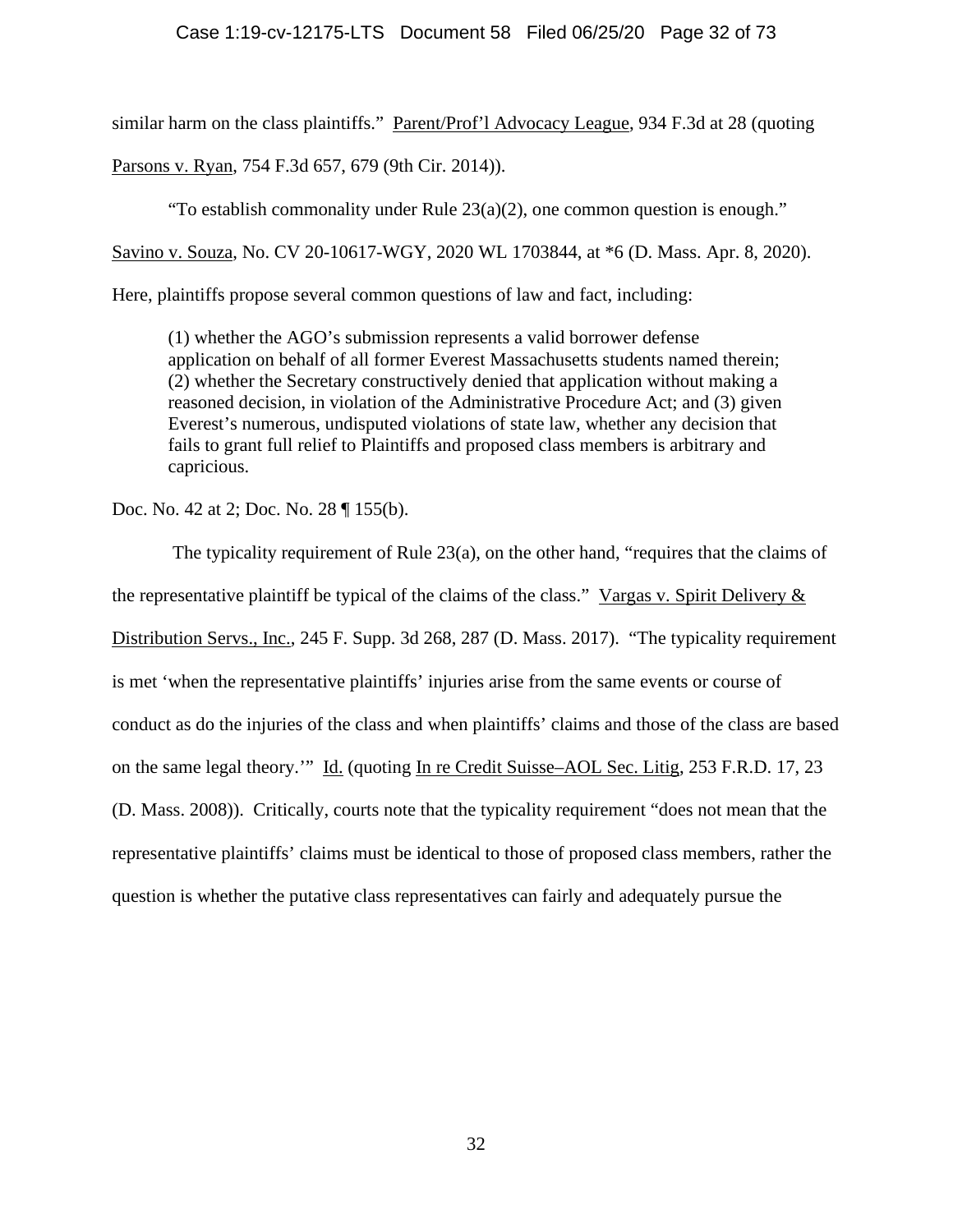similar harm on the class plaintiffs." Parent/Prof'l Advocacy League, 934 F.3d at 28 (quoting Parsons v. Ryan, 754 F.3d 657, 679 (9th Cir. 2014)).

"To establish commonality under Rule 23(a)(2), one common question is enough." Savino v. Souza, No. CV 20-10617-WGY, 2020 WL 1703844, at *6 (D. Mass. Apr. 8, 2020). Here, plaintiffs propose several common questions of law and fact, including:

> (1) whether the AGO's submission represents a valid borrower defense application on behalf of all former Everest Massachusetts students named therein; (2) whether the Secretary constructively denied that application without making a reasoned decision, in violation of the Administrative Procedure Act; and (3) given Everest's numerous, undisputed violations of state law, whether any decision that fails to grant full relief to Plaintiffs and proposed class members is arbitrary and capricious.

Doc. No. 42 at 2; Doc. No. 28 ¶ 155(b).

The typicality requirement of Rule 23(a), on the other hand, "requires that the claims of the representative plaintiff be typical of the claims of the class." Vargas v. Spirit Delivery & Distribution Servs., Inc., 245 F. Supp. 3d 268, 287 (D. Mass. 2017). "The typicality requirement is met 'when the representative plaintiffs' injuries arise from the same events or course of conduct as do the injuries of the class and when plaintiffs' claims and those of the class are based on the same legal theory.'" Id. (quoting In re Credit Suisse–AOL Sec. Litig, 253 F.R.D. 17, 23 (D. Mass. 2008)). Critically, courts note that the typicality requirement "does not mean that the representative plaintiffs' claims must be identical to those of proposed class members, rather the question is whether the putative class representatives can fairly and adequately pursue the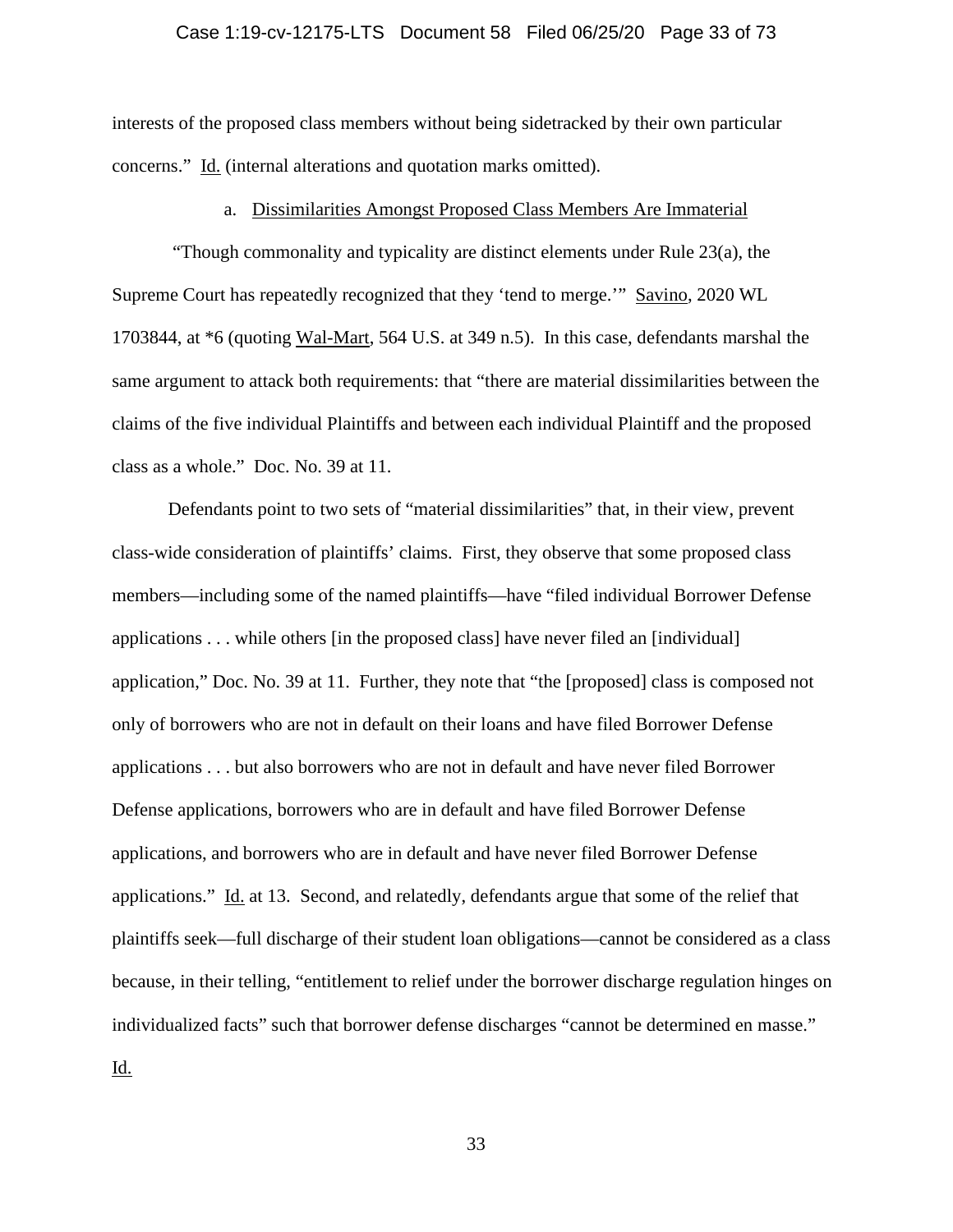interests of the proposed class members without being sidetracked by their own particular concerns." Id. (internal alterations and quotation marks omitted).

a. Dissimilarities Amongst Proposed Class Members Are Immaterial

"Though commonality and typicality are distinct elements under Rule 23(a), the Supreme Court has repeatedly recognized that they 'tend to merge.'" Savino, 2020 WL 1703844, at *6 (quoting Wal-Mart, 564 U.S. at 349 n.5). In this case, defendants marshal the same argument to attack both requirements: that "there are material dissimilarities between the claims of the five individual Plaintiffs and between each individual Plaintiff and the proposed class as a whole." Doc. No. 39 at 11.

Defendants point to two sets of "material dissimilarities" that, in their view, prevent class-wide consideration of plaintiffs' claims. First, they observe that some proposed class members—including some of the named plaintiffs—have "filed individual Borrower Defense applications . . . while others [in the proposed class] have never filed an [individual] application," Doc. No. 39 at 11. Further, they note that "the [proposed] class is composed not only of borrowers who are not in default on their loans and have filed Borrower Defense applications . . . but also borrowers who are not in default and have never filed Borrower Defense applications, borrowers who are in default and have filed Borrower Defense applications, and borrowers who are in default and have never filed Borrower Defense applications." Id. at 13. Second, and relatedly, defendants argue that some of the relief that plaintiffs seek—full discharge of their student loan obligations—cannot be considered as a class because, in their telling, "entitlement to relief under the borrower discharge regulation hinges on individualized facts" such that borrower defense discharges "cannot be determined en masse." Id.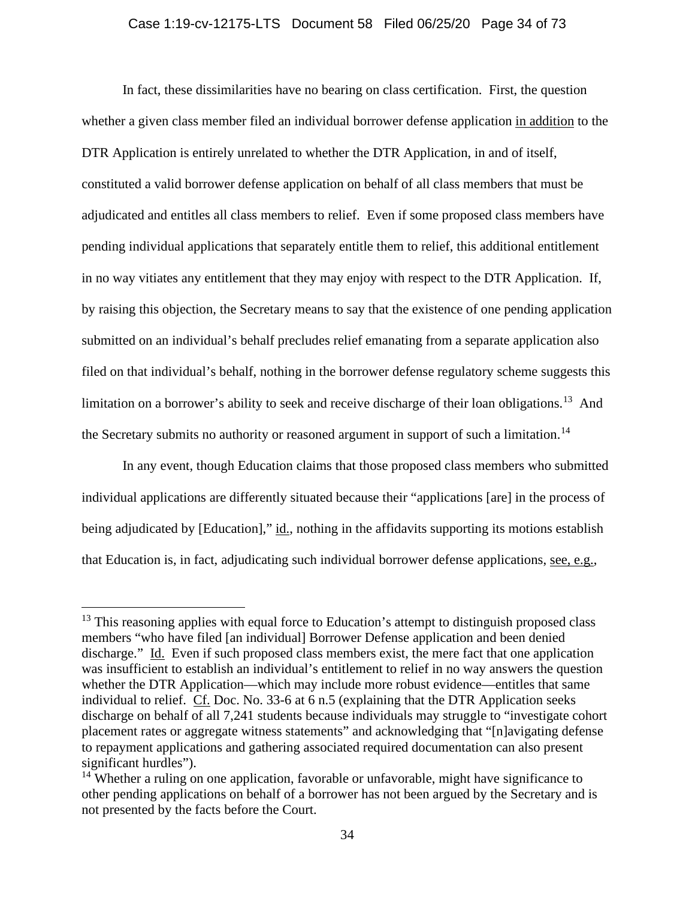In fact, these dissimilarities have no bearing on class certification. First, the question whether a given class member filed an individual borrower defense application in addition to the DTR Application is entirely unrelated to whether the DTR Application, in and of itself, constituted a valid borrower defense application on behalf of all class members that must be adjudicated and entitles all class members to relief. Even if some proposed class members have pending individual applications that separately entitle them to relief, this additional entitlement in no way vitiates any entitlement that they may enjoy with respect to the DTR Application. If, by raising this objection, the Secretary means to say that the existence of one pending application submitted on an individual's behalf precludes relief emanating from a separate application also filed on that individual's behalf, nothing in the borrower defense regulatory scheme suggests this limitation on a borrower's ability to seek and receive discharge of their loan obligations.[13] And the Secretary submits no authority or reasoned argument in support of such a limitation.[14]

In any event, though Education claims that those proposed class members who submitted individual applications are differently situated because their "applications [are] in the process of being adjudicated by [Education]," id., nothing in the affidavits supporting its motions establish that Education is, in fact, adjudicating such individual borrower defense applications, see, e.g.,

---

[13] This reasoning applies with equal force to Education's attempt to distinguish proposed class members "who have filed [an individual] Borrower Defense application and been denied discharge." Id. Even if such proposed class members exist, the mere fact that one application was insufficient to establish an individual's entitlement to relief in no way answers the question whether the DTR Application—which may include more robust evidence—entitles that same individual to relief. Cf. Doc. No. 33-6 at 6 n.5 (explaining that the DTR Application seeks discharge on behalf of all 7,241 students because individuals may struggle to "investigate cohort placement rates or aggregate witness statements" and acknowledging that "[n]avigating defense to repayment applications and gathering associated required documentation can also present significant hurdles").

[14] Whether a ruling on one application, favorable or unfavorable, might have significance to other pending applications on behalf of a borrower has not been argued by the Secretary and is not presented by the facts before the Court.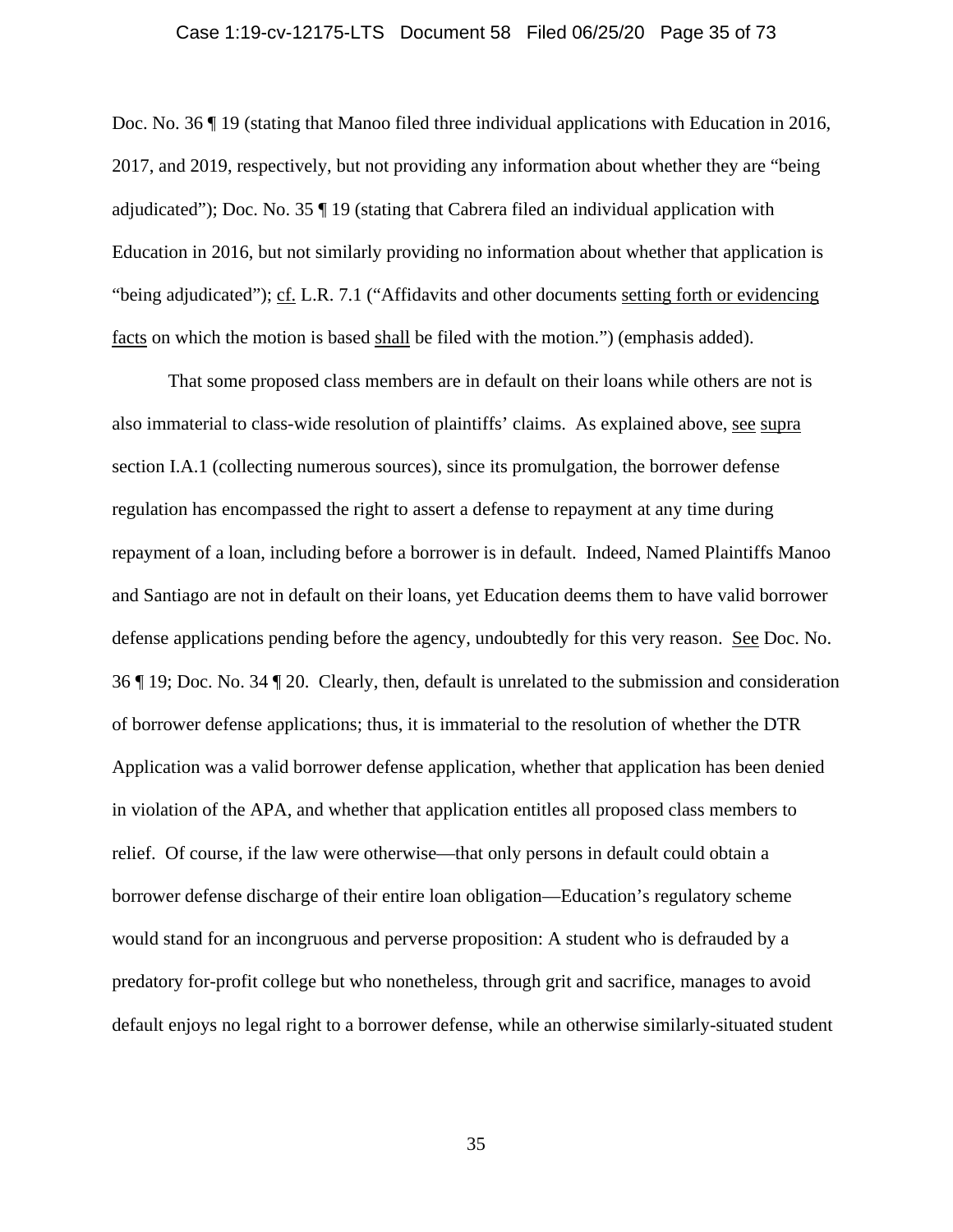Doc. No. 36 ¶ 19 (stating that Manoo filed three individual applications with Education in 2016, 2017, and 2019, respectively, but not providing any information about whether they are "being adjudicated"); Doc. No. 35 ¶ 19 (stating that Cabrera filed an individual application with Education in 2016, but not similarly providing no information about whether that application is "being adjudicated"); cf. L.R. 7.1 ("Affidavits and other documents setting forth or evidencing facts on which the motion is based shall be filed with the motion.") (emphasis added).

That some proposed class members are in default on their loans while others are not is also immaterial to class-wide resolution of plaintiffs' claims. As explained above, see supra section I.A.1 (collecting numerous sources), since its promulgation, the borrower defense regulation has encompassed the right to assert a defense to repayment at any time during repayment of a loan, including before a borrower is in default. Indeed, Named Plaintiffs Manoo and Santiago are not in default on their loans, yet Education deems them to have valid borrower defense applications pending before the agency, undoubtedly for this very reason. See Doc. No. 36 ¶ 19; Doc. No. 34 ¶ 20. Clearly, then, default is unrelated to the submission and consideration of borrower defense applications; thus, it is immaterial to the resolution of whether the DTR Application was a valid borrower defense application, whether that application has been denied in violation of the APA, and whether that application entitles all proposed class members to relief. Of course, if the law were otherwise—that only persons in default could obtain a borrower defense discharge of their entire loan obligation—Education's regulatory scheme would stand for an incongruous and perverse proposition: A student who is defrauded by a predatory for-profit college but who nonetheless, through grit and sacrifice, manages to avoid default enjoys no legal right to a borrower defense, while an otherwise similarly-situated student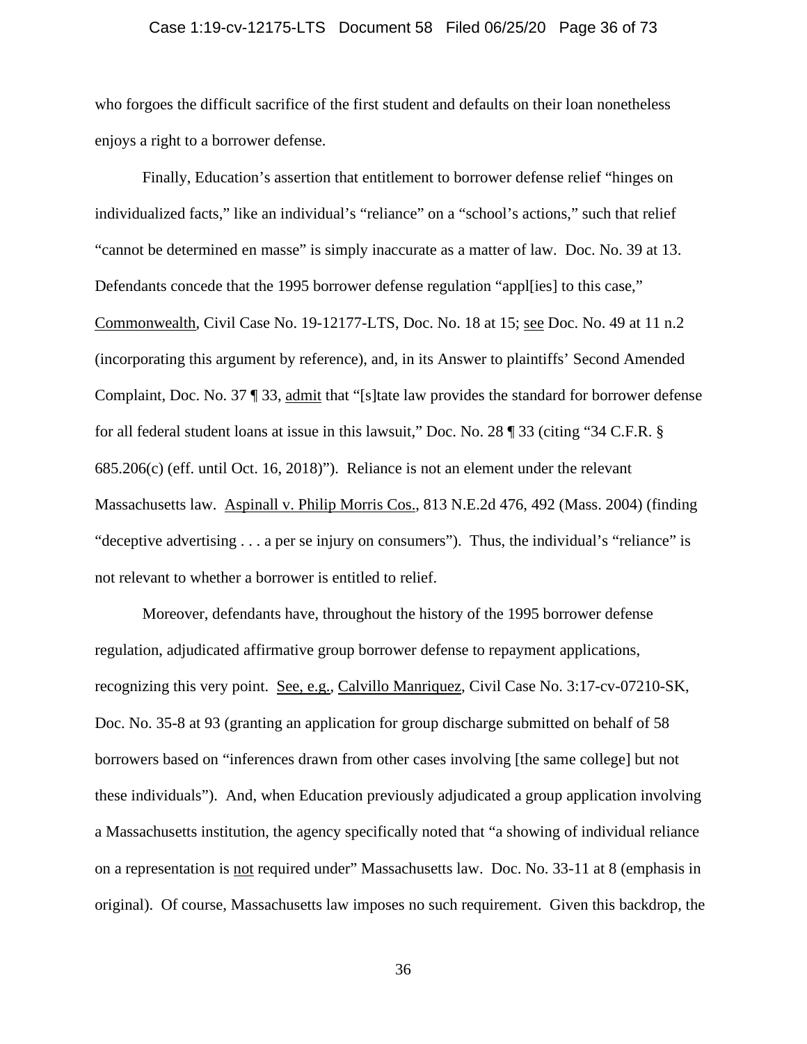who forgoes the difficult sacrifice of the first student and defaults on their loan nonetheless enjoys a right to a borrower defense.

Finally, Education's assertion that entitlement to borrower defense relief "hinges on individualized facts," like an individual's "reliance" on a "school's actions," such that relief "cannot be determined en masse" is simply inaccurate as a matter of law. Doc. No. 39 at 13. Defendants concede that the 1995 borrower defense regulation "appl[ies] to this case," Commonwealth, Civil Case No. 19-12177-LTS, Doc. No. 18 at 15; see Doc. No. 49 at 11 n.2 (incorporating this argument by reference), and, in its Answer to plaintiffs' Second Amended Complaint, Doc. No. 37 ¶ 33, admit that "[s]tate law provides the standard for borrower defense for all federal student loans at issue in this lawsuit," Doc. No. 28 ¶ 33 (citing "34 C.F.R. § 685.206(c) (eff. until Oct. 16, 2018)"). Reliance is not an element under the relevant Massachusetts law. Aspinall v. Philip Morris Cos., 813 N.E.2d 476, 492 (Mass. 2004) (finding "deceptive advertising . . . a per se injury on consumers"). Thus, the individual's "reliance" is not relevant to whether a borrower is entitled to relief.

Moreover, defendants have, throughout the history of the 1995 borrower defense regulation, adjudicated affirmative group borrower defense to repayment applications, recognizing this very point. See, e.g., Calvillo Manriquez, Civil Case No. 3:17-cv-07210-SK, Doc. No. 35-8 at 93 (granting an application for group discharge submitted on behalf of 58 borrowers based on "inferences drawn from other cases involving [the same college] but not these individuals"). And, when Education previously adjudicated a group application involving a Massachusetts institution, the agency specifically noted that "a showing of individual reliance on a representation is not required under" Massachusetts law. Doc. No. 33-11 at 8 (emphasis in original). Of course, Massachusetts law imposes no such requirement. Given this backdrop, the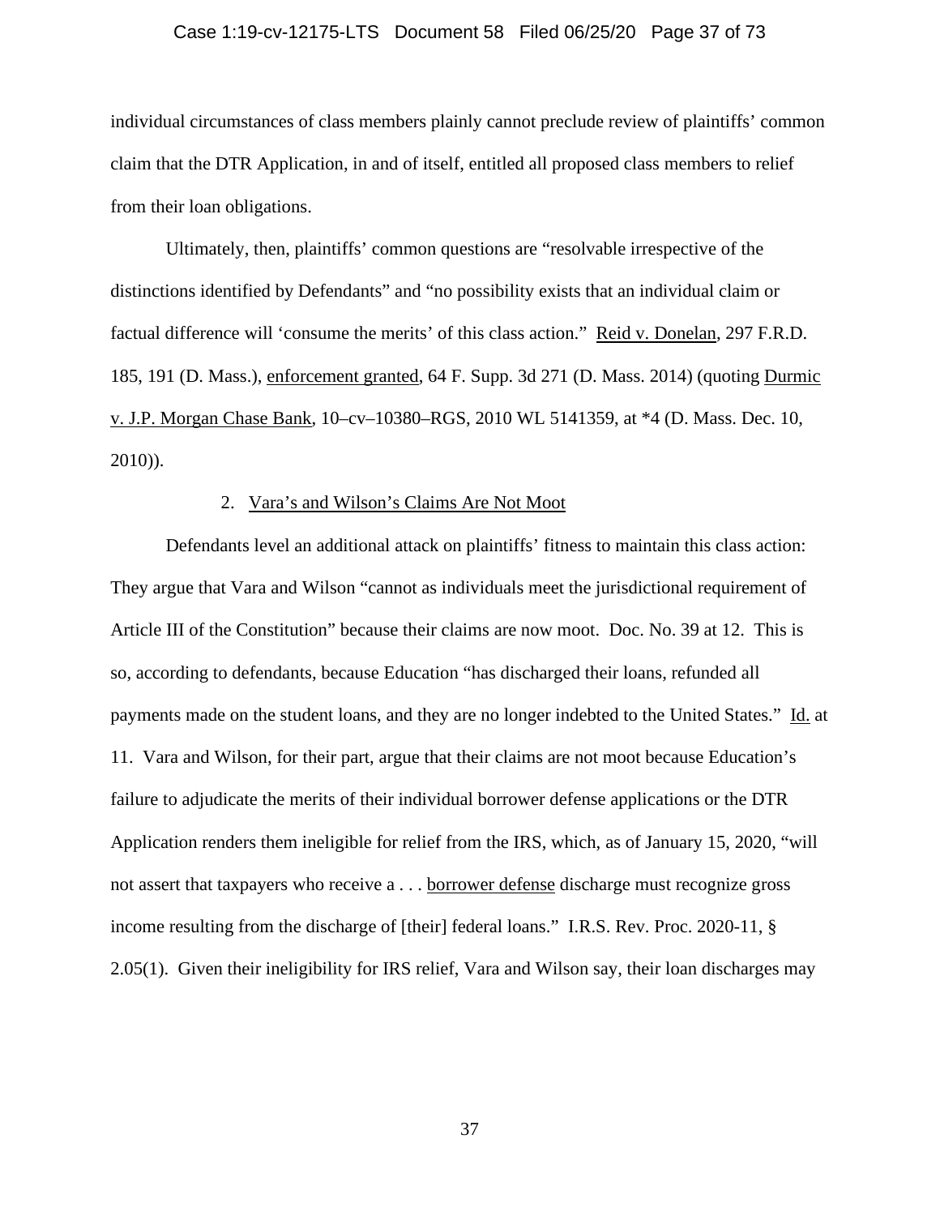individual circumstances of class members plainly cannot preclude review of plaintiffs' common claim that the DTR Application, in and of itself, entitled all proposed class members to relief from their loan obligations.

Ultimately, then, plaintiffs' common questions are "resolvable irrespective of the distinctions identified by Defendants" and "no possibility exists that an individual claim or factual difference will 'consume the merits' of this class action." Reid v. Donelan, 297 F.R.D. 185, 191 (D. Mass.), enforcement granted, 64 F. Supp. 3d 271 (D. Mass. 2014) (quoting Durmic v. J.P. Morgan Chase Bank, 10–cv–10380–RGS, 2010 WL 5141359, at *4 (D. Mass. Dec. 10, 2010)).

## 2. Vara's and Wilson's Claims Are Not Moot

Defendants level an additional attack on plaintiffs' fitness to maintain this class action: They argue that Vara and Wilson "cannot as individuals meet the jurisdictional requirement of Article III of the Constitution" because their claims are now moot. Doc. No. 39 at 12. This is so, according to defendants, because Education "has discharged their loans, refunded all payments made on the student loans, and they are no longer indebted to the United States." Id. at 11. Vara and Wilson, for their part, argue that their claims are not moot because Education's failure to adjudicate the merits of their individual borrower defense applications or the DTR Application renders them ineligible for relief from the IRS, which, as of January 15, 2020, "will not assert that taxpayers who receive a . . . borrower defense discharge must recognize gross income resulting from the discharge of [their] federal loans." I.R.S. Rev. Proc. 2020-11, § 2.05(1). Given their ineligibility for IRS relief, Vara and Wilson say, their loan discharges may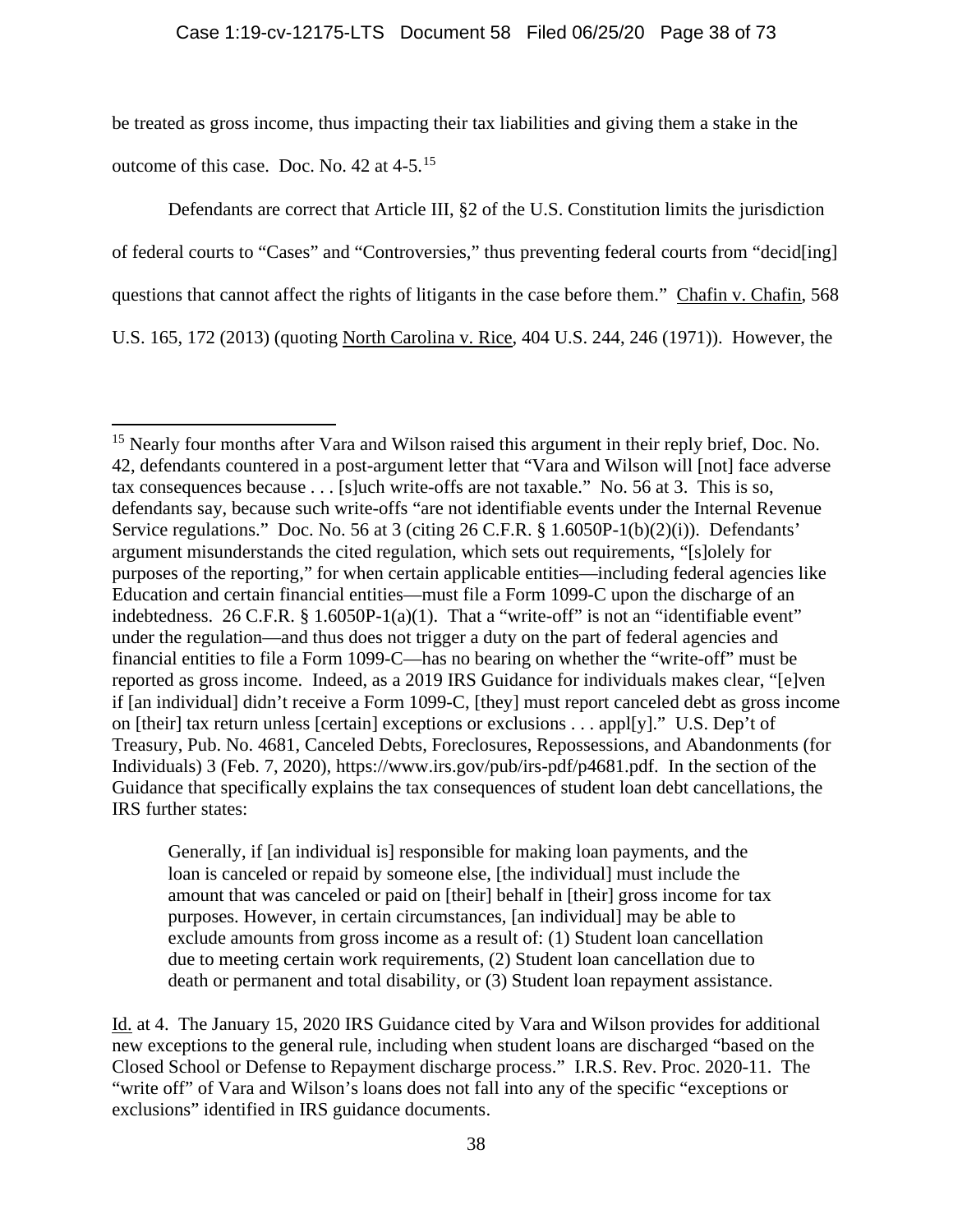be treated as gross income, thus impacting their tax liabilities and giving them a stake in the outcome of this case. Doc. No. 42 at 4-5.[15]

Defendants are correct that Article III, §2 of the U.S. Constitution limits the jurisdiction of federal courts to "Cases" and "Controversies," thus preventing federal courts from "decid[ing] questions that cannot affect the rights of litigants in the case before them." Chafin v. Chafin, 568 U.S. 165, 172 (2013) (quoting North Carolina v. Rice, 404 U.S. 244, 246 (1971)). However, the

---

[15] Nearly four months after Vara and Wilson raised this argument in their reply brief, Doc. No. 42, defendants countered in a post-argument letter that "Vara and Wilson will [not] face adverse tax consequences because . . . [s]uch write-offs are not taxable." No. 56 at 3. This is so, defendants say, because such write-offs "are not identifiable events under the Internal Revenue Service regulations." Doc. No. 56 at 3 (citing 26 C.F.R. § 1.6050P-1(b)(2)(i)). Defendants' argument misunderstands the cited regulation, which sets out requirements, "[s]olely for purposes of the reporting," for when certain applicable entities—including federal agencies like Education and certain financial entities—must file a Form 1099-C upon the discharge of an indebtedness. 26 C.F.R. § 1.6050P-1(a)(1). That a "write-off" is not an "identifiable event" under the regulation—and thus does not trigger a duty on the part of federal agencies and financial entities to file a Form 1099-C—has no bearing on whether the "write-off" must be reported as gross income. Indeed, as a 2019 IRS Guidance for individuals makes clear, "[e]ven if [an individual] didn't receive a Form 1099-C, [they] must report canceled debt as gross income on [their] tax return unless [certain] exceptions or exclusions . . . appl[y]." U.S. Dep't of Treasury, Pub. No. 4681, Canceled Debts, Foreclosures, Repossessions, and Abandonments (for Individuals) 3 (Feb. 7, 2020), https://www.irs.gov/pub/irs-pdf/p4681.pdf. In the section of the Guidance that specifically explains the tax consequences of student loan debt cancellations, the IRS further states:

> Generally, if [an individual is] responsible for making loan payments, and the loan is canceled or repaid by someone else, [the individual] must include the amount that was canceled or paid on [their] behalf in [their] gross income for tax purposes. However, in certain circumstances, [an individual] may be able to exclude amounts from gross income as a result of: (1) Student loan cancellation due to meeting certain work requirements, (2) Student loan cancellation due to death or permanent and total disability, or (3) Student loan repayment assistance.

Id. at 4. The January 15, 2020 IRS Guidance cited by Vara and Wilson provides for additional new exceptions to the general rule, including when student loans are discharged "based on the Closed School or Defense to Repayment discharge process." I.R.S. Rev. Proc. 2020-11. The "write off" of Vara and Wilson's loans does not fall into any of the specific "exceptions or exclusions" identified in IRS guidance documents.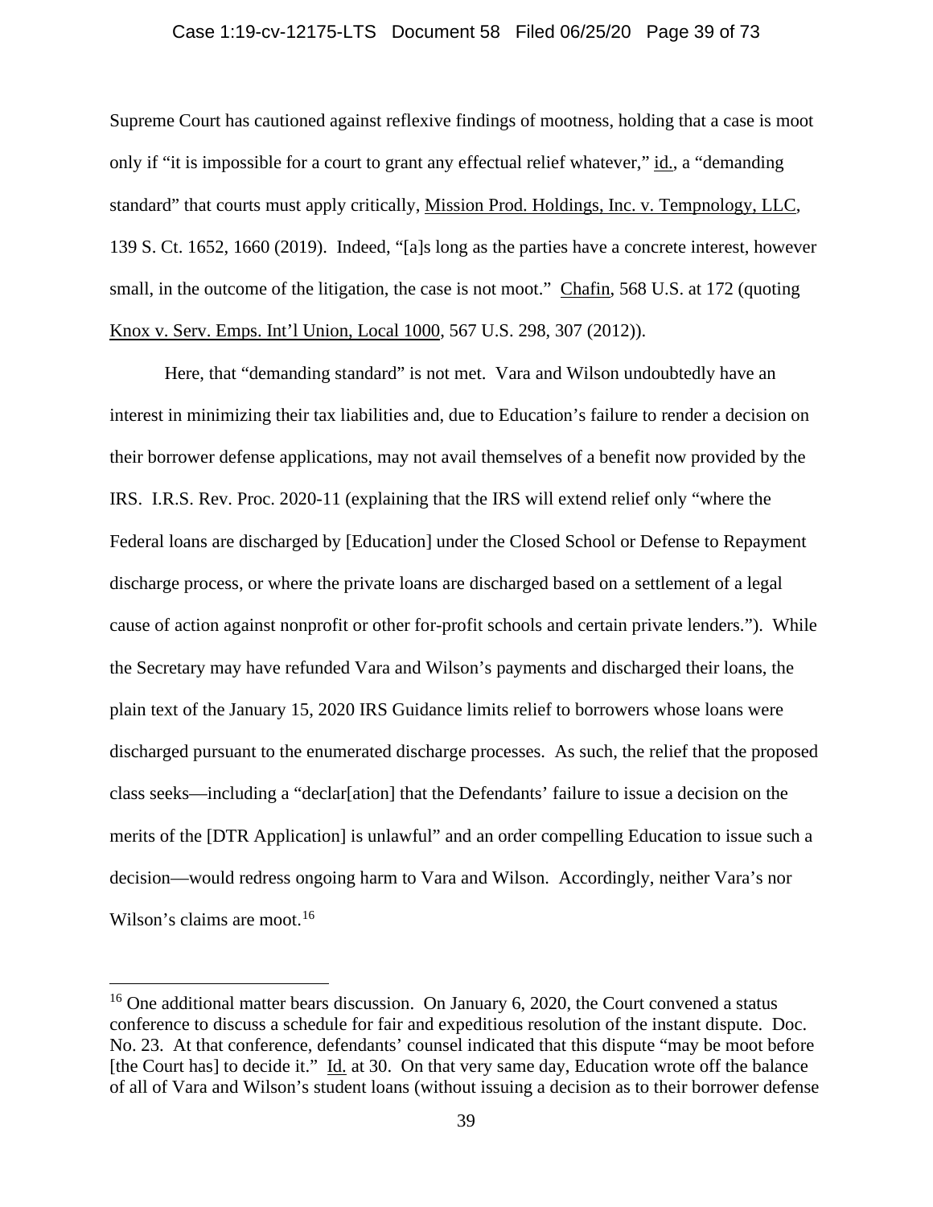Supreme Court has cautioned against reflexive findings of mootness, holding that a case is moot only if "it is impossible for a court to grant any effectual relief whatever," id., a "demanding standard" that courts must apply critically, Mission Prod. Holdings, Inc. v. Tempnology, LLC, 139 S. Ct. 1652, 1660 (2019). Indeed, "[a]s long as the parties have a concrete interest, however small, in the outcome of the litigation, the case is not moot." Chafin, 568 U.S. at 172 (quoting Knox v. Serv. Emps. Int'l Union, Local 1000, 567 U.S. 298, 307 (2012)).

Here, that "demanding standard" is not met. Vara and Wilson undoubtedly have an interest in minimizing their tax liabilities and, due to Education's failure to render a decision on their borrower defense applications, may not avail themselves of a benefit now provided by the IRS. I.R.S. Rev. Proc. 2020-11 (explaining that the IRS will extend relief only "where the Federal loans are discharged by [Education] under the Closed School or Defense to Repayment discharge process, or where the private loans are discharged based on a settlement of a legal cause of action against nonprofit or other for-profit schools and certain private lenders."). While the Secretary may have refunded Vara and Wilson's payments and discharged their loans, the plain text of the January 15, 2020 IRS Guidance limits relief to borrowers whose loans were discharged pursuant to the enumerated discharge processes. As such, the relief that the proposed class seeks—including a "declar[ation] that the Defendants' failure to issue a decision on the merits of the [DTR Application] is unlawful" and an order compelling Education to issue such a decision—would redress ongoing harm to Vara and Wilson. Accordingly, neither Vara's nor Wilson's claims are moot.[16]

[16] One additional matter bears discussion. On January 6, 2020, the Court convened a status conference to discuss a schedule for fair and expeditious resolution of the instant dispute. Doc. No. 23. At that conference, defendants' counsel indicated that this dispute "may be moot before [the Court has] to decide it." Id. at 30. On that very same day, Education wrote off the balance of all of Vara and Wilson's student loans (without issuing a decision as to their borrower defense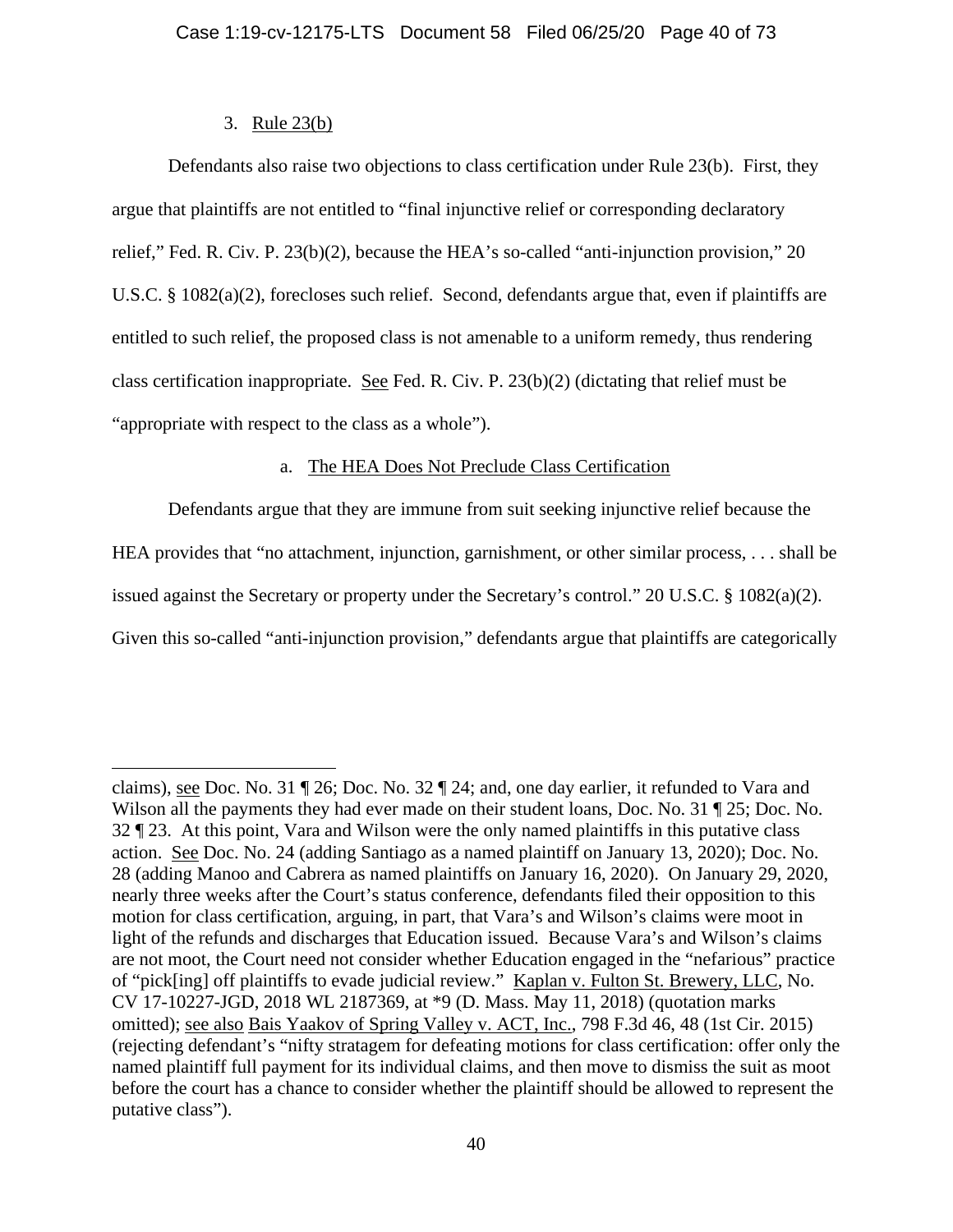3. Rule 23(b)

Defendants also raise two objections to class certification under Rule 23(b). First, they argue that plaintiffs are not entitled to "final injunctive relief or corresponding declaratory relief," Fed. R. Civ. P. 23(b)(2), because the HEA's so-called "anti-injunction provision," 20 U.S.C. § 1082(a)(2), forecloses such relief. Second, defendants argue that, even if plaintiffs are entitled to such relief, the proposed class is not amenable to a uniform remedy, thus rendering class certification inappropriate. See Fed. R. Civ. P. 23(b)(2) (dictating that relief must be "appropriate with respect to the class as a whole").

a. The HEA Does Not Preclude Class Certification

Defendants argue that they are immune from suit seeking injunctive relief because the HEA provides that "no attachment, injunction, garnishment, or other similar process, . . . shall be issued against the Secretary or property under the Secretary's control." 20 U.S.C. § 1082(a)(2). Given this so-called "anti-injunction provision," defendants argue that plaintiffs are categorically

---

claims), see Doc. No. 31 ¶ 26; Doc. No. 32 ¶ 24; and, one day earlier, it refunded to Vara and Wilson all the payments they had ever made on their student loans, Doc. No. 31 ¶ 25; Doc. No. 32 ¶ 23. At this point, Vara and Wilson were the only named plaintiffs in this putative class action. See Doc. No. 24 (adding Santiago as a named plaintiff on January 13, 2020); Doc. No. 28 (adding Manoo and Cabrera as named plaintiffs on January 16, 2020). On January 29, 2020, nearly three weeks after the Court's status conference, defendants filed their opposition to this motion for class certification, arguing, in part, that Vara's and Wilson's claims were moot in light of the refunds and discharges that Education issued. Because Vara's and Wilson's claims are not moot, the Court need not consider whether Education engaged in the "nefarious" practice of "pick[ing] off plaintiffs to evade judicial review." Kaplan v. Fulton St. Brewery, LLC, No. CV 17-10227-JGD, 2018 WL 2187369, at *9 (D. Mass. May 11, 2018) (quotation marks omitted); see also Bais Yaakov of Spring Valley v. ACT, Inc., 798 F.3d 46, 48 (1st Cir. 2015) (rejecting defendant's "nifty stratagem for defeating motions for class certification: offer only the named plaintiff full payment for its individual claims, and then move to dismiss the suit as moot before the court has a chance to consider whether the plaintiff should be allowed to represent the putative class").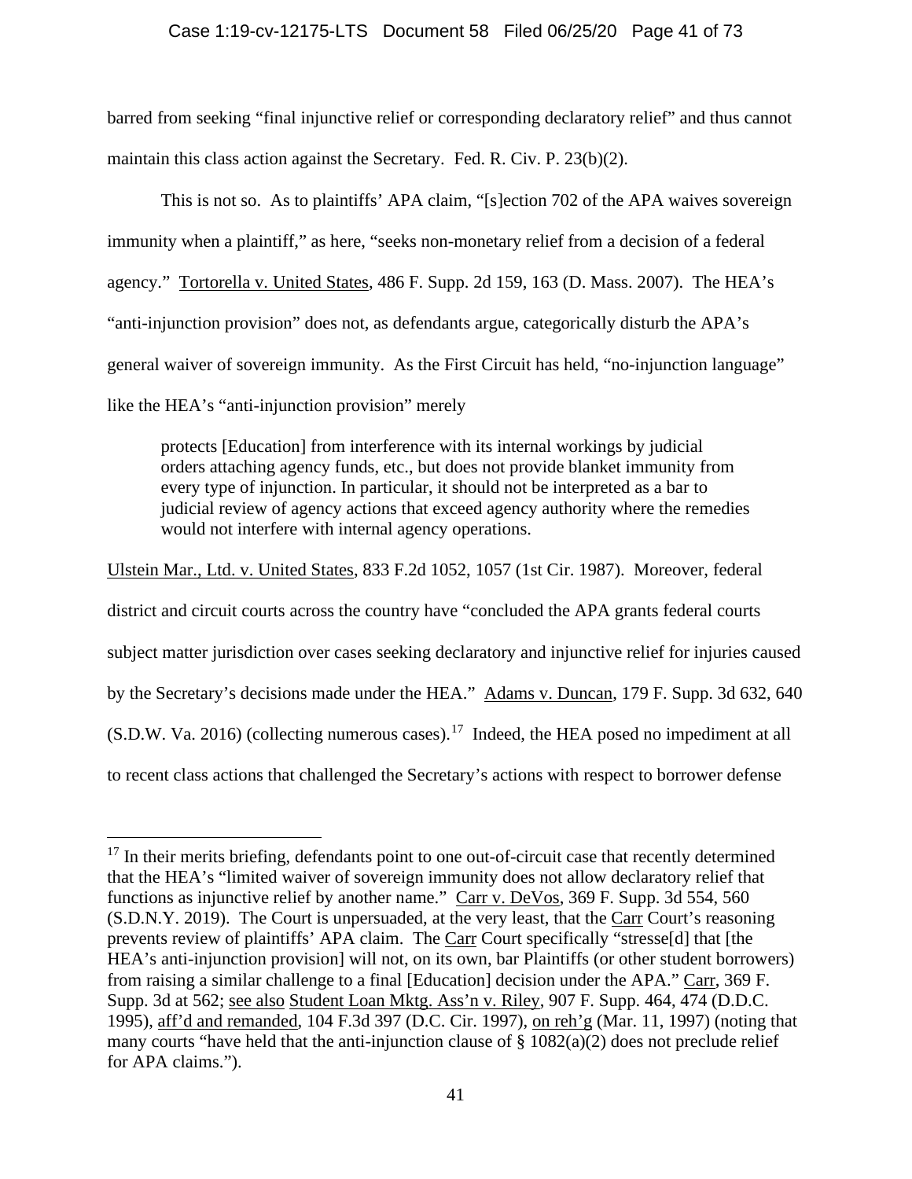barred from seeking "final injunctive relief or corresponding declaratory relief" and thus cannot maintain this class action against the Secretary. Fed. R. Civ. P. 23(b)(2).

This is not so. As to plaintiffs' APA claim, "[s]ection 702 of the APA waives sovereign immunity when a plaintiff," as here, "seeks non-monetary relief from a decision of a federal agency." Tortorella v. United States, 486 F. Supp. 2d 159, 163 (D. Mass. 2007). The HEA's "anti-injunction provision" does not, as defendants argue, categorically disturb the APA's general waiver of sovereign immunity. As the First Circuit has held, "no-injunction language" like the HEA's "anti-injunction provision" merely

> protects [Education] from interference with its internal workings by judicial orders attaching agency funds, etc., but does not provide blanket immunity from every type of injunction. In particular, it should not be interpreted as a bar to judicial review of agency actions that exceed agency authority where the remedies would not interfere with internal agency operations.

Ulstein Mar., Ltd. v. United States, 833 F.2d 1052, 1057 (1st Cir. 1987). Moreover, federal district and circuit courts across the country have "concluded the APA grants federal courts subject matter jurisdiction over cases seeking declaratory and injunctive relief for injuries caused by the Secretary's decisions made under the HEA." Adams v. Duncan, 179 F. Supp. 3d 632, 640 (S.D.W. Va. 2016) (collecting numerous cases).[17] Indeed, the HEA posed no impediment at all to recent class actions that challenged the Secretary's actions with respect to borrower defense

---

[17] In their merits briefing, defendants point to one out-of-circuit case that recently determined that the HEA's "limited waiver of sovereign immunity does not allow declaratory relief that functions as injunctive relief by another name." Carr v. DeVos, 369 F. Supp. 3d 554, 560 (S.D.N.Y. 2019). The Court is unpersuaded, at the very least, that the Carr Court's reasoning prevents review of plaintiffs' APA claim. The Carr Court specifically "stresse[d] that [the HEA's anti-injunction provision] will not, on its own, bar Plaintiffs (or other student borrowers) from raising a similar challenge to a final [Education] decision under the APA." Carr, 369 F. Supp. 3d at 562; see also Student Loan Mktg. Ass'n v. Riley, 907 F. Supp. 464, 474 (D.D.C. 1995), aff'd and remanded, 104 F.3d 397 (D.C. Cir. 1997), on reh'g (Mar. 11, 1997) (noting that many courts "have held that the anti-injunction clause of § 1082(a)(2) does not preclude relief for APA claims.").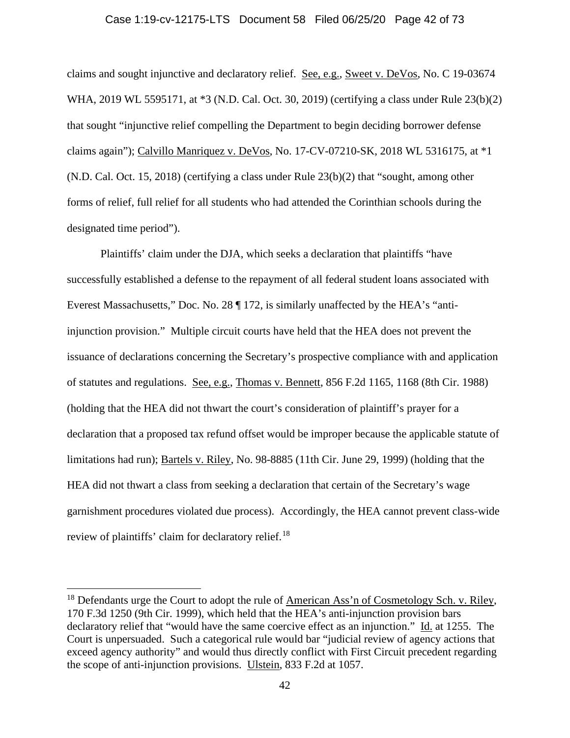claims and sought injunctive and declaratory relief. See, e.g., Sweet v. DeVos, No. C 19-03674 WHA, 2019 WL 5595171, at *3 (N.D. Cal. Oct. 30, 2019) (certifying a class under Rule 23(b)(2) that sought "injunctive relief compelling the Department to begin deciding borrower defense claims again"); Calvillo Manriquez v. DeVos, No. 17-CV-07210-SK, 2018 WL 5316175, at *1 (N.D. Cal. Oct. 15, 2018) (certifying a class under Rule 23(b)(2) that "sought, among other forms of relief, full relief for all students who had attended the Corinthian schools during the designated time period").

Plaintiffs' claim under the DJA, which seeks a declaration that plaintiffs "have successfully established a defense to the repayment of all federal student loans associated with Everest Massachusetts," Doc. No. 28 ¶ 172, is similarly unaffected by the HEA's "anti-injunction provision." Multiple circuit courts have held that the HEA does not prevent the issuance of declarations concerning the Secretary's prospective compliance with and application of statutes and regulations. See, e.g., Thomas v. Bennett, 856 F.2d 1165, 1168 (8th Cir. 1988) (holding that the HEA did not thwart the court's consideration of plaintiff's prayer for a declaration that a proposed tax refund offset would be improper because the applicable statute of limitations had run); Bartels v. Riley, No. 98-8885 (11th Cir. June 29, 1999) (holding that the HEA did not thwart a class from seeking a declaration that certain of the Secretary's wage garnishment procedures violated due process). Accordingly, the HEA cannot prevent class-wide review of plaintiffs' claim for declaratory relief.[18]

---

[18] Defendants urge the Court to adopt the rule of American Ass'n of Cosmetology Sch. v. Riley, 170 F.3d 1250 (9th Cir. 1999), which held that the HEA's anti-injunction provision bars declaratory relief that "would have the same coercive effect as an injunction." Id. at 1255. The Court is unpersuaded. Such a categorical rule would bar "judicial review of agency actions that exceed agency authority" and would thus directly conflict with First Circuit precedent regarding the scope of anti-injunction provisions. Ulstein, 833 F.2d at 1057.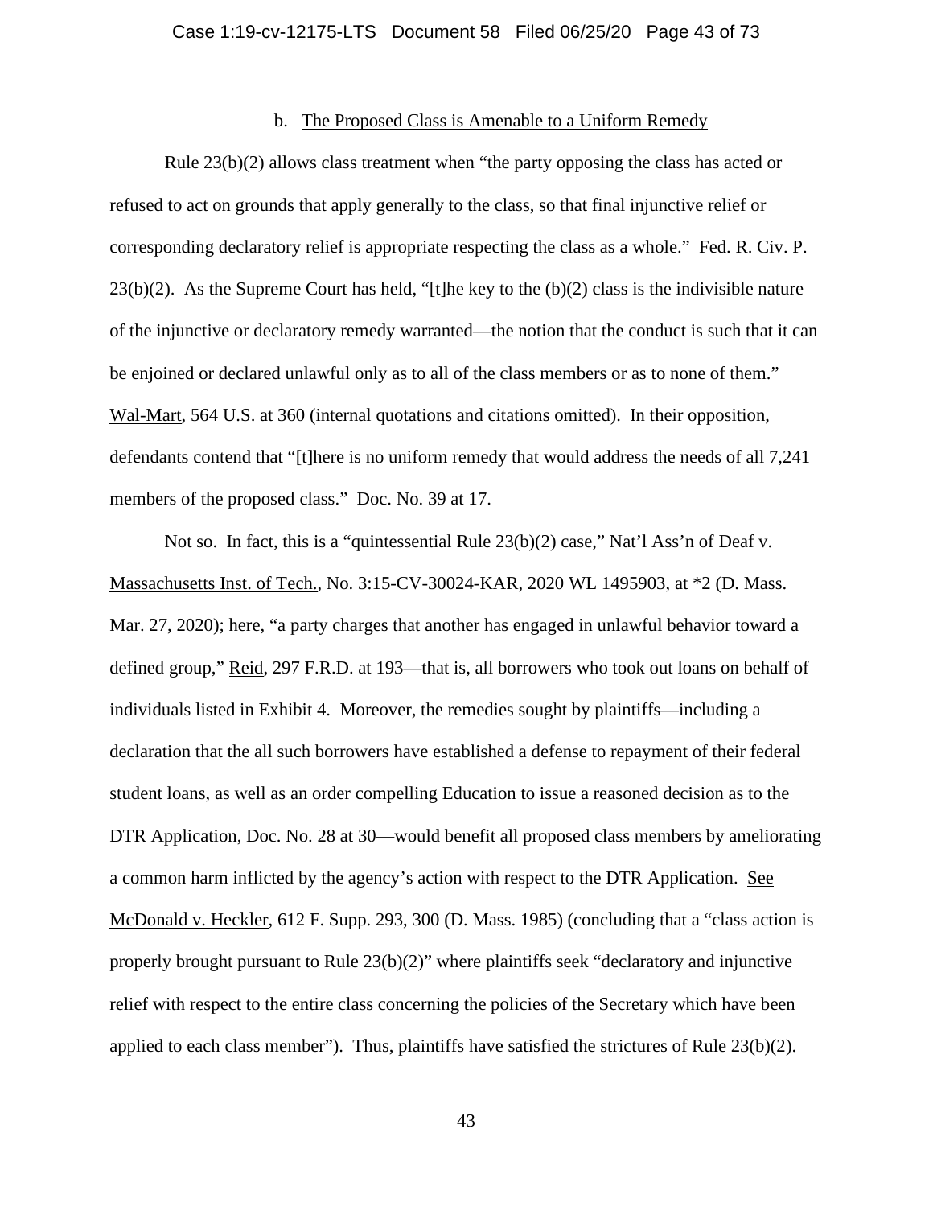#### b. The Proposed Class is Amenable to a Uniform Remedy

Rule 23(b)(2) allows class treatment when "the party opposing the class has acted or refused to act on grounds that apply generally to the class, so that final injunctive relief or corresponding declaratory relief is appropriate respecting the class as a whole." Fed. R. Civ. P. 23(b)(2). As the Supreme Court has held, "[t]he key to the (b)(2) class is the indivisible nature of the injunctive or declaratory remedy warranted—the notion that the conduct is such that it can be enjoined or declared unlawful only as to all of the class members or as to none of them." Wal-Mart, 564 U.S. at 360 (internal quotations and citations omitted). In their opposition, defendants contend that "[t]here is no uniform remedy that would address the needs of all 7,241 members of the proposed class." Doc. No. 39 at 17.

Not so. In fact, this is a "quintessential Rule 23(b)(2) case," Nat'l Ass'n of Deaf v. Massachusetts Inst. of Tech., No. 3:15-CV-30024-KAR, 2020 WL 1495903, at *2 (D. Mass. Mar. 27, 2020); here, "a party charges that another has engaged in unlawful behavior toward a defined group," Reid, 297 F.R.D. at 193—that is, all borrowers who took out loans on behalf of individuals listed in Exhibit 4. Moreover, the remedies sought by plaintiffs—including a declaration that the all such borrowers have established a defense to repayment of their federal student loans, as well as an order compelling Education to issue a reasoned decision as to the DTR Application, Doc. No. 28 at 30—would benefit all proposed class members by ameliorating a common harm inflicted by the agency's action with respect to the DTR Application. See McDonald v. Heckler, 612 F. Supp. 293, 300 (D. Mass. 1985) (concluding that a "class action is properly brought pursuant to Rule 23(b)(2)" where plaintiffs seek "declaratory and injunctive relief with respect to the entire class concerning the policies of the Secretary which have been applied to each class member"). Thus, plaintiffs have satisfied the strictures of Rule 23(b)(2).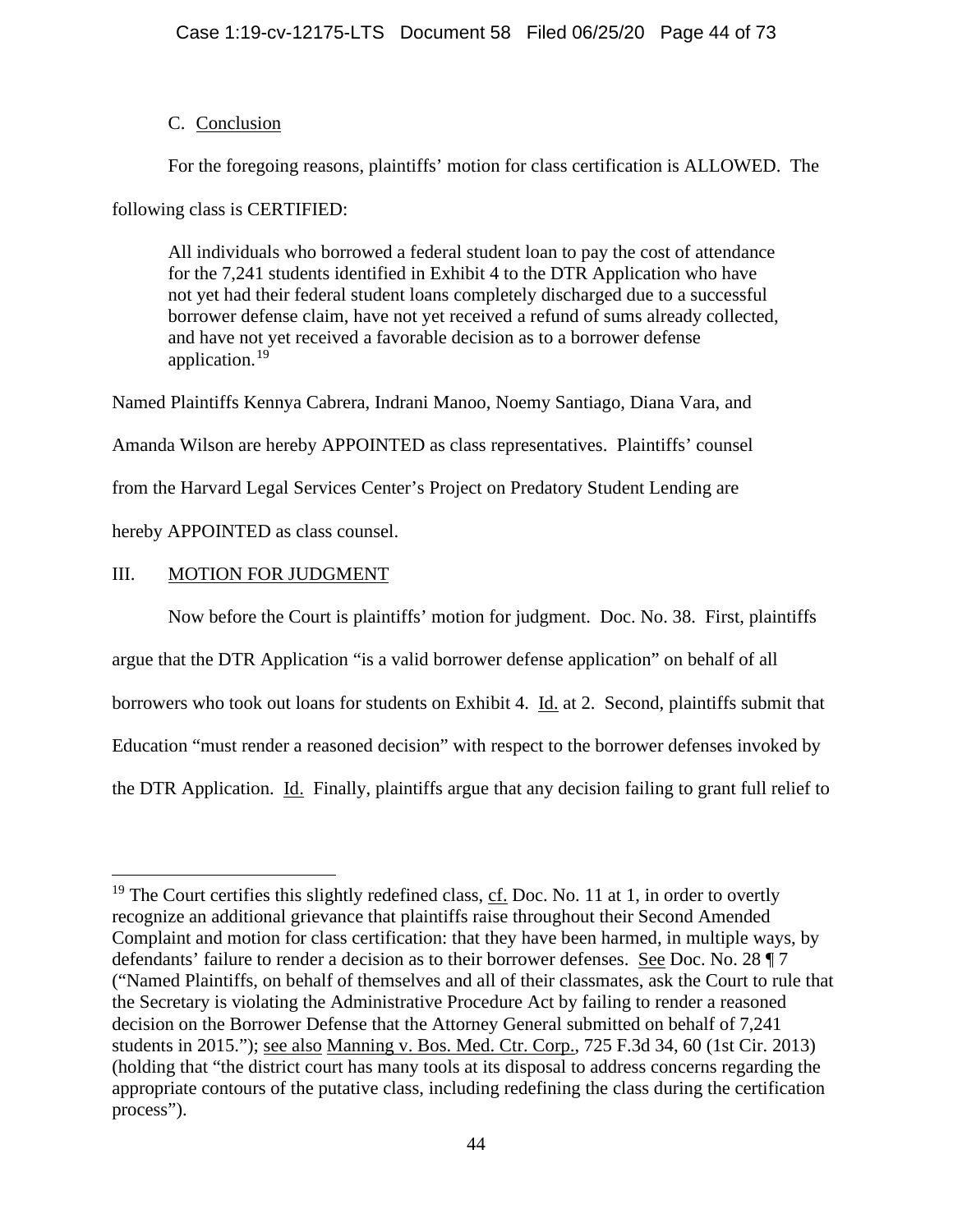### C. Conclusion

For the foregoing reasons, plaintiffs' motion for class certification is ALLOWED. The following class is CERTIFIED:

> All individuals who borrowed a federal student loan to pay the cost of attendance for the 7,241 students identified in Exhibit 4 to the DTR Application who have not yet had their federal student loans completely discharged due to a successful borrower defense claim, have not yet received a refund of sums already collected, and have not yet received a favorable decision as to a borrower defense application.[19]

Named Plaintiffs Kennya Cabrera, Indrani Manoo, Noemy Santiago, Diana Vara, and Amanda Wilson are hereby APPOINTED as class representatives. Plaintiffs' counsel from the Harvard Legal Services Center's Project on Predatory Student Lending are hereby APPOINTED as class counsel.

## III. MOTION FOR JUDGMENT

Now before the Court is plaintiffs' motion for judgment. Doc. No. 38. First, plaintiffs argue that the DTR Application "is a valid borrower defense application" on behalf of all borrowers who took out loans for students on Exhibit 4. Id. at 2. Second, plaintiffs submit that Education "must render a reasoned decision" with respect to the borrower defenses invoked by the DTR Application. Id. Finally, plaintiffs argue that any decision failing to grant full relief to

---

[19] The Court certifies this slightly redefined class, cf. Doc. No. 11 at 1, in order to overtly recognize an additional grievance that plaintiffs raise throughout their Second Amended Complaint and motion for class certification: that they have been harmed, in multiple ways, by defendants' failure to render a decision as to their borrower defenses. See Doc. No. 28 ¶ 7 ("Named Plaintiffs, on behalf of themselves and all of their classmates, ask the Court to rule that the Secretary is violating the Administrative Procedure Act by failing to render a reasoned decision on the Borrower Defense that the Attorney General submitted on behalf of 7,241 students in 2015."); see also Manning v. Bos. Med. Ctr. Corp., 725 F.3d 34, 60 (1st Cir. 2013) (holding that "the district court has many tools at its disposal to address concerns regarding the appropriate contours of the putative class, including redefining the class during the certification process").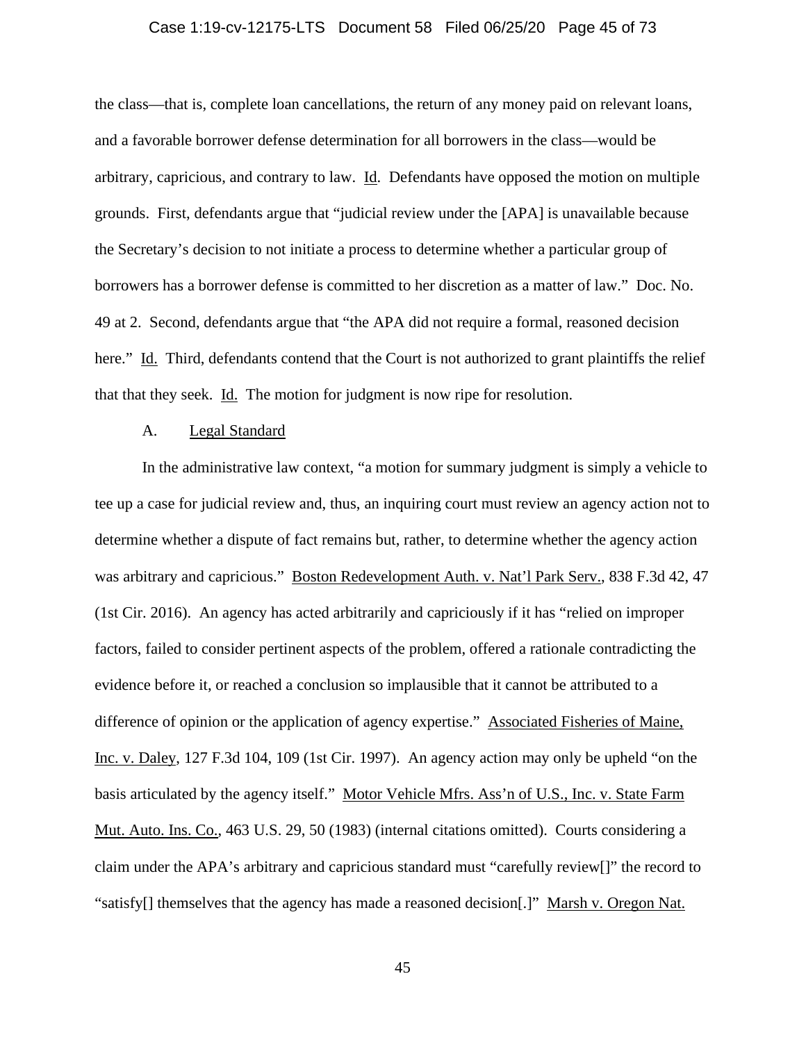the class—that is, complete loan cancellations, the return of any money paid on relevant loans, and a favorable borrower defense determination for all borrowers in the class—would be arbitrary, capricious, and contrary to law. Id. Defendants have opposed the motion on multiple grounds. First, defendants argue that "judicial review under the [APA] is unavailable because the Secretary's decision to not initiate a process to determine whether a particular group of borrowers has a borrower defense is committed to her discretion as a matter of law." Doc. No. 49 at 2. Second, defendants argue that "the APA did not require a formal, reasoned decision here." Id. Third, defendants contend that the Court is not authorized to grant plaintiffs the relief that that they seek. Id. The motion for judgment is now ripe for resolution.

A. Legal Standard

In the administrative law context, "a motion for summary judgment is simply a vehicle to tee up a case for judicial review and, thus, an inquiring court must review an agency action not to determine whether a dispute of fact remains but, rather, to determine whether the agency action was arbitrary and capricious." Boston Redevelopment Auth. v. Nat'l Park Serv., 838 F.3d 42, 47 (1st Cir. 2016). An agency has acted arbitrarily and capriciously if it has "relied on improper factors, failed to consider pertinent aspects of the problem, offered a rationale contradicting the evidence before it, or reached a conclusion so implausible that it cannot be attributed to a difference of opinion or the application of agency expertise." Associated Fisheries of Maine, Inc. v. Daley, 127 F.3d 104, 109 (1st Cir. 1997). An agency action may only be upheld "on the basis articulated by the agency itself." Motor Vehicle Mfrs. Ass'n of U.S., Inc. v. State Farm Mut. Auto. Ins. Co., 463 U.S. 29, 50 (1983) (internal citations omitted). Courts considering a claim under the APA's arbitrary and capricious standard must "carefully review[]" the record to "satisfy[] themselves that the agency has made a reasoned decision[.]" Marsh v. Oregon Nat.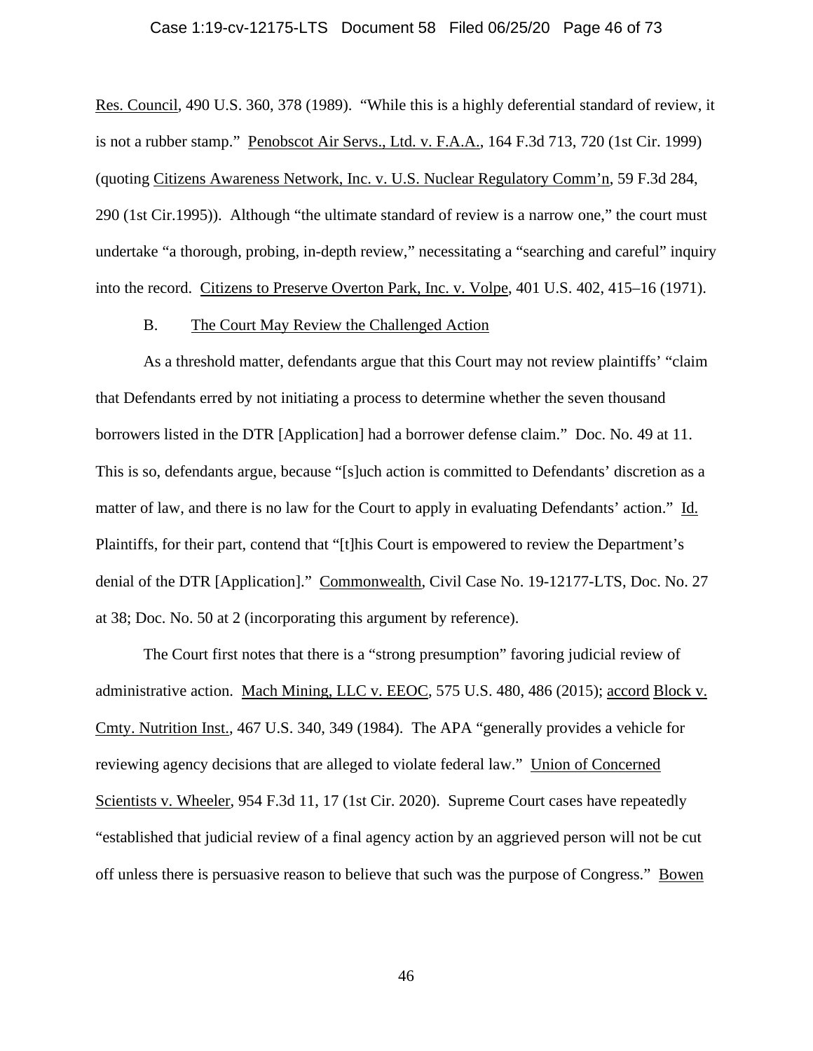Res. Council, 490 U.S. 360, 378 (1989). "While this is a highly deferential standard of review, it is not a rubber stamp." Penobscot Air Servs., Ltd. v. F.A.A., 164 F.3d 713, 720 (1st Cir. 1999) (quoting Citizens Awareness Network, Inc. v. U.S. Nuclear Regulatory Comm'n, 59 F.3d 284, 290 (1st Cir.1995)). Although "the ultimate standard of review is a narrow one," the court must undertake "a thorough, probing, in-depth review," necessitating a "searching and careful" inquiry into the record. Citizens to Preserve Overton Park, Inc. v. Volpe, 401 U.S. 402, 415–16 (1971).

### B. The Court May Review the Challenged Action

As a threshold matter, defendants argue that this Court may not review plaintiffs' "claim that Defendants erred by not initiating a process to determine whether the seven thousand borrowers listed in the DTR [Application] had a borrower defense claim." Doc. No. 49 at 11. This is so, defendants argue, because "[s]uch action is committed to Defendants' discretion as a matter of law, and there is no law for the Court to apply in evaluating Defendants' action." Id. Plaintiffs, for their part, contend that "[t]his Court is empowered to review the Department's denial of the DTR [Application]." Commonwealth, Civil Case No. 19-12177-LTS, Doc. No. 27 at 38; Doc. No. 50 at 2 (incorporating this argument by reference).

The Court first notes that there is a "strong presumption" favoring judicial review of administrative action. Mach Mining, LLC v. EEOC, 575 U.S. 480, 486 (2015); accord Block v. Cmty. Nutrition Inst., 467 U.S. 340, 349 (1984). The APA "generally provides a vehicle for reviewing agency decisions that are alleged to violate federal law." Union of Concerned Scientists v. Wheeler, 954 F.3d 11, 17 (1st Cir. 2020). Supreme Court cases have repeatedly "established that judicial review of a final agency action by an aggrieved person will not be cut off unless there is persuasive reason to believe that such was the purpose of Congress." Bowen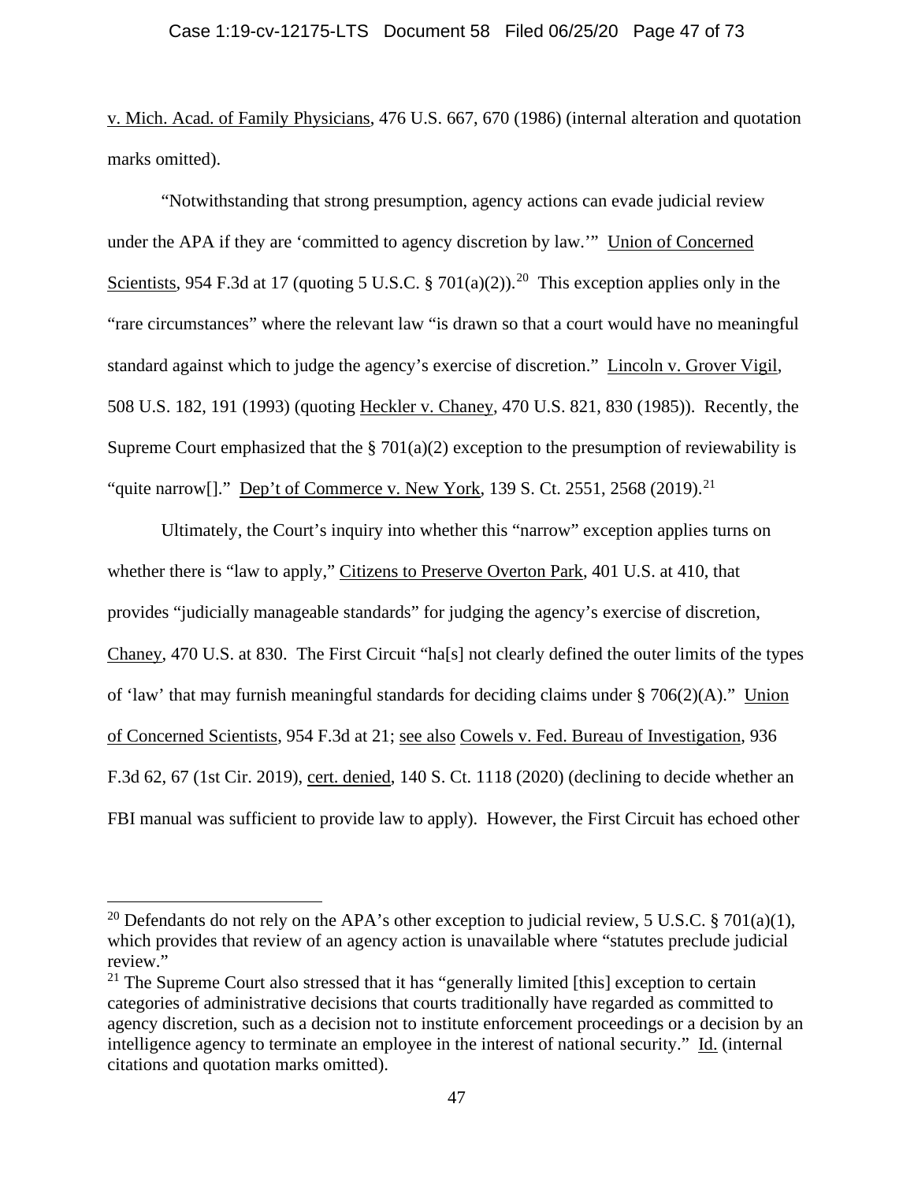v. Mich. Acad. of Family Physicians, 476 U.S. 667, 670 (1986) (internal alteration and quotation marks omitted).

"Notwithstanding that strong presumption, agency actions can evade judicial review under the APA if they are 'committed to agency discretion by law.'" Union of Concerned Scientists, 954 F.3d at 17 (quoting 5 U.S.C. § 701(a)(2)).[20] This exception applies only in the "rare circumstances" where the relevant law "is drawn so that a court would have no meaningful standard against which to judge the agency's exercise of discretion." Lincoln v. Grover Vigil, 508 U.S. 182, 191 (1993) (quoting Heckler v. Chaney, 470 U.S. 821, 830 (1985)). Recently, the Supreme Court emphasized that the § 701(a)(2) exception to the presumption of reviewability is "quite narrow[]." Dep't of Commerce v. New York, 139 S. Ct. 2551, 2568 (2019).[21]

Ultimately, the Court's inquiry into whether this "narrow" exception applies turns on whether there is "law to apply," Citizens to Preserve Overton Park, 401 U.S. at 410, that provides "judicially manageable standards" for judging the agency's exercise of discretion, Chaney, 470 U.S. at 830. The First Circuit "ha[s] not clearly defined the outer limits of the types of 'law' that may furnish meaningful standards for deciding claims under § 706(2)(A)." Union of Concerned Scientists, 954 F.3d at 21; see also Cowels v. Fed. Bureau of Investigation, 936 F.3d 62, 67 (1st Cir. 2019), cert. denied, 140 S. Ct. 1118 (2020) (declining to decide whether an FBI manual was sufficient to provide law to apply). However, the First Circuit has echoed other

[20] Defendants do not rely on the APA's other exception to judicial review, 5 U.S.C. § 701(a)(1), which provides that review of an agency action is unavailable where "statutes preclude judicial review."

[21] The Supreme Court also stressed that it has "generally limited [this] exception to certain categories of administrative decisions that courts traditionally have regarded as committed to agency discretion, such as a decision not to institute enforcement proceedings or a decision by an intelligence agency to terminate an employee in the interest of national security." Id. (internal citations and quotation marks omitted).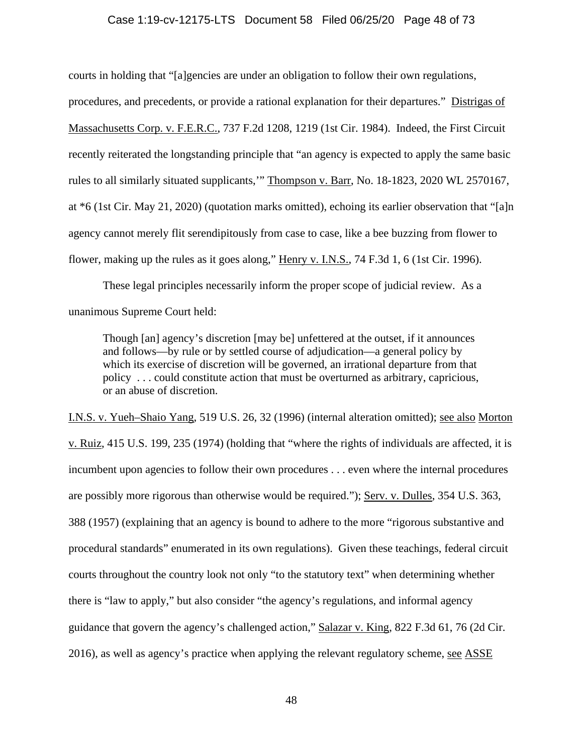courts in holding that "[a]gencies are under an obligation to follow their own regulations, procedures, and precedents, or provide a rational explanation for their departures." Distrigas of Massachusetts Corp. v. F.E.R.C., 737 F.2d 1208, 1219 (1st Cir. 1984). Indeed, the First Circuit recently reiterated the longstanding principle that "an agency is expected to apply the same basic rules to all similarly situated supplicants,'" Thompson v. Barr, No. 18-1823, 2020 WL 2570167, at *6 (1st Cir. May 21, 2020) (quotation marks omitted), echoing its earlier observation that "[a]n agency cannot merely flit serendipitously from case to case, like a bee buzzing from flower to flower, making up the rules as it goes along," Henry v. I.N.S., 74 F.3d 1, 6 (1st Cir. 1996).

These legal principles necessarily inform the proper scope of judicial review. As a unanimous Supreme Court held:

> Though [an] agency's discretion [may be] unfettered at the outset, if it announces and follows—by rule or by settled course of adjudication—a general policy by which its exercise of discretion will be governed, an irrational departure from that policy . . . could constitute action that must be overturned as arbitrary, capricious, or an abuse of discretion.

I.N.S. v. Yueh–Shaio Yang, 519 U.S. 26, 32 (1996) (internal alteration omitted); see also Morton v. Ruiz, 415 U.S. 199, 235 (1974) (holding that "where the rights of individuals are affected, it is incumbent upon agencies to follow their own procedures . . . even where the internal procedures are possibly more rigorous than otherwise would be required."); Serv. v. Dulles, 354 U.S. 363, 388 (1957) (explaining that an agency is bound to adhere to the more "rigorous substantive and procedural standards" enumerated in its own regulations). Given these teachings, federal circuit courts throughout the country look not only "to the statutory text" when determining whether there is "law to apply," but also consider "the agency's regulations, and informal agency guidance that govern the agency's challenged action," Salazar v. King, 822 F.3d 61, 76 (2d Cir. 2016), as well as agency's practice when applying the relevant regulatory scheme, see ASSE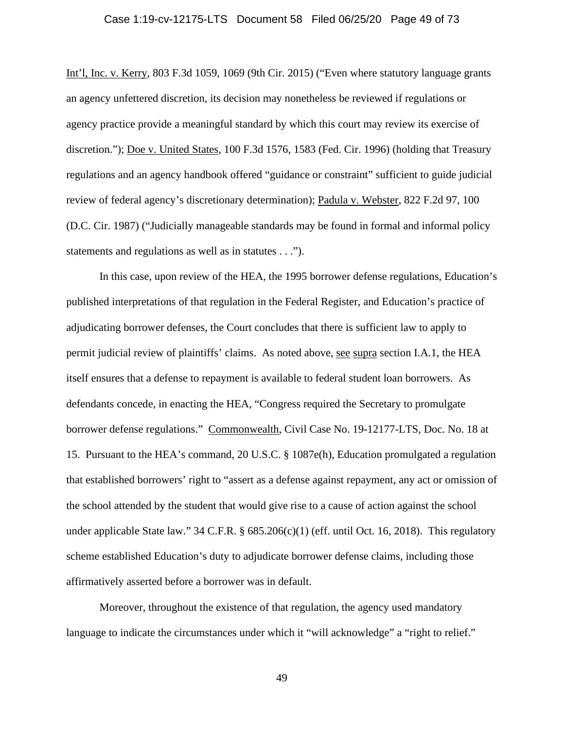Int'l, Inc. v. Kerry, 803 F.3d 1059, 1069 (9th Cir. 2015) ("Even where statutory language grants an agency unfettered discretion, its decision may nonetheless be reviewed if regulations or agency practice provide a meaningful standard by which this court may review its exercise of discretion."); Doe v. United States, 100 F.3d 1576, 1583 (Fed. Cir. 1996) (holding that Treasury regulations and an agency handbook offered "guidance or constraint" sufficient to guide judicial review of federal agency's discretionary determination); Padula v. Webster, 822 F.2d 97, 100 (D.C. Cir. 1987) ("Judicially manageable standards may be found in formal and informal policy statements and regulations as well as in statutes . . .").

In this case, upon review of the HEA, the 1995 borrower defense regulations, Education's published interpretations of that regulation in the Federal Register, and Education's practice of adjudicating borrower defenses, the Court concludes that there is sufficient law to apply to permit judicial review of plaintiffs' claims. As noted above, see supra section I.A.1, the HEA itself ensures that a defense to repayment is available to federal student loan borrowers. As defendants concede, in enacting the HEA, "Congress required the Secretary to promulgate borrower defense regulations." Commonwealth, Civil Case No. 19-12177-LTS, Doc. No. 18 at 15. Pursuant to the HEA's command, 20 U.S.C. § 1087e(h), Education promulgated a regulation that established borrowers' right to "assert as a defense against repayment, any act or omission of the school attended by the student that would give rise to a cause of action against the school under applicable State law." 34 C.F.R. § 685.206(c)(1) (eff. until Oct. 16, 2018). This regulatory scheme established Education's duty to adjudicate borrower defense claims, including those affirmatively asserted before a borrower was in default.

Moreover, throughout the existence of that regulation, the agency used mandatory language to indicate the circumstances under which it "will acknowledge" a "right to relief."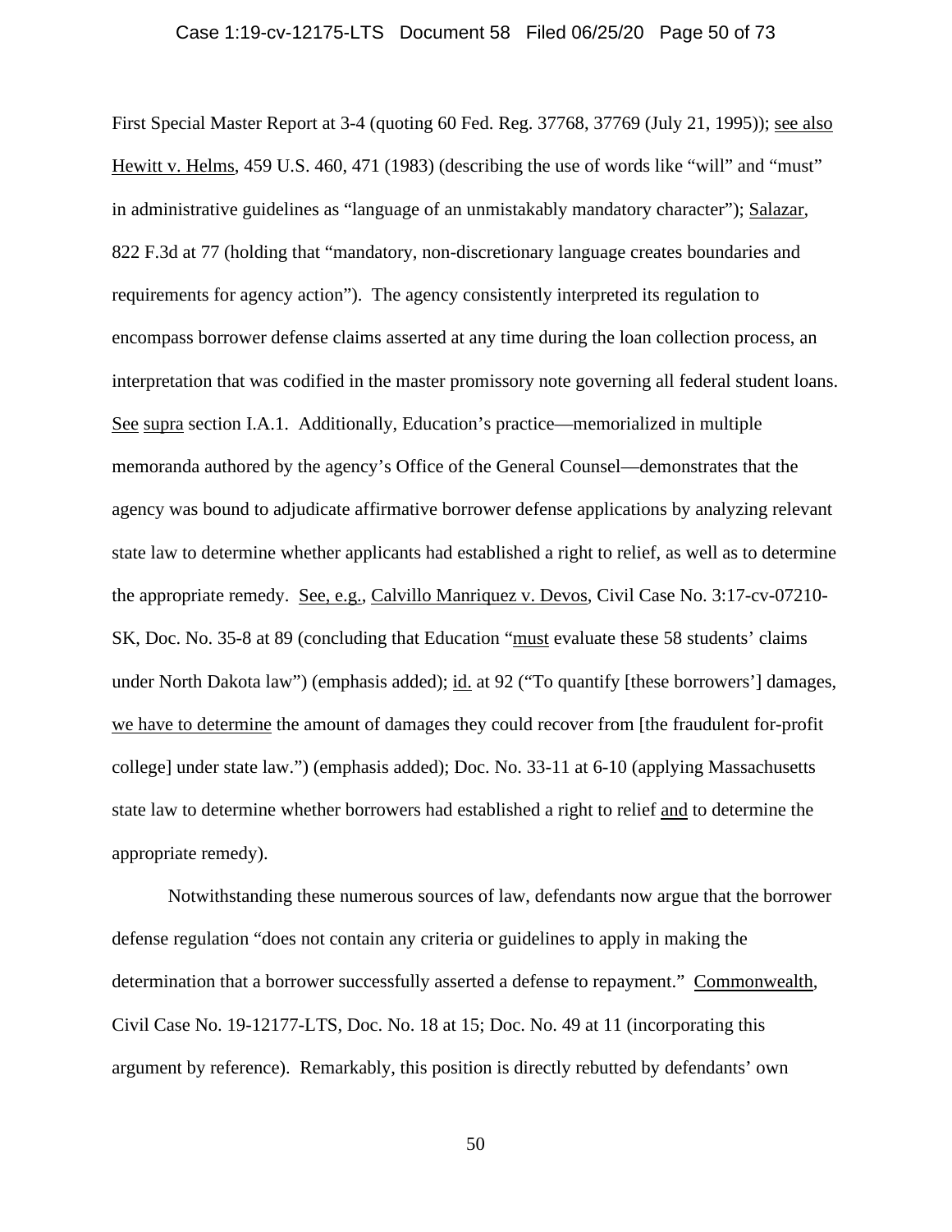First Special Master Report at 3-4 (quoting 60 Fed. Reg. 37768, 37769 (July 21, 1995)); see also Hewitt v. Helms, 459 U.S. 460, 471 (1983) (describing the use of words like "will" and "must" in administrative guidelines as "language of an unmistakably mandatory character"); Salazar, 822 F.3d at 77 (holding that "mandatory, non-discretionary language creates boundaries and requirements for agency action"). The agency consistently interpreted its regulation to encompass borrower defense claims asserted at any time during the loan collection process, an interpretation that was codified in the master promissory note governing all federal student loans. See supra section I.A.1. Additionally, Education's practice—memorialized in multiple memoranda authored by the agency's Office of the General Counsel—demonstrates that the agency was bound to adjudicate affirmative borrower defense applications by analyzing relevant state law to determine whether applicants had established a right to relief, as well as to determine the appropriate remedy. See, e.g., Calvillo Manriquez v. Devos, Civil Case No. 3:17-cv-07210-SK, Doc. No. 35-8 at 89 (concluding that Education "must evaluate these 58 students' claims under North Dakota law") (emphasis added); id. at 92 ("To quantify [these borrowers'] damages, we have to determine the amount of damages they could recover from [the fraudulent for-profit college] under state law.") (emphasis added); Doc. No. 33-11 at 6-10 (applying Massachusetts state law to determine whether borrowers had established a right to relief and to determine the appropriate remedy).

Notwithstanding these numerous sources of law, defendants now argue that the borrower defense regulation "does not contain any criteria or guidelines to apply in making the determination that a borrower successfully asserted a defense to repayment." Commonwealth, Civil Case No. 19-12177-LTS, Doc. No. 18 at 15; Doc. No. 49 at 11 (incorporating this argument by reference). Remarkably, this position is directly rebutted by defendants' own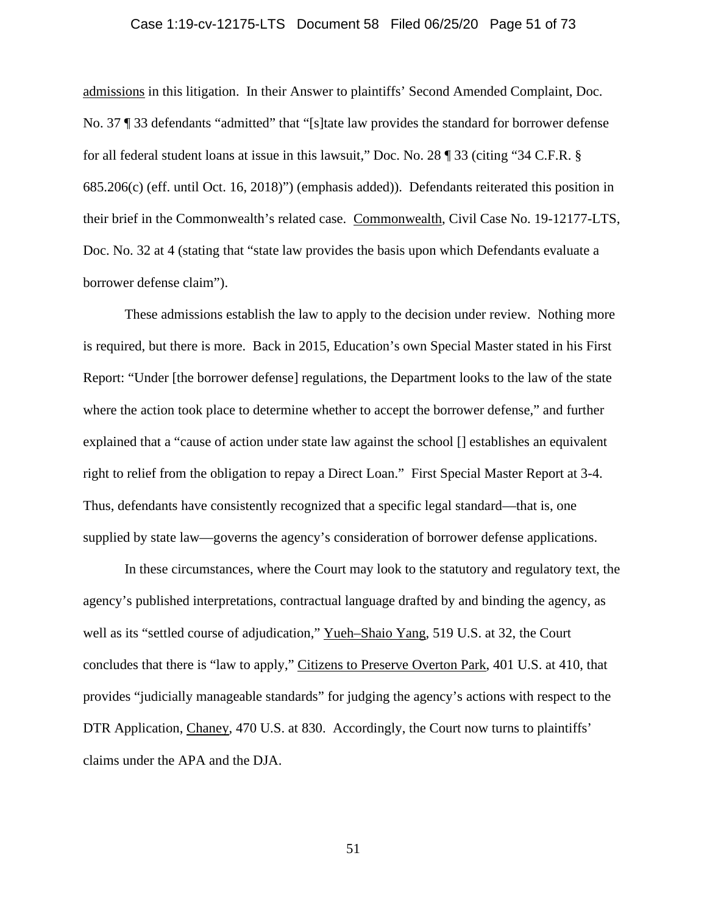admissions in this litigation. In their Answer to plaintiffs' Second Amended Complaint, Doc. No. 37 ¶ 33 defendants "admitted" that "[s]tate law provides the standard for borrower defense for all federal student loans at issue in this lawsuit," Doc. No. 28 ¶ 33 (citing "34 C.F.R. § 685.206(c) (eff. until Oct. 16, 2018)") (emphasis added)). Defendants reiterated this position in their brief in the Commonwealth's related case. Commonwealth, Civil Case No. 19-12177-LTS, Doc. No. 32 at 4 (stating that "state law provides the basis upon which Defendants evaluate a borrower defense claim").

These admissions establish the law to apply to the decision under review. Nothing more is required, but there is more. Back in 2015, Education's own Special Master stated in his First Report: "Under [the borrower defense] regulations, the Department looks to the law of the state where the action took place to determine whether to accept the borrower defense," and further explained that a "cause of action under state law against the school [] establishes an equivalent right to relief from the obligation to repay a Direct Loan." First Special Master Report at 3-4. Thus, defendants have consistently recognized that a specific legal standard—that is, one supplied by state law—governs the agency's consideration of borrower defense applications.

In these circumstances, where the Court may look to the statutory and regulatory text, the agency's published interpretations, contractual language drafted by and binding the agency, as well as its "settled course of adjudication," Yueh–Shaio Yang, 519 U.S. at 32, the Court concludes that there is "law to apply," Citizens to Preserve Overton Park, 401 U.S. at 410, that provides "judicially manageable standards" for judging the agency's actions with respect to the DTR Application, Chaney, 470 U.S. at 830. Accordingly, the Court now turns to plaintiffs' claims under the APA and the DJA.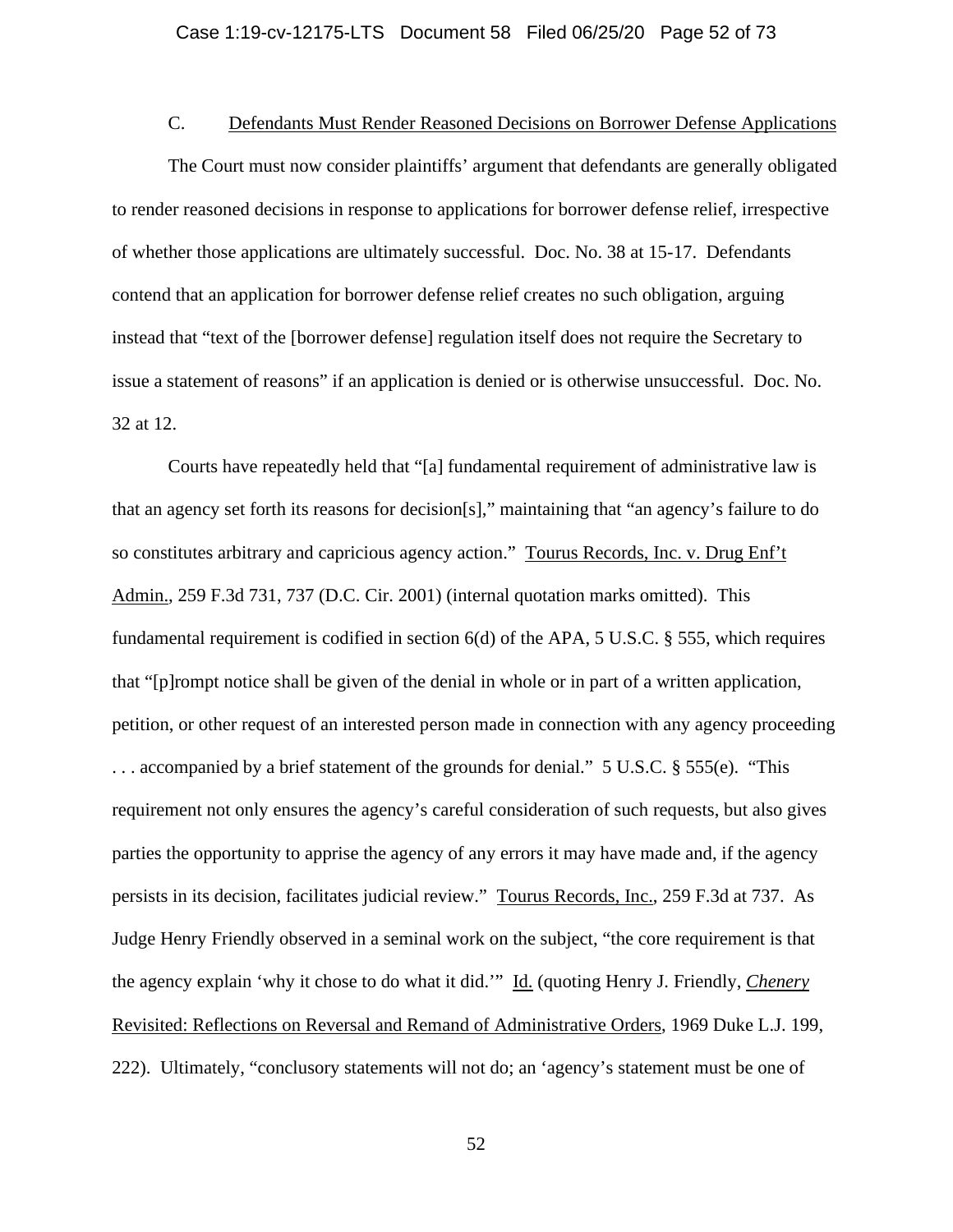### C. Defendants Must Render Reasoned Decisions on Borrower Defense Applications

The Court must now consider plaintiffs' argument that defendants are generally obligated to render reasoned decisions in response to applications for borrower defense relief, irrespective of whether those applications are ultimately successful. Doc. No. 38 at 15-17. Defendants contend that an application for borrower defense relief creates no such obligation, arguing instead that "text of the [borrower defense] regulation itself does not require the Secretary to issue a statement of reasons" if an application is denied or is otherwise unsuccessful. Doc. No. 32 at 12.

Courts have repeatedly held that "[a] fundamental requirement of administrative law is that an agency set forth its reasons for decision[s]," maintaining that "an agency's failure to do so constitutes arbitrary and capricious agency action." Tourus Records, Inc. v. Drug Enf't Admin., 259 F.3d 731, 737 (D.C. Cir. 2001) (internal quotation marks omitted). This fundamental requirement is codified in section 6(d) of the APA, 5 U.S.C. § 555, which requires that "[p]rompt notice shall be given of the denial in whole or in part of a written application, petition, or other request of an interested person made in connection with any agency proceeding . . . accompanied by a brief statement of the grounds for denial." 5 U.S.C. § 555(e). "This requirement not only ensures the agency's careful consideration of such requests, but also gives parties the opportunity to apprise the agency of any errors it may have made and, if the agency persists in its decision, facilitates judicial review." Tourus Records, Inc., 259 F.3d at 737. As Judge Henry Friendly observed in a seminal work on the subject, "the core requirement is that the agency explain 'why it chose to do what it did.'" Id. (quoting Henry J. Friendly, *Chenery* Revisited: Reflections on Reversal and Remand of Administrative Orders, 1969 Duke L.J. 199, 222). Ultimately, "conclusory statements will not do; an 'agency's statement must be one of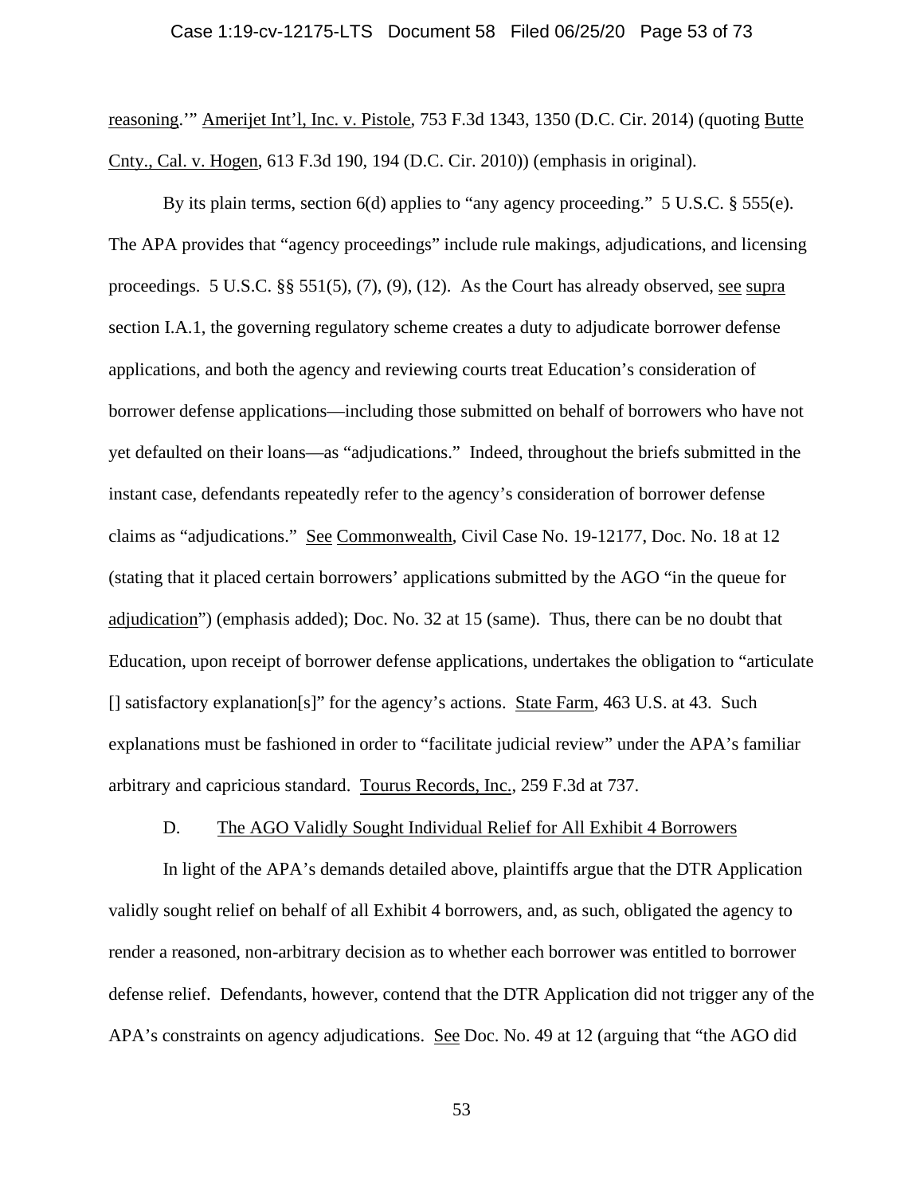reasoning.'" Amerijet Int'l, Inc. v. Pistole, 753 F.3d 1343, 1350 (D.C. Cir. 2014) (quoting Butte Cnty., Cal. v. Hogen, 613 F.3d 190, 194 (D.C. Cir. 2010)) (emphasis in original).

By its plain terms, section 6(d) applies to "any agency proceeding." 5 U.S.C. § 555(e). The APA provides that "agency proceedings" include rule makings, adjudications, and licensing proceedings. 5 U.S.C. §§ 551(5), (7), (9), (12). As the Court has already observed, see supra section I.A.1, the governing regulatory scheme creates a duty to adjudicate borrower defense applications, and both the agency and reviewing courts treat Education's consideration of borrower defense applications—including those submitted on behalf of borrowers who have not yet defaulted on their loans—as "adjudications." Indeed, throughout the briefs submitted in the instant case, defendants repeatedly refer to the agency's consideration of borrower defense claims as "adjudications." See Commonwealth, Civil Case No. 19-12177, Doc. No. 18 at 12 (stating that it placed certain borrowers' applications submitted by the AGO "in the queue for adjudication") (emphasis added); Doc. No. 32 at 15 (same). Thus, there can be no doubt that Education, upon receipt of borrower defense applications, undertakes the obligation to "articulate [] satisfactory explanation[s]" for the agency's actions. State Farm, 463 U.S. at 43. Such explanations must be fashioned in order to "facilitate judicial review" under the APA's familiar arbitrary and capricious standard. Tourus Records, Inc., 259 F.3d at 737.

### D. The AGO Validly Sought Individual Relief for All Exhibit 4 Borrowers

In light of the APA's demands detailed above, plaintiffs argue that the DTR Application validly sought relief on behalf of all Exhibit 4 borrowers, and, as such, obligated the agency to render a reasoned, non-arbitrary decision as to whether each borrower was entitled to borrower defense relief. Defendants, however, contend that the DTR Application did not trigger any of the APA's constraints on agency adjudications. See Doc. No. 49 at 12 (arguing that "the AGO did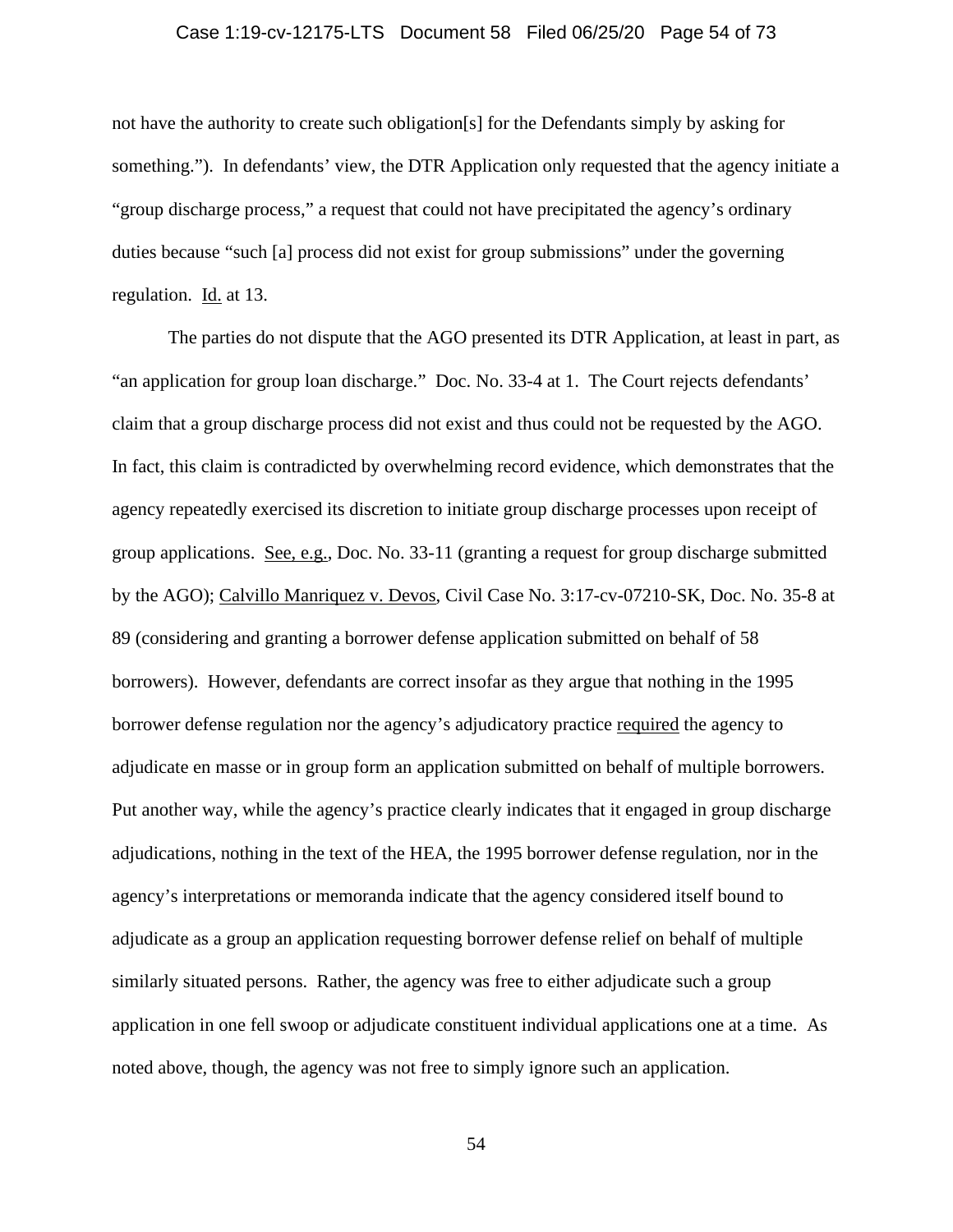not have the authority to create such obligation[s] for the Defendants simply by asking for something."). In defendants' view, the DTR Application only requested that the agency initiate a "group discharge process," a request that could not have precipitated the agency's ordinary duties because "such [a] process did not exist for group submissions" under the governing regulation. Id. at 13.

The parties do not dispute that the AGO presented its DTR Application, at least in part, as "an application for group loan discharge." Doc. No. 33-4 at 1. The Court rejects defendants' claim that a group discharge process did not exist and thus could not be requested by the AGO. In fact, this claim is contradicted by overwhelming record evidence, which demonstrates that the agency repeatedly exercised its discretion to initiate group discharge processes upon receipt of group applications. See, e.g., Doc. No. 33-11 (granting a request for group discharge submitted by the AGO); Calvillo Manriquez v. Devos, Civil Case No. 3:17-cv-07210-SK, Doc. No. 35-8 at 89 (considering and granting a borrower defense application submitted on behalf of 58 borrowers). However, defendants are correct insofar as they argue that nothing in the 1995 borrower defense regulation nor the agency's adjudicatory practice required the agency to adjudicate en masse or in group form an application submitted on behalf of multiple borrowers. Put another way, while the agency's practice clearly indicates that it engaged in group discharge adjudications, nothing in the text of the HEA, the 1995 borrower defense regulation, nor in the agency's interpretations or memoranda indicate that the agency considered itself bound to adjudicate as a group an application requesting borrower defense relief on behalf of multiple similarly situated persons. Rather, the agency was free to either adjudicate such a group application in one fell swoop or adjudicate constituent individual applications one at a time. As noted above, though, the agency was not free to simply ignore such an application.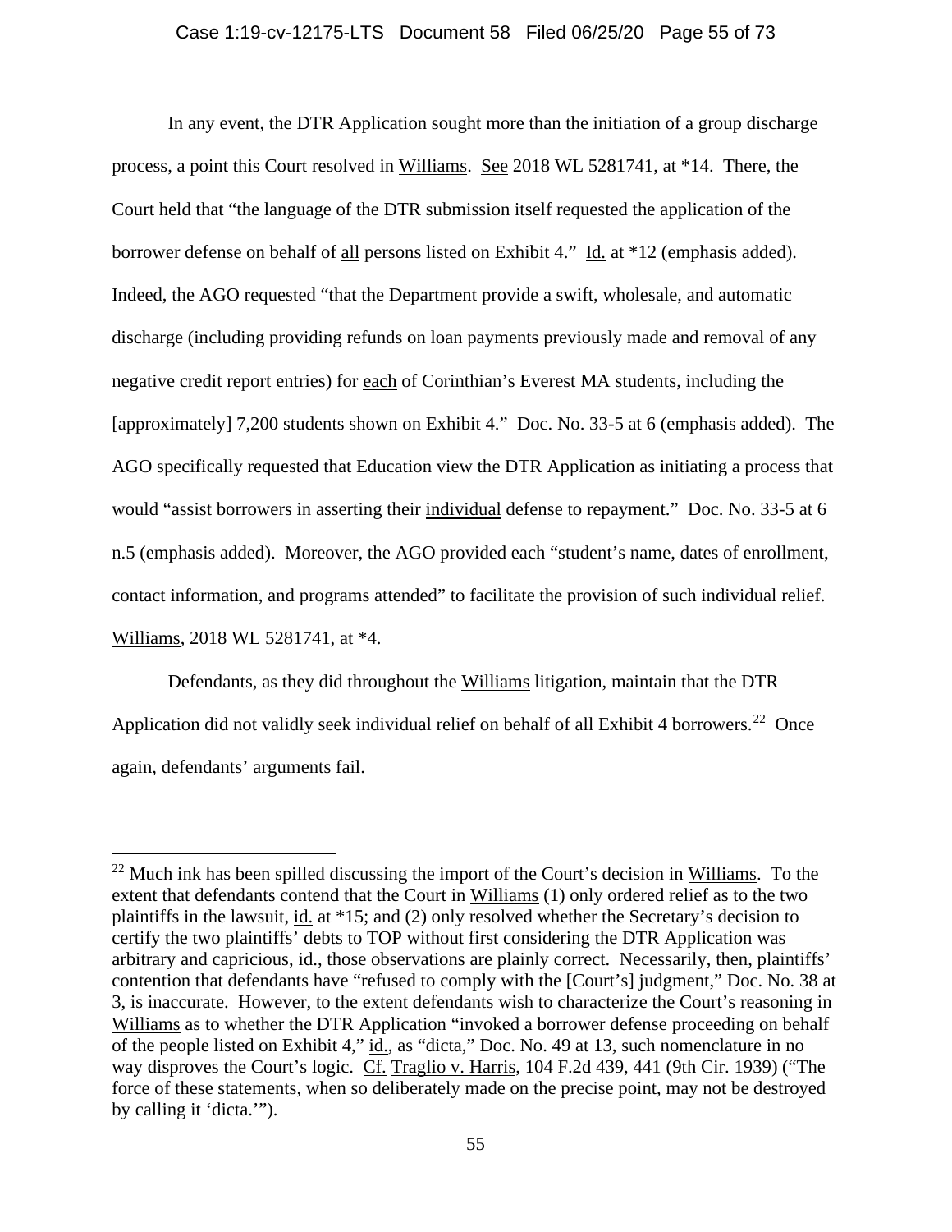In any event, the DTR Application sought more than the initiation of a group discharge process, a point this Court resolved in Williams. See 2018 WL 5281741, at *14. There, the Court held that "the language of the DTR submission itself requested the application of the borrower defense on behalf of all persons listed on Exhibit 4." Id. at *12 (emphasis added). Indeed, the AGO requested "that the Department provide a swift, wholesale, and automatic discharge (including providing refunds on loan payments previously made and removal of any negative credit report entries) for each of Corinthian's Everest MA students, including the [approximately] 7,200 students shown on Exhibit 4." Doc. No. 33-5 at 6 (emphasis added). The AGO specifically requested that Education view the DTR Application as initiating a process that would "assist borrowers in asserting their individual defense to repayment." Doc. No. 33-5 at 6 n.5 (emphasis added). Moreover, the AGO provided each "student's name, dates of enrollment, contact information, and programs attended" to facilitate the provision of such individual relief. Williams, 2018 WL 5281741, at *4.

Defendants, as they did throughout the Williams litigation, maintain that the DTR Application did not validly seek individual relief on behalf of all Exhibit 4 borrowers.[22] Once again, defendants' arguments fail.

---

[22] Much ink has been spilled discussing the import of the Court's decision in Williams. To the extent that defendants contend that the Court in Williams (1) only ordered relief as to the two plaintiffs in the lawsuit, id. at *15; and (2) only resolved whether the Secretary's decision to certify the two plaintiffs' debts to TOP without first considering the DTR Application was arbitrary and capricious, id., those observations are plainly correct. Necessarily, then, plaintiffs' contention that defendants have "refused to comply with the [Court's] judgment," Doc. No. 38 at 3, is inaccurate. However, to the extent defendants wish to characterize the Court's reasoning in Williams as to whether the DTR Application "invoked a borrower defense proceeding on behalf of the people listed on Exhibit 4," id., as "dicta," Doc. No. 49 at 13, such nomenclature in no way disproves the Court's logic. Cf. Traglio v. Harris, 104 F.2d 439, 441 (9th Cir. 1939) ("The force of these statements, when so deliberately made on the precise point, may not be destroyed by calling it 'dicta.'").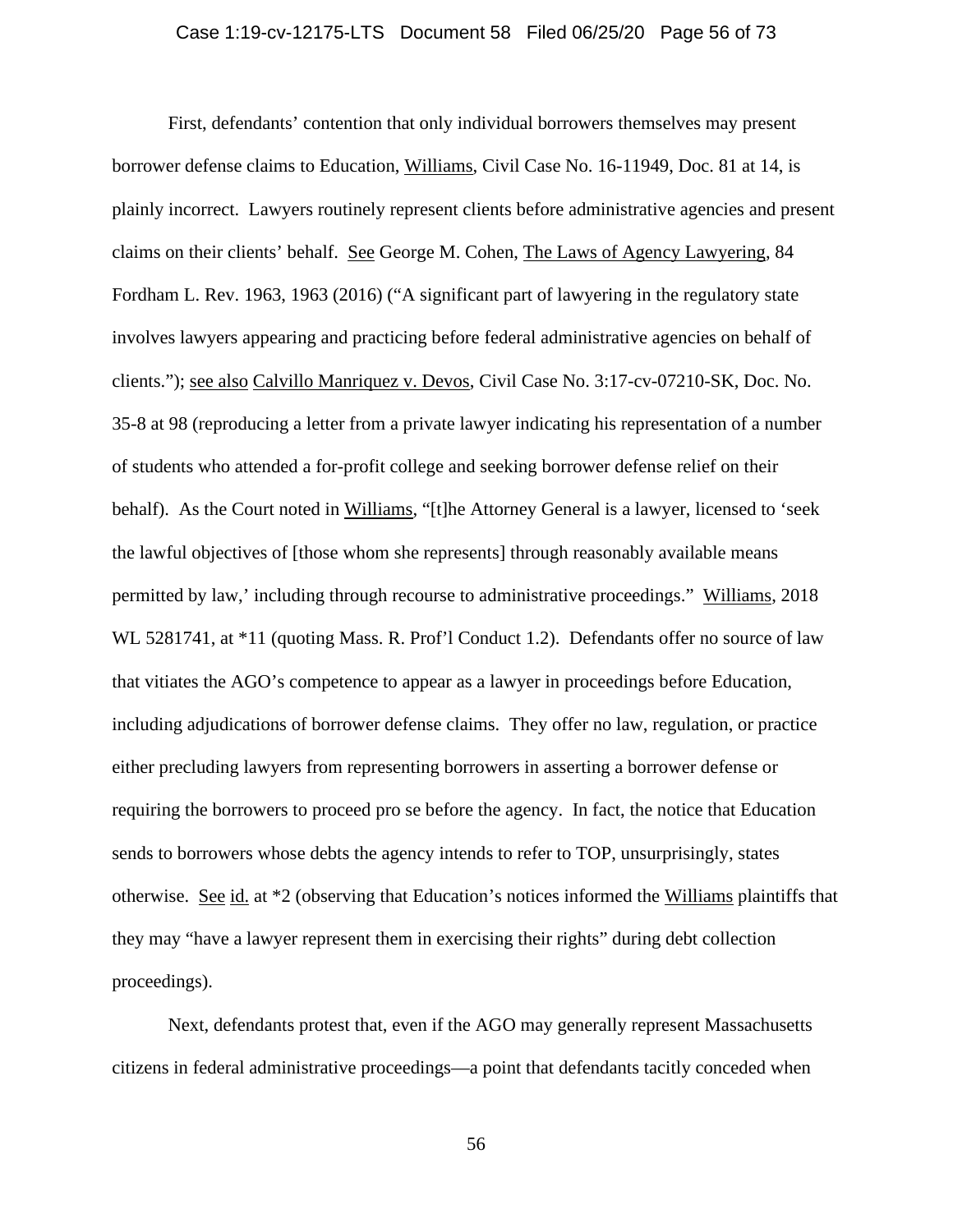First, defendants' contention that only individual borrowers themselves may present borrower defense claims to Education, Williams, Civil Case No. 16-11949, Doc. 81 at 14, is plainly incorrect. Lawyers routinely represent clients before administrative agencies and present claims on their clients' behalf. See George M. Cohen, The Laws of Agency Lawyering, 84 Fordham L. Rev. 1963, 1963 (2016) ("A significant part of lawyering in the regulatory state involves lawyers appearing and practicing before federal administrative agencies on behalf of clients."); see also Calvillo Manriquez v. Devos, Civil Case No. 3:17-cv-07210-SK, Doc. No. 35-8 at 98 (reproducing a letter from a private lawyer indicating his representation of a number of students who attended a for-profit college and seeking borrower defense relief on their behalf). As the Court noted in Williams, "[t]he Attorney General is a lawyer, licensed to 'seek the lawful objectives of [those whom she represents] through reasonably available means permitted by law,' including through recourse to administrative proceedings." Williams, 2018 WL 5281741, at *11 (quoting Mass. R. Prof'l Conduct 1.2). Defendants offer no source of law that vitiates the AGO's competence to appear as a lawyer in proceedings before Education, including adjudications of borrower defense claims. They offer no law, regulation, or practice either precluding lawyers from representing borrowers in asserting a borrower defense or requiring the borrowers to proceed pro se before the agency. In fact, the notice that Education sends to borrowers whose debts the agency intends to refer to TOP, unsurprisingly, states otherwise. See id. at *2 (observing that Education's notices informed the Williams plaintiffs that they may "have a lawyer represent them in exercising their rights" during debt collection proceedings).

Next, defendants protest that, even if the AGO may generally represent Massachusetts citizens in federal administrative proceedings—a point that defendants tacitly conceded when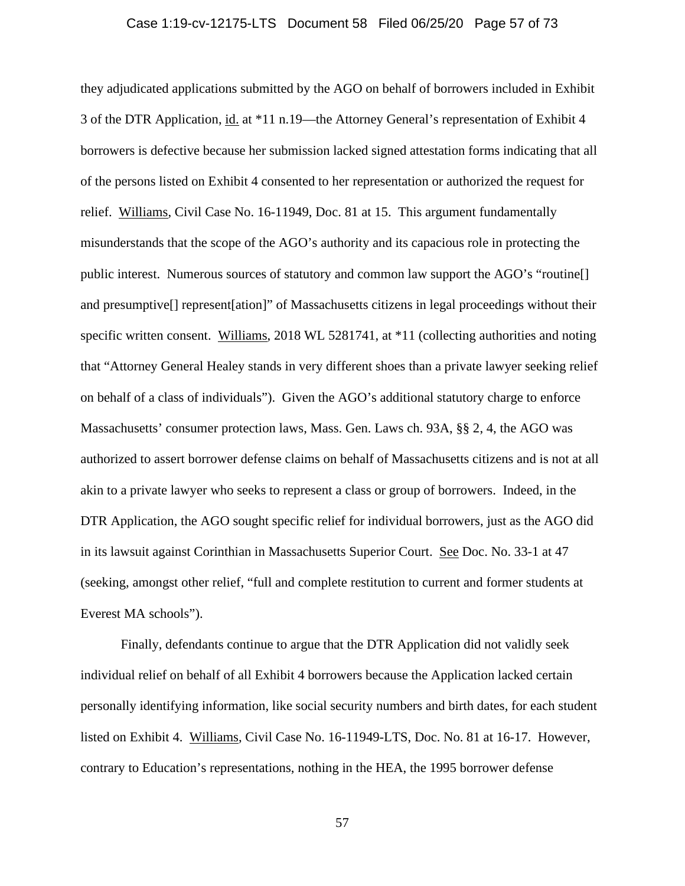they adjudicated applications submitted by the AGO on behalf of borrowers included in Exhibit 3 of the DTR Application, id. at *11 n.19—the Attorney General's representation of Exhibit 4 borrowers is defective because her submission lacked signed attestation forms indicating that all of the persons listed on Exhibit 4 consented to her representation or authorized the request for relief. Williams, Civil Case No. 16-11949, Doc. 81 at 15. This argument fundamentally misunderstands that the scope of the AGO's authority and its capacious role in protecting the public interest. Numerous sources of statutory and common law support the AGO's "routine[] and presumptive[] represent[ation]" of Massachusetts citizens in legal proceedings without their specific written consent. Williams, 2018 WL 5281741, at *11 (collecting authorities and noting that "Attorney General Healey stands in very different shoes than a private lawyer seeking relief on behalf of a class of individuals"). Given the AGO's additional statutory charge to enforce Massachusetts' consumer protection laws, Mass. Gen. Laws ch. 93A, §§ 2, 4, the AGO was authorized to assert borrower defense claims on behalf of Massachusetts citizens and is not at all akin to a private lawyer who seeks to represent a class or group of borrowers. Indeed, in the DTR Application, the AGO sought specific relief for individual borrowers, just as the AGO did in its lawsuit against Corinthian in Massachusetts Superior Court. See Doc. No. 33-1 at 47 (seeking, amongst other relief, "full and complete restitution to current and former students at Everest MA schools").

Finally, defendants continue to argue that the DTR Application did not validly seek individual relief on behalf of all Exhibit 4 borrowers because the Application lacked certain personally identifying information, like social security numbers and birth dates, for each student listed on Exhibit 4. Williams, Civil Case No. 16-11949-LTS, Doc. No. 81 at 16-17. However, contrary to Education's representations, nothing in the HEA, the 1995 borrower defense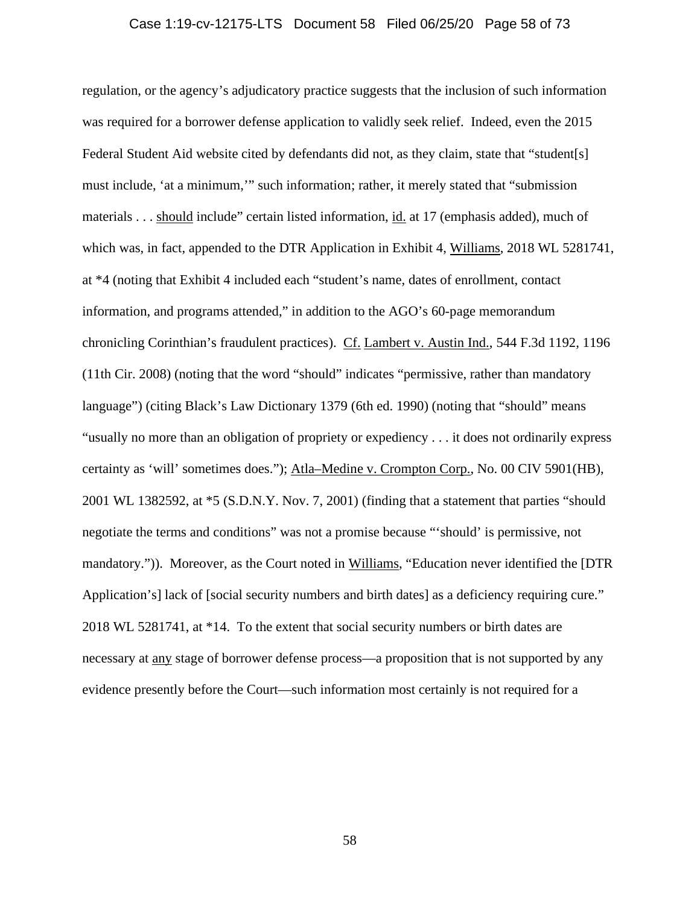regulation, or the agency's adjudicatory practice suggests that the inclusion of such information was required for a borrower defense application to validly seek relief. Indeed, even the 2015 Federal Student Aid website cited by defendants did not, as they claim, state that "student[s] must include, 'at a minimum,'" such information; rather, it merely stated that "submission materials . . . should include" certain listed information, id. at 17 (emphasis added), much of which was, in fact, appended to the DTR Application in Exhibit 4, Williams, 2018 WL 5281741, at *4 (noting that Exhibit 4 included each "student's name, dates of enrollment, contact information, and programs attended," in addition to the AGO's 60-page memorandum chronicling Corinthian's fraudulent practices). Cf. Lambert v. Austin Ind., 544 F.3d 1192, 1196 (11th Cir. 2008) (noting that the word "should" indicates "permissive, rather than mandatory language") (citing Black's Law Dictionary 1379 (6th ed. 1990) (noting that "should" means "usually no more than an obligation of propriety or expediency . . . it does not ordinarily express certainty as 'will' sometimes does."); Atla–Medine v. Crompton Corp., No. 00 CIV 5901(HB), 2001 WL 1382592, at *5 (S.D.N.Y. Nov. 7, 2001) (finding that a statement that parties "should negotiate the terms and conditions" was not a promise because "'should' is permissive, not mandatory.")). Moreover, as the Court noted in Williams, "Education never identified the [DTR Application's] lack of [social security numbers and birth dates] as a deficiency requiring cure." 2018 WL 5281741, at *14. To the extent that social security numbers or birth dates are necessary at any stage of borrower defense process—a proposition that is not supported by any evidence presently before the Court—such information most certainly is not required for a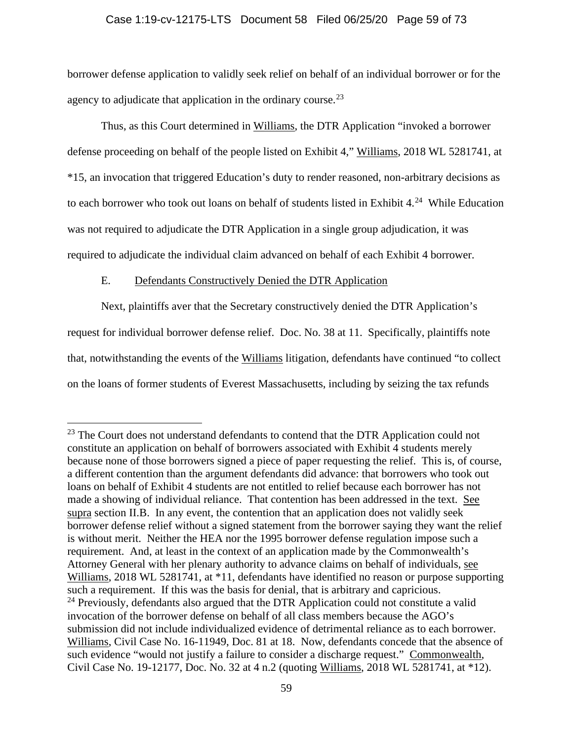borrower defense application to validly seek relief on behalf of an individual borrower or for the agency to adjudicate that application in the ordinary course.[23]

Thus, as this Court determined in Williams, the DTR Application "invoked a borrower defense proceeding on behalf of the people listed on Exhibit 4," Williams, 2018 WL 5281741, at *15, an invocation that triggered Education's duty to render reasoned, non-arbitrary decisions as to each borrower who took out loans on behalf of students listed in Exhibit 4.[24] While Education was not required to adjudicate the DTR Application in a single group adjudication, it was required to adjudicate the individual claim advanced on behalf of each Exhibit 4 borrower.

E. Defendants Constructively Denied the DTR Application

Next, plaintiffs aver that the Secretary constructively denied the DTR Application's request for individual borrower defense relief. Doc. No. 38 at 11. Specifically, plaintiffs note that, notwithstanding the events of the Williams litigation, defendants have continued "to collect on the loans of former students of Everest Massachusetts, including by seizing the tax refunds

---

[23] The Court does not understand defendants to contend that the DTR Application could not constitute an application on behalf of borrowers associated with Exhibit 4 students merely because none of those borrowers signed a piece of paper requesting the relief. This is, of course, a different contention than the argument defendants did advance: that borrowers who took out loans on behalf of Exhibit 4 students are not entitled to relief because each borrower has not made a showing of individual reliance. That contention has been addressed in the text. See supra section II.B. In any event, the contention that an application does not validly seek borrower defense relief without a signed statement from the borrower saying they want the relief is without merit. Neither the HEA nor the 1995 borrower defense regulation impose such a requirement. And, at least in the context of an application made by the Commonwealth's Attorney General with her plenary authority to advance claims on behalf of individuals, see Williams, 2018 WL 5281741, at *11, defendants have identified no reason or purpose supporting such a requirement. If this was the basis for denial, that is arbitrary and capricious.

[24] Previously, defendants also argued that the DTR Application could not constitute a valid invocation of the borrower defense on behalf of all class members because the AGO's submission did not include individualized evidence of detrimental reliance as to each borrower. Williams, Civil Case No. 16-11949, Doc. 81 at 18. Now, defendants concede that the absence of such evidence "would not justify a failure to consider a discharge request." Commonwealth, Civil Case No. 19-12177, Doc. No. 32 at 4 n.2 (quoting Williams, 2018 WL 5281741, at *12).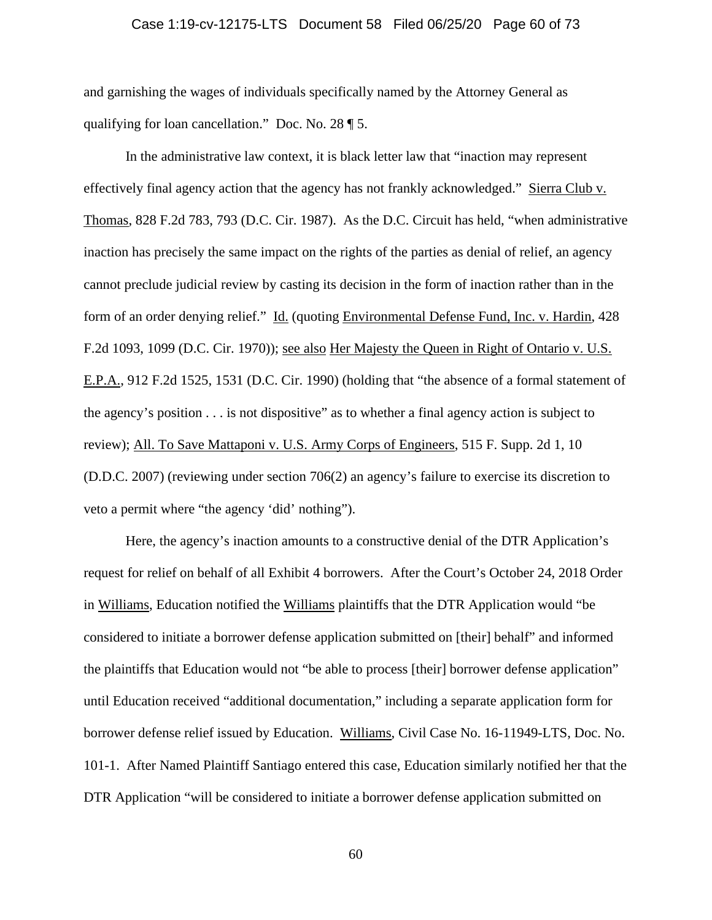and garnishing the wages of individuals specifically named by the Attorney General as qualifying for loan cancellation." Doc. No. 28 ¶ 5.

In the administrative law context, it is black letter law that "inaction may represent effectively final agency action that the agency has not frankly acknowledged." Sierra Club v. Thomas, 828 F.2d 783, 793 (D.C. Cir. 1987). As the D.C. Circuit has held, "when administrative inaction has precisely the same impact on the rights of the parties as denial of relief, an agency cannot preclude judicial review by casting its decision in the form of inaction rather than in the form of an order denying relief." Id. (quoting Environmental Defense Fund, Inc. v. Hardin, 428 F.2d 1093, 1099 (D.C. Cir. 1970)); see also Her Majesty the Queen in Right of Ontario v. U.S. E.P.A., 912 F.2d 1525, 1531 (D.C. Cir. 1990) (holding that "the absence of a formal statement of the agency's position . . . is not dispositive" as to whether a final agency action is subject to review); All. To Save Mattaponi v. U.S. Army Corps of Engineers, 515 F. Supp. 2d 1, 10 (D.D.C. 2007) (reviewing under section 706(2) an agency's failure to exercise its discretion to veto a permit where "the agency 'did' nothing").

Here, the agency's inaction amounts to a constructive denial of the DTR Application's request for relief on behalf of all Exhibit 4 borrowers. After the Court's October 24, 2018 Order in Williams, Education notified the Williams plaintiffs that the DTR Application would "be considered to initiate a borrower defense application submitted on [their] behalf" and informed the plaintiffs that Education would not "be able to process [their] borrower defense application" until Education received "additional documentation," including a separate application form for borrower defense relief issued by Education. Williams, Civil Case No. 16-11949-LTS, Doc. No. 101-1. After Named Plaintiff Santiago entered this case, Education similarly notified her that the DTR Application "will be considered to initiate a borrower defense application submitted on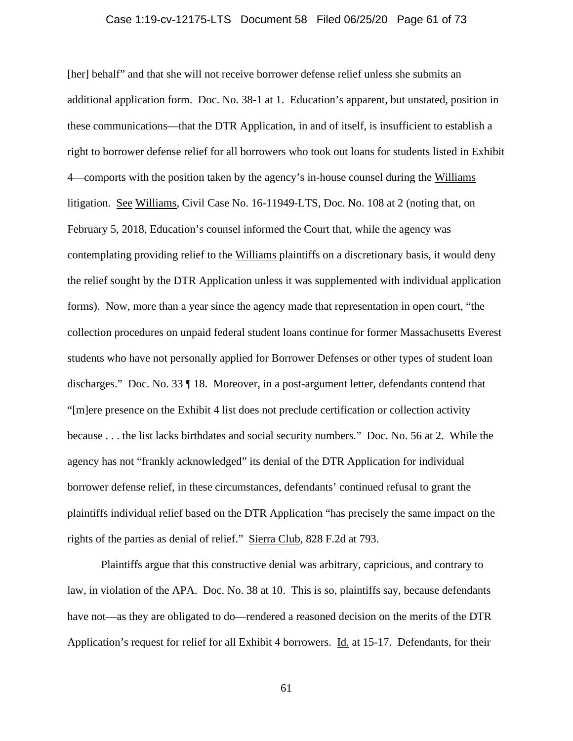[her] behalf" and that she will not receive borrower defense relief unless she submits an additional application form. Doc. No. 38-1 at 1. Education's apparent, but unstated, position in these communications—that the DTR Application, in and of itself, is insufficient to establish a right to borrower defense relief for all borrowers who took out loans for students listed in Exhibit 4—comports with the position taken by the agency's in-house counsel during the Williams litigation. See Williams, Civil Case No. 16-11949-LTS, Doc. No. 108 at 2 (noting that, on February 5, 2018, Education's counsel informed the Court that, while the agency was contemplating providing relief to the Williams plaintiffs on a discretionary basis, it would deny the relief sought by the DTR Application unless it was supplemented with individual application forms). Now, more than a year since the agency made that representation in open court, "the collection procedures on unpaid federal student loans continue for former Massachusetts Everest students who have not personally applied for Borrower Defenses or other types of student loan discharges." Doc. No. 33 ¶ 18. Moreover, in a post-argument letter, defendants contend that "[m]ere presence on the Exhibit 4 list does not preclude certification or collection activity because . . . the list lacks birthdates and social security numbers." Doc. No. 56 at 2. While the agency has not "frankly acknowledged" its denial of the DTR Application for individual borrower defense relief, in these circumstances, defendants' continued refusal to grant the plaintiffs individual relief based on the DTR Application "has precisely the same impact on the rights of the parties as denial of relief." Sierra Club, 828 F.2d at 793.

Plaintiffs argue that this constructive denial was arbitrary, capricious, and contrary to law, in violation of the APA. Doc. No. 38 at 10. This is so, plaintiffs say, because defendants have not—as they are obligated to do—rendered a reasoned decision on the merits of the DTR Application's request for relief for all Exhibit 4 borrowers. Id. at 15-17. Defendants, for their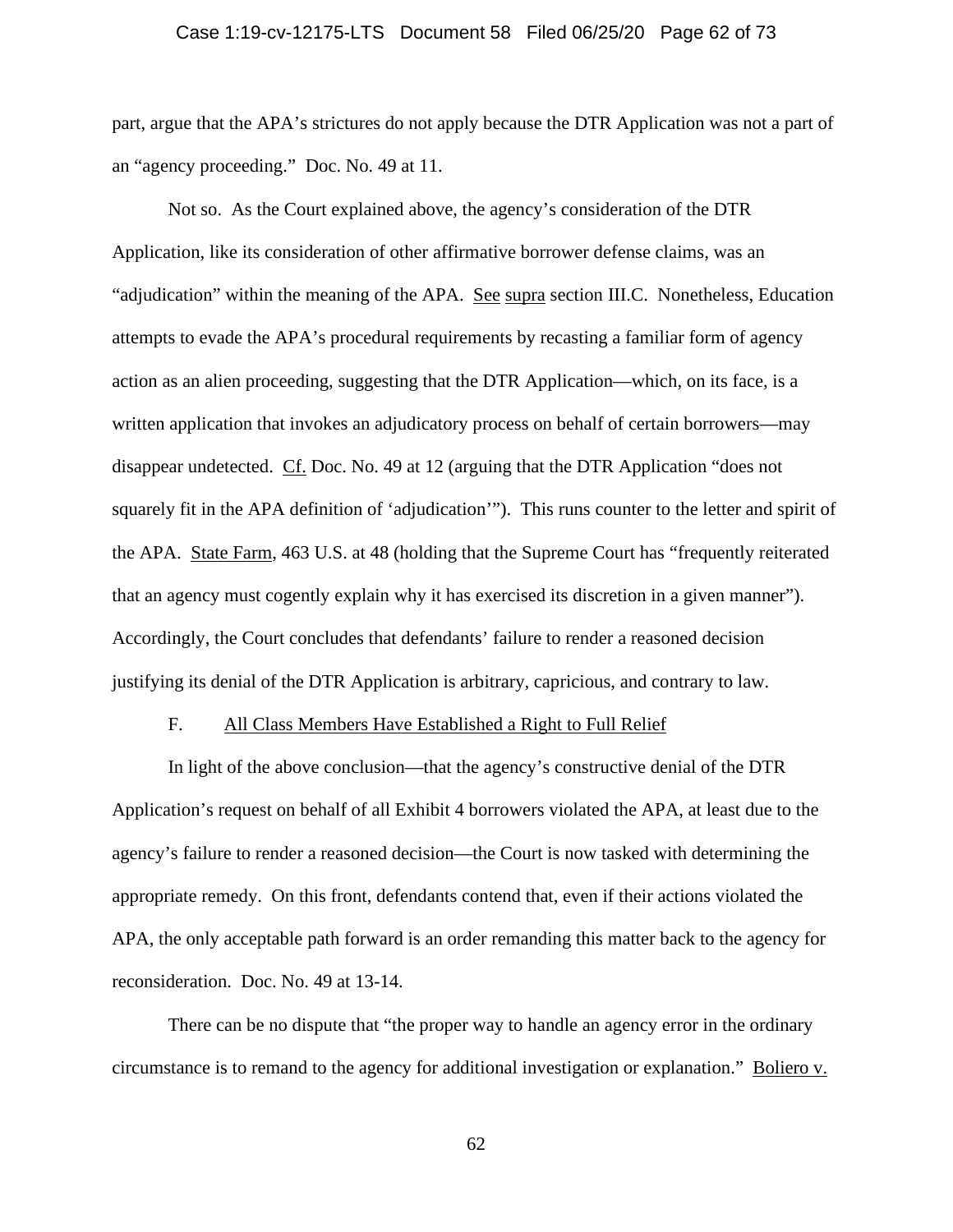part, argue that the APA's strictures do not apply because the DTR Application was not a part of an "agency proceeding." Doc. No. 49 at 11.

Not so. As the Court explained above, the agency's consideration of the DTR Application, like its consideration of other affirmative borrower defense claims, was an "adjudication" within the meaning of the APA. See supra section III.C. Nonetheless, Education attempts to evade the APA's procedural requirements by recasting a familiar form of agency action as an alien proceeding, suggesting that the DTR Application—which, on its face, is a written application that invokes an adjudicatory process on behalf of certain borrowers—may disappear undetected. Cf. Doc. No. 49 at 12 (arguing that the DTR Application "does not squarely fit in the APA definition of 'adjudication'"). This runs counter to the letter and spirit of the APA. State Farm, 463 U.S. at 48 (holding that the Supreme Court has "frequently reiterated that an agency must cogently explain why it has exercised its discretion in a given manner"). Accordingly, the Court concludes that defendants' failure to render a reasoned decision justifying its denial of the DTR Application is arbitrary, capricious, and contrary to law.

### F. All Class Members Have Established a Right to Full Relief

In light of the above conclusion—that the agency's constructive denial of the DTR Application's request on behalf of all Exhibit 4 borrowers violated the APA, at least due to the agency's failure to render a reasoned decision—the Court is now tasked with determining the appropriate remedy. On this front, defendants contend that, even if their actions violated the APA, the only acceptable path forward is an order remanding this matter back to the agency for reconsideration. Doc. No. 49 at 13-14.

There can be no dispute that "the proper way to handle an agency error in the ordinary circumstance is to remand to the agency for additional investigation or explanation." Boliero v.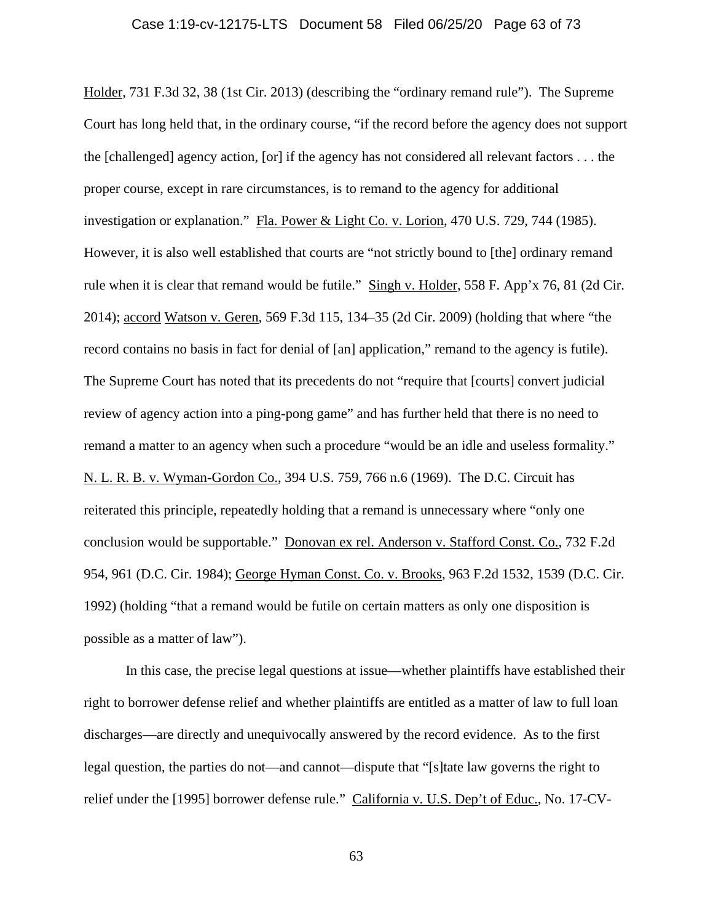Holder, 731 F.3d 32, 38 (1st Cir. 2013) (describing the "ordinary remand rule"). The Supreme Court has long held that, in the ordinary course, "if the record before the agency does not support the [challenged] agency action, [or] if the agency has not considered all relevant factors . . . the proper course, except in rare circumstances, is to remand to the agency for additional investigation or explanation." Fla. Power & Light Co. v. Lorion, 470 U.S. 729, 744 (1985). However, it is also well established that courts are "not strictly bound to [the] ordinary remand rule when it is clear that remand would be futile." Singh v. Holder, 558 F. App'x 76, 81 (2d Cir. 2014); accord Watson v. Geren, 569 F.3d 115, 134–35 (2d Cir. 2009) (holding that where "the record contains no basis in fact for denial of [an] application," remand to the agency is futile). The Supreme Court has noted that its precedents do not "require that [courts] convert judicial review of agency action into a ping-pong game" and has further held that there is no need to remand a matter to an agency when such a procedure "would be an idle and useless formality." N. L. R. B. v. Wyman-Gordon Co., 394 U.S. 759, 766 n.6 (1969). The D.C. Circuit has reiterated this principle, repeatedly holding that a remand is unnecessary where "only one conclusion would be supportable." Donovan ex rel. Anderson v. Stafford Const. Co., 732 F.2d 954, 961 (D.C. Cir. 1984); George Hyman Const. Co. v. Brooks, 963 F.2d 1532, 1539 (D.C. Cir. 1992) (holding "that a remand would be futile on certain matters as only one disposition is possible as a matter of law").

In this case, the precise legal questions at issue—whether plaintiffs have established their right to borrower defense relief and whether plaintiffs are entitled as a matter of law to full loan discharges—are directly and unequivocally answered by the record evidence. As to the first legal question, the parties do not—and cannot—dispute that "[s]tate law governs the right to relief under the [1995] borrower defense rule." California v. U.S. Dep't of Educ., No. 17-CV-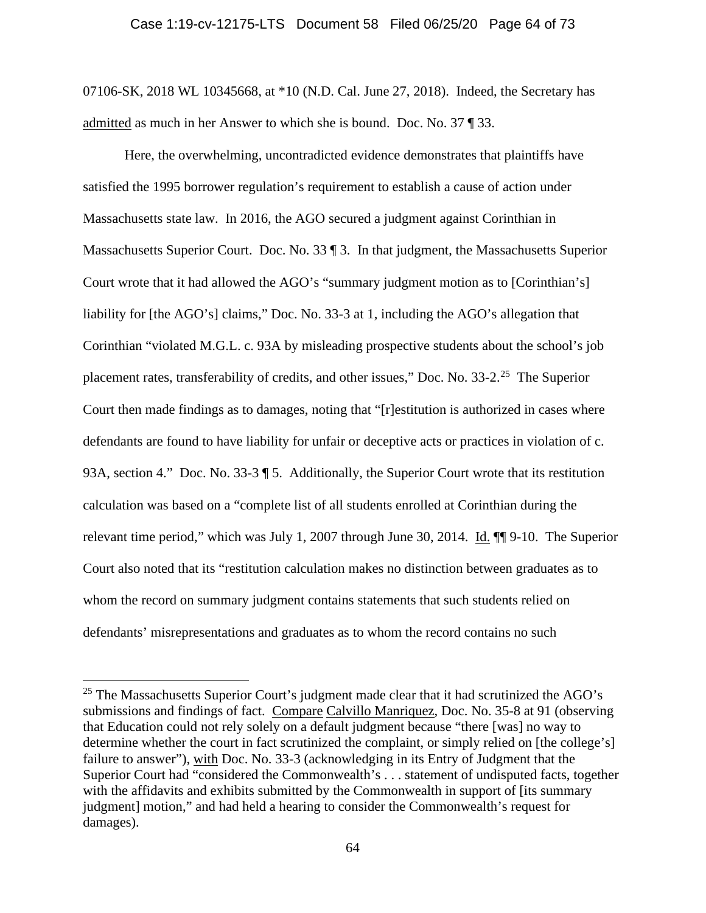07106-SK, 2018 WL 10345668, at *10 (N.D. Cal. June 27, 2018). Indeed, the Secretary has admitted as much in her Answer to which she is bound. Doc. No. 37 ¶ 33.

Here, the overwhelming, uncontradicted evidence demonstrates that plaintiffs have satisfied the 1995 borrower regulation's requirement to establish a cause of action under Massachusetts state law. In 2016, the AGO secured a judgment against Corinthian in Massachusetts Superior Court. Doc. No. 33 ¶ 3. In that judgment, the Massachusetts Superior Court wrote that it had allowed the AGO's "summary judgment motion as to [Corinthian's] liability for [the AGO's] claims," Doc. No. 33-3 at 1, including the AGO's allegation that Corinthian "violated M.G.L. c. 93A by misleading prospective students about the school's job placement rates, transferability of credits, and other issues," Doc. No. 33-2.[25] The Superior Court then made findings as to damages, noting that "[r]estitution is authorized in cases where defendants are found to have liability for unfair or deceptive acts or practices in violation of c. 93A, section 4." Doc. No. 33-3 ¶ 5. Additionally, the Superior Court wrote that its restitution calculation was based on a "complete list of all students enrolled at Corinthian during the relevant time period," which was July 1, 2007 through June 30, 2014. Id. ¶¶ 9-10. The Superior Court also noted that its "restitution calculation makes no distinction between graduates as to whom the record on summary judgment contains statements that such students relied on defendants' misrepresentations and graduates as to whom the record contains no such

---

[25] The Massachusetts Superior Court's judgment made clear that it had scrutinized the AGO's submissions and findings of fact. Compare Calvillo Manriquez, Doc. No. 35-8 at 91 (observing that Education could not rely solely on a default judgment because "there [was] no way to determine whether the court in fact scrutinized the complaint, or simply relied on [the college's] failure to answer"), with Doc. No. 33-3 (acknowledging in its Entry of Judgment that the Superior Court had "considered the Commonwealth's . . . statement of undisputed facts, together with the affidavits and exhibits submitted by the Commonwealth in support of [its summary judgment] motion," and had held a hearing to consider the Commonwealth's request for damages).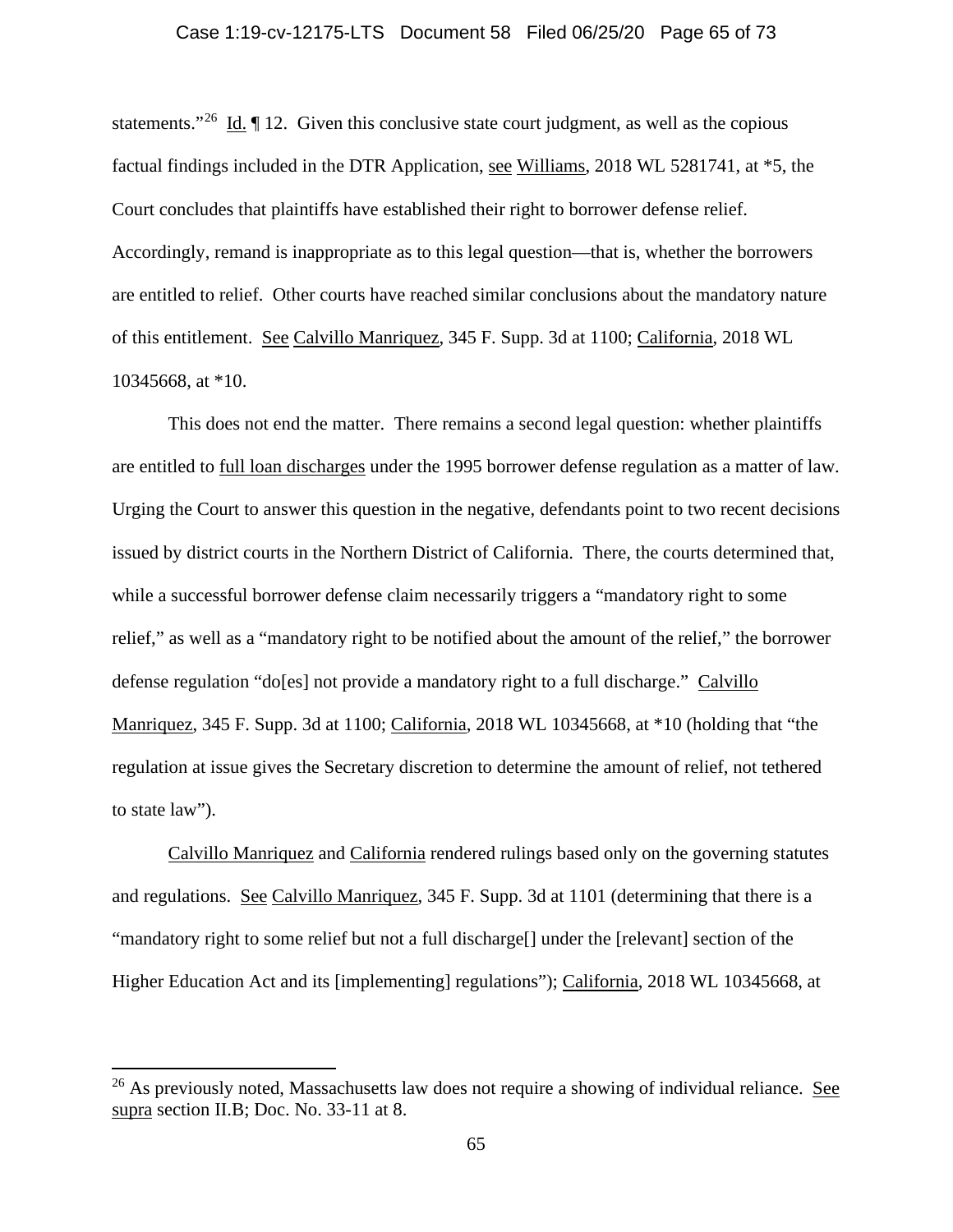statements."[26] Id. ¶ 12. Given this conclusive state court judgment, as well as the copious factual findings included in the DTR Application, see Williams, 2018 WL 5281741, at *5, the Court concludes that plaintiffs have established their right to borrower defense relief. Accordingly, remand is inappropriate as to this legal question—that is, whether the borrowers are entitled to relief. Other courts have reached similar conclusions about the mandatory nature of this entitlement. See Calvillo Manriquez, 345 F. Supp. 3d at 1100; California, 2018 WL 10345668, at *10.

This does not end the matter. There remains a second legal question: whether plaintiffs are entitled to full loan discharges under the 1995 borrower defense regulation as a matter of law. Urging the Court to answer this question in the negative, defendants point to two recent decisions issued by district courts in the Northern District of California. There, the courts determined that, while a successful borrower defense claim necessarily triggers a "mandatory right to some relief," as well as a "mandatory right to be notified about the amount of the relief," the borrower defense regulation "do[es] not provide a mandatory right to a full discharge." Calvillo Manriquez, 345 F. Supp. 3d at 1100; California, 2018 WL 10345668, at *10 (holding that "the regulation at issue gives the Secretary discretion to determine the amount of relief, not tethered to state law").

Calvillo Manriquez and California rendered rulings based only on the governing statutes and regulations. See Calvillo Manriquez, 345 F. Supp. 3d at 1101 (determining that there is a "mandatory right to some relief but not a full discharge[] under the [relevant] section of the Higher Education Act and its [implementing] regulations"); California, 2018 WL 10345668, at

[26] As previously noted, Massachusetts law does not require a showing of individual reliance. See supra section II.B; Doc. No. 33-11 at 8.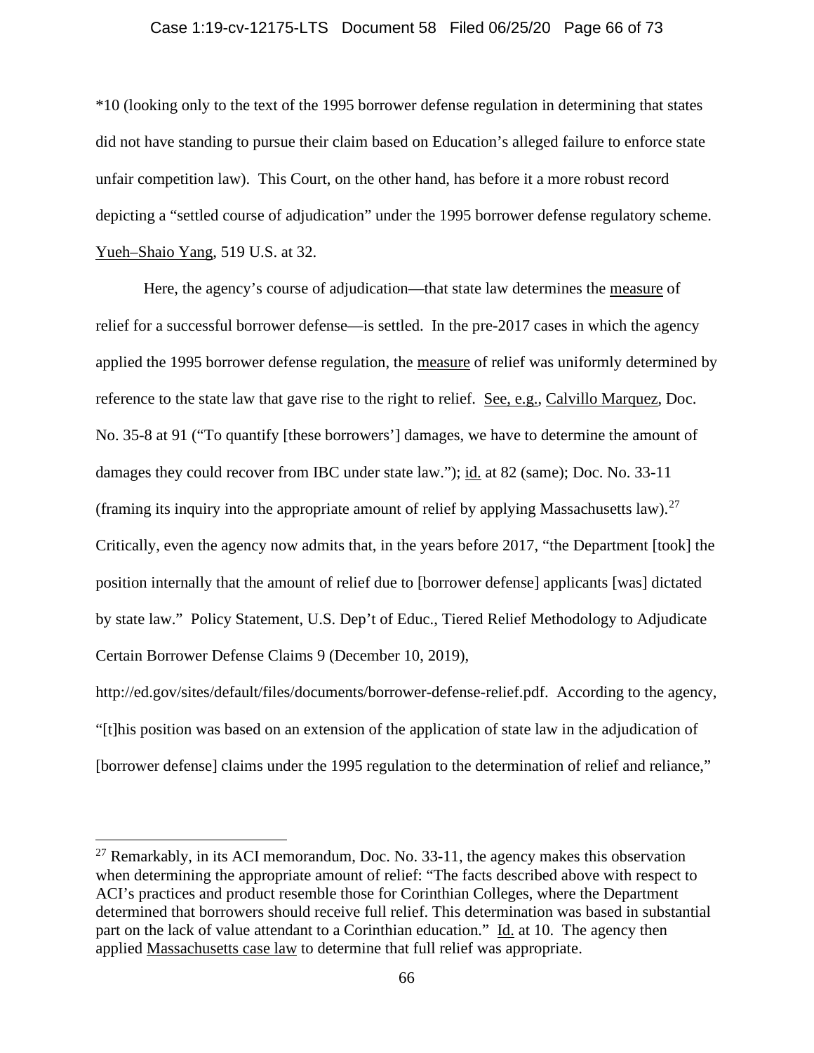*10 (looking only to the text of the 1995 borrower defense regulation in determining that states did not have standing to pursue their claim based on Education's alleged failure to enforce state unfair competition law). This Court, on the other hand, has before it a more robust record depicting a "settled course of adjudication" under the 1995 borrower defense regulatory scheme. Yueh–Shaio Yang, 519 U.S. at 32.

Here, the agency's course of adjudication—that state law determines the measure of relief for a successful borrower defense—is settled. In the pre-2017 cases in which the agency applied the 1995 borrower defense regulation, the measure of relief was uniformly determined by reference to the state law that gave rise to the right to relief. See, e.g., Calvillo Marquez, Doc. No. 35-8 at 91 ("To quantify [these borrowers'] damages, we have to determine the amount of damages they could recover from IBC under state law."); id. at 82 (same); Doc. No. 33-11 (framing its inquiry into the appropriate amount of relief by applying Massachusetts law).[27] Critically, even the agency now admits that, in the years before 2017, "the Department [took] the position internally that the amount of relief due to [borrower defense] applicants [was] dictated by state law." Policy Statement, U.S. Dep't of Educ., Tiered Relief Methodology to Adjudicate Certain Borrower Defense Claims 9 (December 10, 2019), http://ed.gov/sites/default/files/documents/borrower-defense-relief.pdf. According to the agency, "[t]his position was based on an extension of the application of state law in the adjudication of [borrower defense] claims under the 1995 regulation to the determination of relief and reliance,"

[27] Remarkably, in its ACI memorandum, Doc. No. 33-11, the agency makes this observation when determining the appropriate amount of relief: "The facts described above with respect to ACI's practices and product resemble those for Corinthian Colleges, where the Department determined that borrowers should receive full relief. This determination was based in substantial part on the lack of value attendant to a Corinthian education." Id. at 10. The agency then applied Massachusetts case law to determine that full relief was appropriate.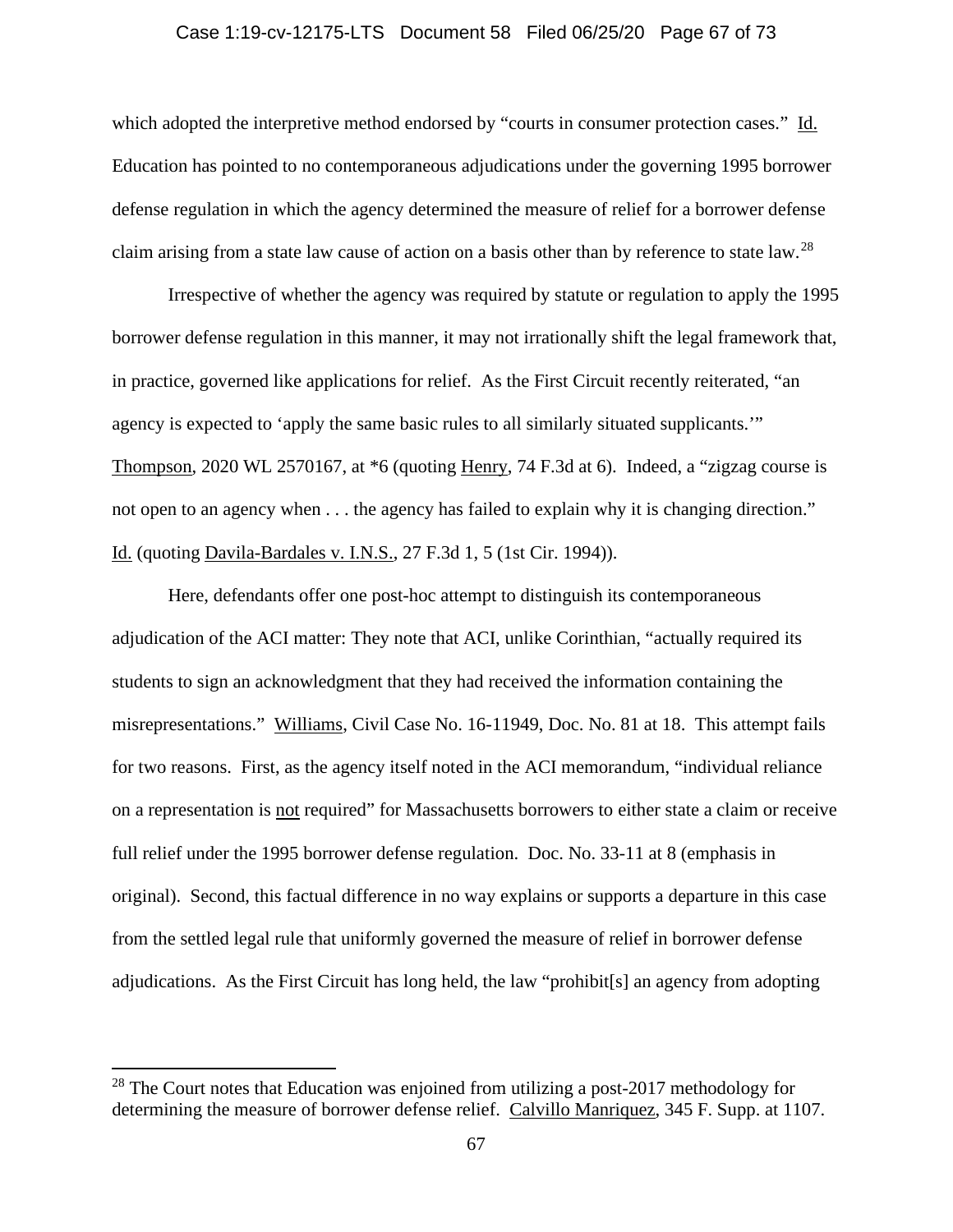which adopted the interpretive method endorsed by "courts in consumer protection cases." Id. Education has pointed to no contemporaneous adjudications under the governing 1995 borrower defense regulation in which the agency determined the measure of relief for a borrower defense claim arising from a state law cause of action on a basis other than by reference to state law.[28]

Irrespective of whether the agency was required by statute or regulation to apply the 1995 borrower defense regulation in this manner, it may not irrationally shift the legal framework that, in practice, governed like applications for relief. As the First Circuit recently reiterated, "an agency is expected to 'apply the same basic rules to all similarly situated supplicants.'" Thompson, 2020 WL 2570167, at *6 (quoting Henry, 74 F.3d at 6). Indeed, a "zigzag course is not open to an agency when . . . the agency has failed to explain why it is changing direction." Id. (quoting Davila-Bardales v. I.N.S., 27 F.3d 1, 5 (1st Cir. 1994)).

Here, defendants offer one post-hoc attempt to distinguish its contemporaneous adjudication of the ACI matter: They note that ACI, unlike Corinthian, "actually required its students to sign an acknowledgment that they had received the information containing the misrepresentations." Williams, Civil Case No. 16-11949, Doc. No. 81 at 18. This attempt fails for two reasons. First, as the agency itself noted in the ACI memorandum, "individual reliance on a representation is not required" for Massachusetts borrowers to either state a claim or receive full relief under the 1995 borrower defense regulation. Doc. No. 33-11 at 8 (emphasis in original). Second, this factual difference in no way explains or supports a departure in this case from the settled legal rule that uniformly governed the measure of relief in borrower defense adjudications. As the First Circuit has long held, the law "prohibit[s] an agency from adopting

[28] The Court notes that Education was enjoined from utilizing a post-2017 methodology for determining the measure of borrower defense relief. Calvillo Manriquez, 345 F. Supp. at 1107.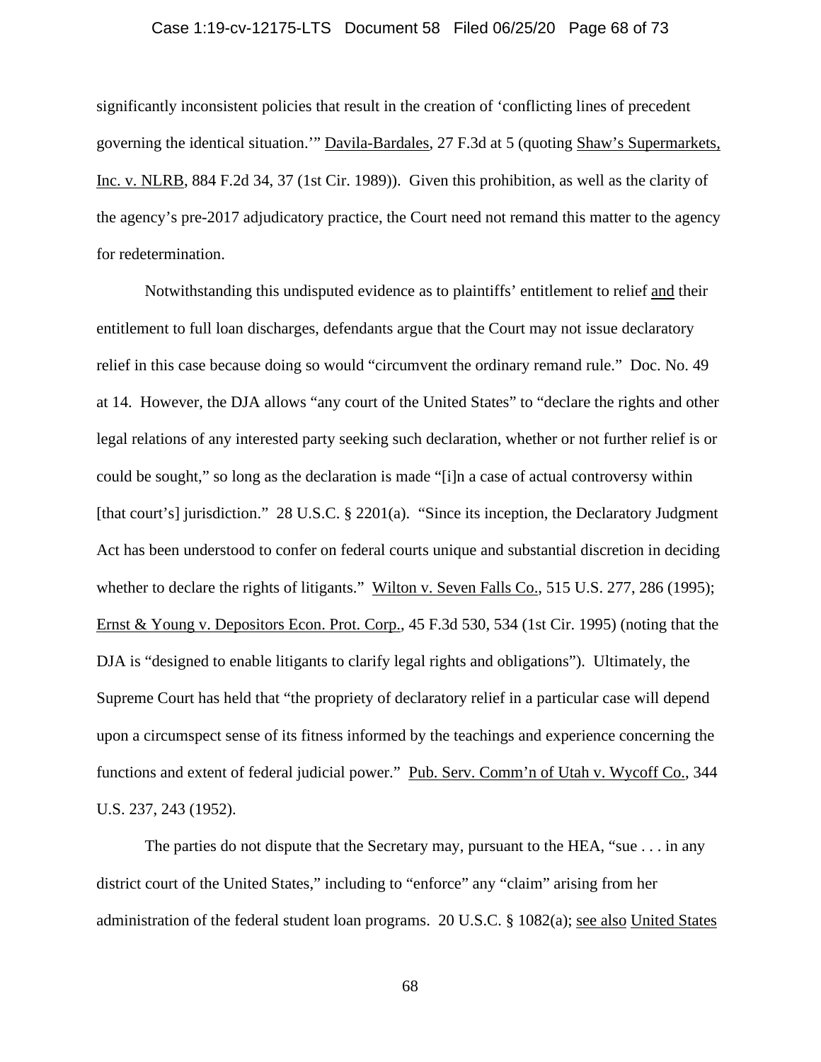significantly inconsistent policies that result in the creation of 'conflicting lines of precedent governing the identical situation.'" Davila-Bardales, 27 F.3d at 5 (quoting Shaw's Supermarkets, Inc. v. NLRB, 884 F.2d 34, 37 (1st Cir. 1989)). Given this prohibition, as well as the clarity of the agency's pre-2017 adjudicatory practice, the Court need not remand this matter to the agency for redetermination.

Notwithstanding this undisputed evidence as to plaintiffs' entitlement to relief and their entitlement to full loan discharges, defendants argue that the Court may not issue declaratory relief in this case because doing so would "circumvent the ordinary remand rule." Doc. No. 49 at 14. However, the DJA allows "any court of the United States" to "declare the rights and other legal relations of any interested party seeking such declaration, whether or not further relief is or could be sought," so long as the declaration is made "[i]n a case of actual controversy within [that court's] jurisdiction." 28 U.S.C. § 2201(a). "Since its inception, the Declaratory Judgment Act has been understood to confer on federal courts unique and substantial discretion in deciding whether to declare the rights of litigants." Wilton v. Seven Falls Co., 515 U.S. 277, 286 (1995); Ernst & Young v. Depositors Econ. Prot. Corp., 45 F.3d 530, 534 (1st Cir. 1995) (noting that the DJA is "designed to enable litigants to clarify legal rights and obligations"). Ultimately, the Supreme Court has held that "the propriety of declaratory relief in a particular case will depend upon a circumspect sense of its fitness informed by the teachings and experience concerning the functions and extent of federal judicial power." Pub. Serv. Comm'n of Utah v. Wycoff Co., 344 U.S. 237, 243 (1952).

The parties do not dispute that the Secretary may, pursuant to the HEA, "sue . . . in any district court of the United States," including to "enforce" any "claim" arising from her administration of the federal student loan programs. 20 U.S.C. § 1082(a); see also United States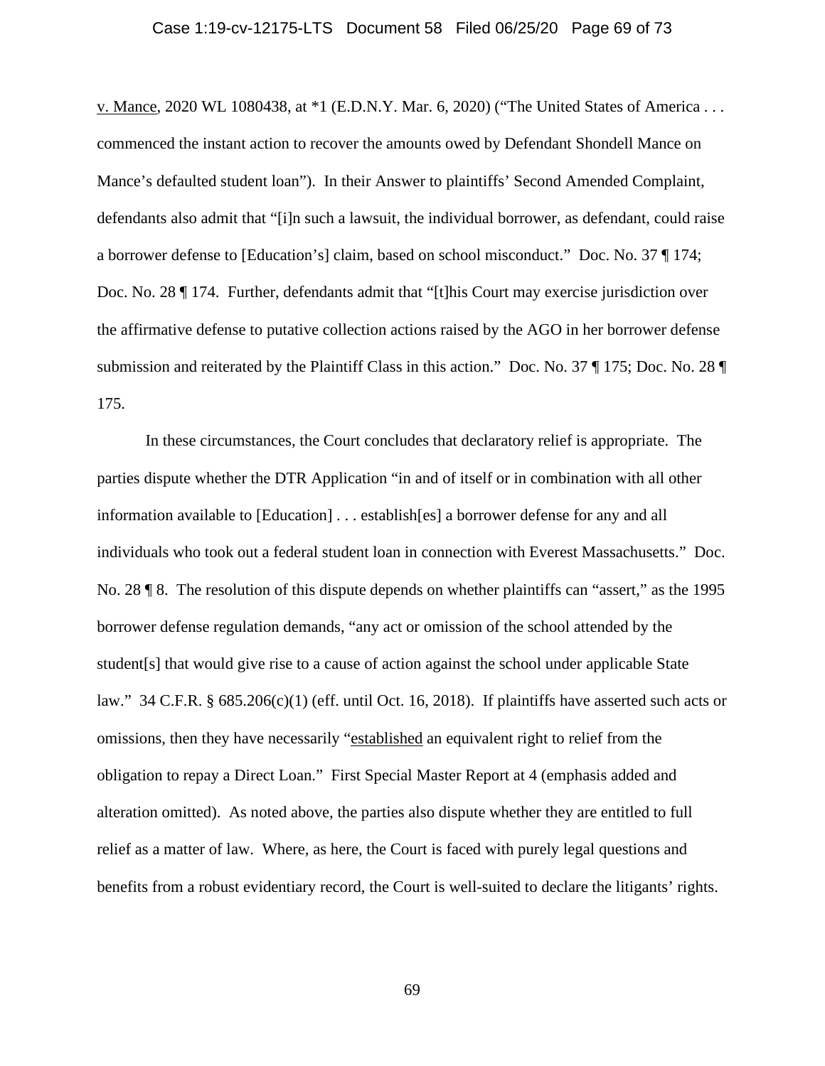v. Mance, 2020 WL 1080438, at *1 (E.D.N.Y. Mar. 6, 2020) ("The United States of America . . . commenced the instant action to recover the amounts owed by Defendant Shondell Mance on Mance's defaulted student loan"). In their Answer to plaintiffs' Second Amended Complaint, defendants also admit that "[i]n such a lawsuit, the individual borrower, as defendant, could raise a borrower defense to [Education's] claim, based on school misconduct." Doc. No. 37 ¶ 174; Doc. No. 28 ¶ 174. Further, defendants admit that "[t]his Court may exercise jurisdiction over the affirmative defense to putative collection actions raised by the AGO in her borrower defense submission and reiterated by the Plaintiff Class in this action." Doc. No. 37 ¶ 175; Doc. No. 28 ¶ 175.

In these circumstances, the Court concludes that declaratory relief is appropriate. The parties dispute whether the DTR Application "in and of itself or in combination with all other information available to [Education] . . . establish[es] a borrower defense for any and all individuals who took out a federal student loan in connection with Everest Massachusetts." Doc. No. 28 ¶ 8. The resolution of this dispute depends on whether plaintiffs can "assert," as the 1995 borrower defense regulation demands, "any act or omission of the school attended by the student[s] that would give rise to a cause of action against the school under applicable State law." 34 C.F.R. § 685.206(c)(1) (eff. until Oct. 16, 2018). If plaintiffs have asserted such acts or omissions, then they have necessarily "established an equivalent right to relief from the obligation to repay a Direct Loan." First Special Master Report at 4 (emphasis added and alteration omitted). As noted above, the parties also dispute whether they are entitled to full relief as a matter of law. Where, as here, the Court is faced with purely legal questions and benefits from a robust evidentiary record, the Court is well-suited to declare the litigants' rights.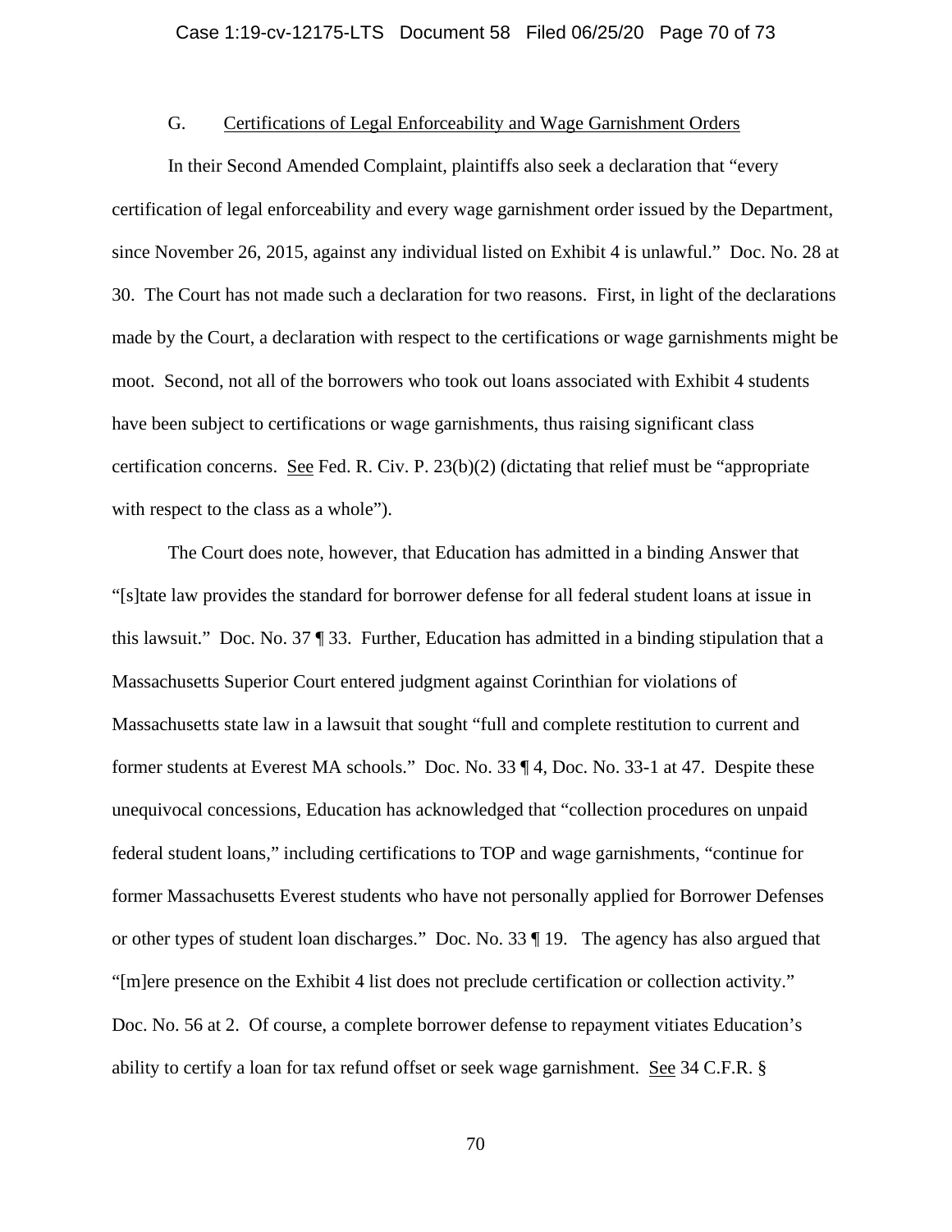### G. Certifications of Legal Enforceability and Wage Garnishment Orders

In their Second Amended Complaint, plaintiffs also seek a declaration that "every certification of legal enforceability and every wage garnishment order issued by the Department, since November 26, 2015, against any individual listed on Exhibit 4 is unlawful." Doc. No. 28 at 30. The Court has not made such a declaration for two reasons. First, in light of the declarations made by the Court, a declaration with respect to the certifications or wage garnishments might be moot. Second, not all of the borrowers who took out loans associated with Exhibit 4 students have been subject to certifications or wage garnishments, thus raising significant class certification concerns. See Fed. R. Civ. P. 23(b)(2) (dictating that relief must be "appropriate with respect to the class as a whole").

The Court does note, however, that Education has admitted in a binding Answer that "[s]tate law provides the standard for borrower defense for all federal student loans at issue in this lawsuit." Doc. No. 37 ¶ 33. Further, Education has admitted in a binding stipulation that a Massachusetts Superior Court entered judgment against Corinthian for violations of Massachusetts state law in a lawsuit that sought "full and complete restitution to current and former students at Everest MA schools." Doc. No. 33 ¶ 4, Doc. No. 33-1 at 47. Despite these unequivocal concessions, Education has acknowledged that "collection procedures on unpaid federal student loans," including certifications to TOP and wage garnishments, "continue for former Massachusetts Everest students who have not personally applied for Borrower Defenses or other types of student loan discharges." Doc. No. 33 ¶ 19. The agency has also argued that "[m]ere presence on the Exhibit 4 list does not preclude certification or collection activity." Doc. No. 56 at 2. Of course, a complete borrower defense to repayment vitiates Education's ability to certify a loan for tax refund offset or seek wage garnishment. See 34 C.F.R. §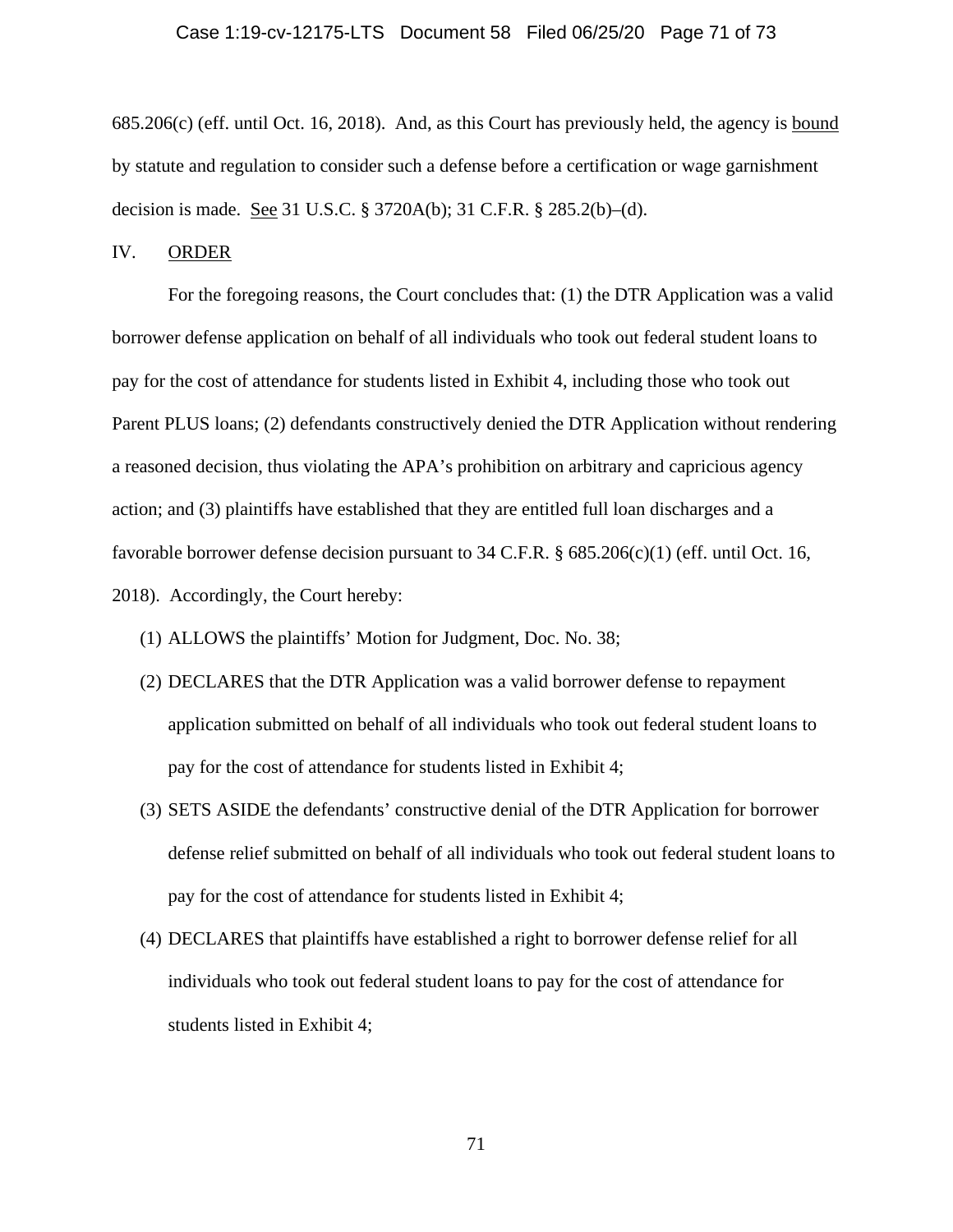685.206(c) (eff. until Oct. 16, 2018). And, as this Court has previously held, the agency is <u>bound</u> by statute and regulation to consider such a defense before a certification or wage garnishment decision is made. <u>See</u> 31 U.S.C. § 3720A(b); 31 C.F.R. § 285.2(b)–(d).

## IV. <u>ORDER</u>

For the foregoing reasons, the Court concludes that: (1) the DTR Application was a valid borrower defense application on behalf of all individuals who took out federal student loans to pay for the cost of attendance for students listed in Exhibit 4, including those who took out Parent PLUS loans; (2) defendants constructively denied the DTR Application without rendering a reasoned decision, thus violating the APA's prohibition on arbitrary and capricious agency action; and (3) plaintiffs have established that they are entitled full loan discharges and a favorable borrower defense decision pursuant to 34 C.F.R. § 685.206(c)(1) (eff. until Oct. 16, 2018). Accordingly, the Court hereby:

(1) ALLOWS the plaintiffs' Motion for Judgment, Doc. No. 38;

(2) DECLARES that the DTR Application was a valid borrower defense to repayment application submitted on behalf of all individuals who took out federal student loans to pay for the cost of attendance for students listed in Exhibit 4;

(3) SETS ASIDE the defendants' constructive denial of the DTR Application for borrower defense relief submitted on behalf of all individuals who took out federal student loans to pay for the cost of attendance for students listed in Exhibit 4;

(4) DECLARES that plaintiffs have established a right to borrower defense relief for all individuals who took out federal student loans to pay for the cost of attendance for students listed in Exhibit 4;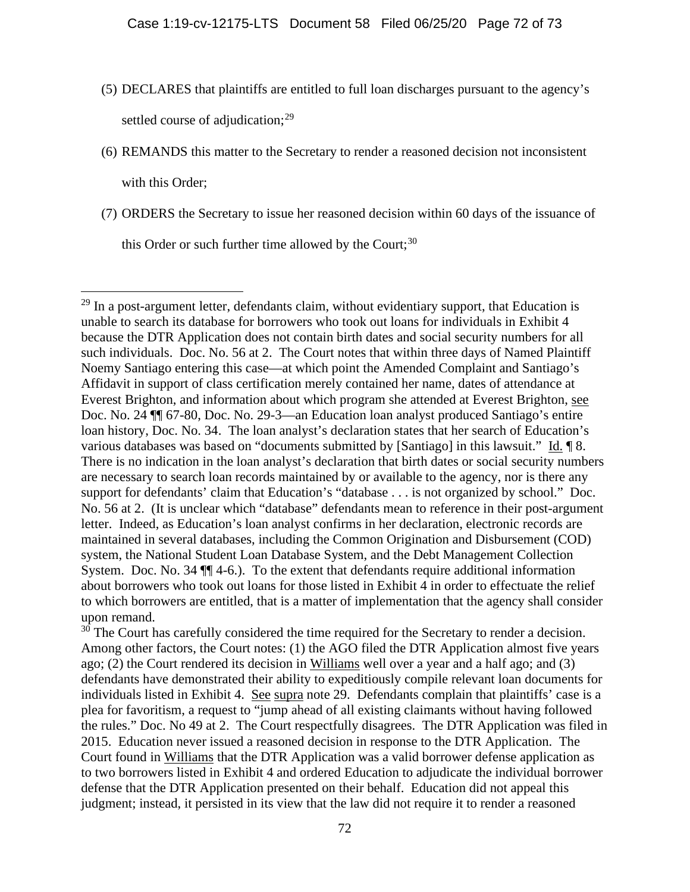(5) DECLARES that plaintiffs are entitled to full loan discharges pursuant to the agency's settled course of adjudication;[29]

(6) REMANDS this matter to the Secretary to render a reasoned decision not inconsistent with this Order;

(7) ORDERS the Secretary to issue her reasoned decision within 60 days of the issuance of this Order or such further time allowed by the Court;[30]

---

[29] In a post-argument letter, defendants claim, without evidentiary support, that Education is unable to search its database for borrowers who took out loans for individuals in Exhibit 4 because the DTR Application does not contain birth dates and social security numbers for all such individuals. Doc. No. 56 at 2. The Court notes that within three days of Named Plaintiff Noemy Santiago entering this case—at which point the Amended Complaint and Santiago's Affidavit in support of class certification merely contained her name, dates of attendance at Everest Brighton, and information about which program she attended at Everest Brighton, see Doc. No. 24 ¶¶ 67-80, Doc. No. 29-3—an Education loan analyst produced Santiago's entire loan history, Doc. No. 34. The loan analyst's declaration states that her search of Education's various databases was based on "documents submitted by [Santiago] in this lawsuit." Id. ¶ 8. There is no indication in the loan analyst's declaration that birth dates or social security numbers are necessary to search loan records maintained by or available to the agency, nor is there any support for defendants' claim that Education's "database . . . is not organized by school." Doc. No. 56 at 2. (It is unclear which "database" defendants mean to reference in their post-argument letter. Indeed, as Education's loan analyst confirms in her declaration, electronic records are maintained in several databases, including the Common Origination and Disbursement (COD) system, the National Student Loan Database System, and the Debt Management Collection System. Doc. No. 34 ¶¶ 4-6.). To the extent that defendants require additional information about borrowers who took out loans for those listed in Exhibit 4 in order to effectuate the relief to which borrowers are entitled, that is a matter of implementation that the agency shall consider upon remand.

[30] The Court has carefully considered the time required for the Secretary to render a decision. Among other factors, the Court notes: (1) the AGO filed the DTR Application almost five years ago; (2) the Court rendered its decision in Williams well over a year and a half ago; and (3) defendants have demonstrated their ability to expeditiously compile relevant loan documents for individuals listed in Exhibit 4. See supra note 29. Defendants complain that plaintiffs' case is a plea for favoritism, a request to "jump ahead of all existing claimants without having followed the rules." Doc. No 49 at 2. The Court respectfully disagrees. The DTR Application was filed in 2015. Education never issued a reasoned decision in response to the DTR Application. The Court found in Williams that the DTR Application was a valid borrower defense application as to two borrowers listed in Exhibit 4 and ordered Education to adjudicate the individual borrower defense that the DTR Application presented on their behalf. Education did not appeal this judgment; instead, it persisted in its view that the law did not require it to render a reasoned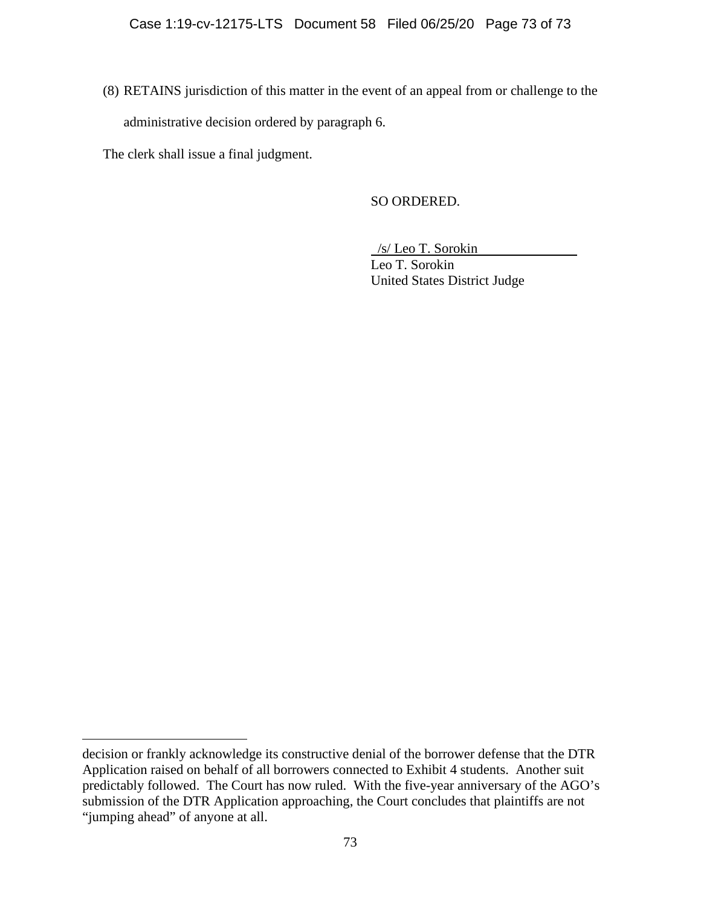(8) RETAINS jurisdiction of this matter in the event of an appeal from or challenge to the administrative decision ordered by paragraph 6.

The clerk shall issue a final judgment.

SO ORDERED.

/s/ Leo T. Sorokin
Leo T. Sorokin
United States District Judge

---

decision or frankly acknowledge its constructive denial of the borrower defense that the DTR Application raised on behalf of all borrowers connected to Exhibit 4 students. Another suit predictably followed. The Court has now ruled. With the five-year anniversary of the AGO's submission of the DTR Application approaching, the Court concludes that plaintiffs are not "jumping ahead" of anyone at all.